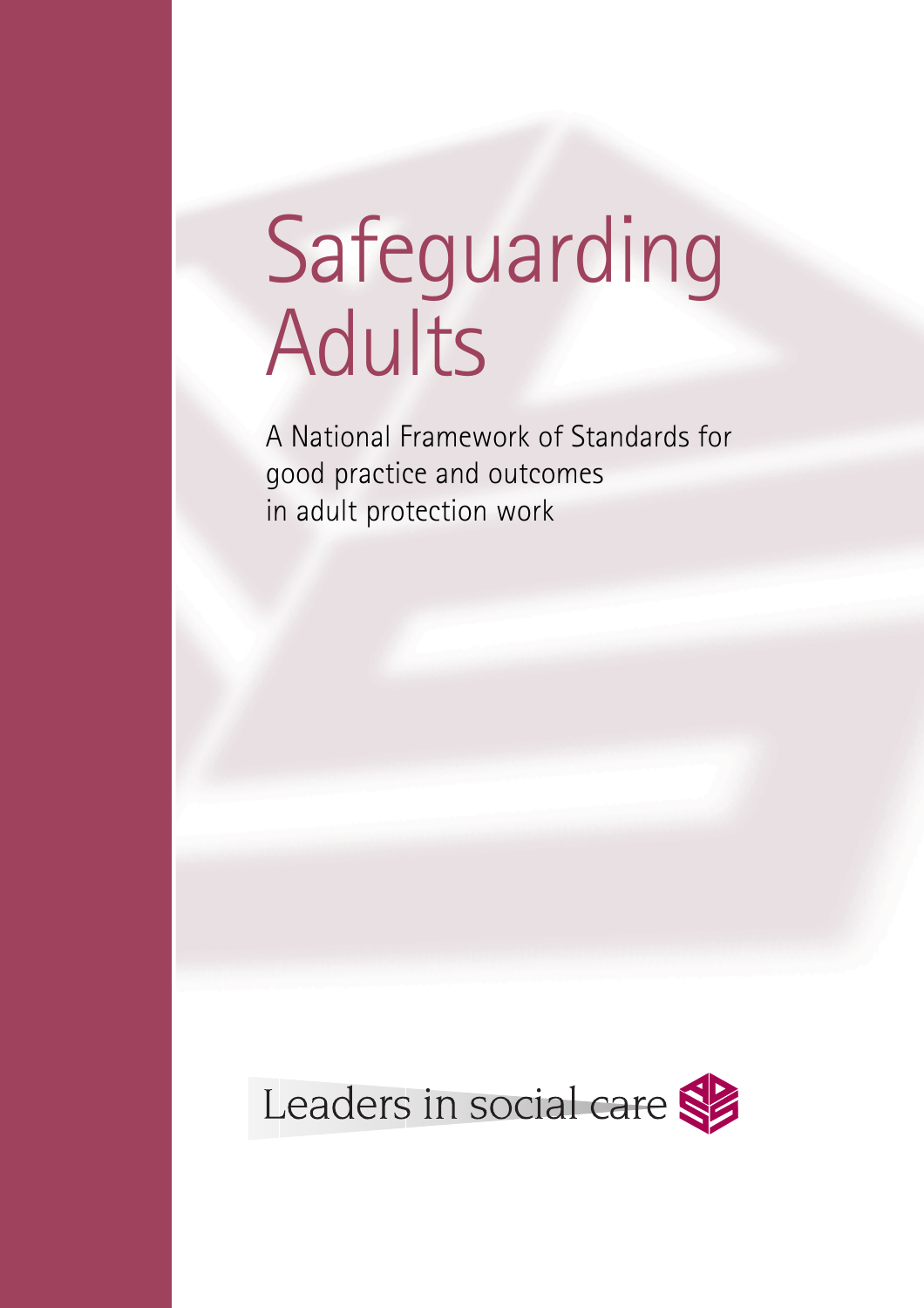# Safeguarding Adults

A National Framework of Standards for good practice and outcomes in adult protection work

Leaders in social care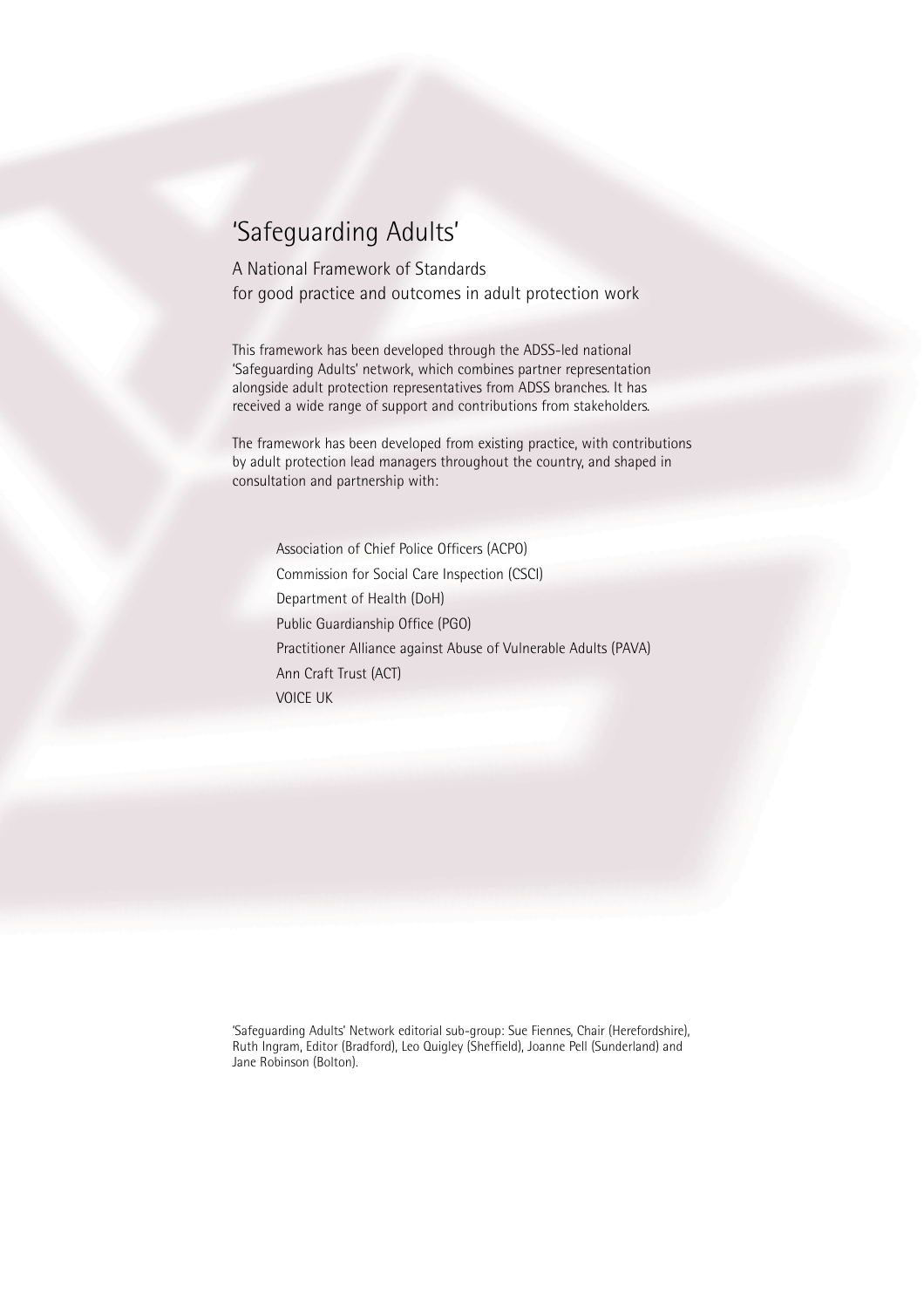# ‘Safeguarding Adults’

A National Framework of Standards
for good practice and outcomes in adult protection work

This framework has been developed through the ADSS-led national ‘Safeguarding Adults’ network, which combines partner representation alongside adult protection representatives from ADSS branches. It has received a wide range of support and contributions from stakeholders.

The framework has been developed from existing practice, with contributions by adult protection lead managers throughout the country, and shaped in consultation and partnership with:

- Association of Chief Police Officers (ACPO)
- Commission for Social Care Inspection (CSCI)
- Department of Health (DoH)
- Public Guardianship Office (PGO)
- Practitioner Alliance against Abuse of Vulnerable Adults (PAVA)
- Ann Craft Trust (ACT)
- VOICE UK

‘Safeguarding Adults’ Network editorial sub-group: Sue Fiennes, Chair (Herefordshire), Ruth Ingram, Editor (Bradford), Leo Quigley (Sheffield), Joanne Pell (Sunderland) and Jane Robinson (Bolton).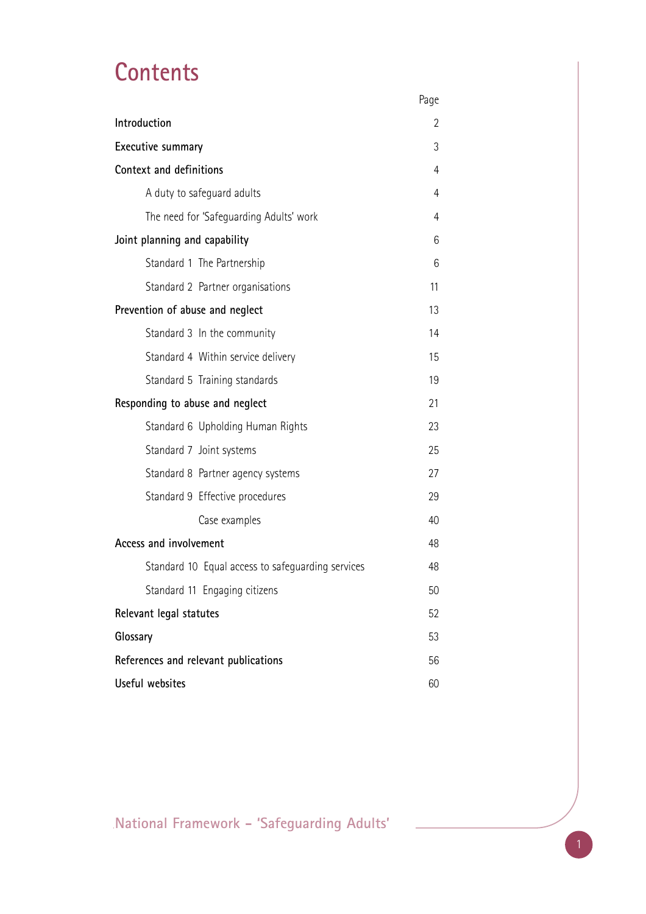# Contents

| | Page |
|---|---|
| **Introduction** | 2 |
| **Executive summary** | 3 |
| **Context and definitions** | 4 |
| A duty to safeguard adults | 4 |
| The need for 'Safeguarding Adults' work | 4 |
| **Joint planning and capability** | 6 |
| Standard 1 The Partnership | 6 |
| Standard 2 Partner organisations | 11 |
| **Prevention of abuse and neglect** | 13 |
| Standard 3 In the community | 14 |
| Standard 4 Within service delivery | 15 |
| Standard 5 Training standards | 19 |
| **Responding to abuse and neglect** | 21 |
| Standard 6 Upholding Human Rights | 23 |
| Standard 7 Joint systems | 25 |
| Standard 8 Partner agency systems | 27 |
| Standard 9 Effective procedures | 29 |
| Case examples | 40 |
| **Access and involvement** | 48 |
| Standard 10 Equal access to safeguarding services | 48 |
| Standard 11 Engaging citizens | 50 |
| **Relevant legal statutes** | 52 |
| **Glossary** | 53 |
| **References and relevant publications** | 56 |
| **Useful websites** | 60 |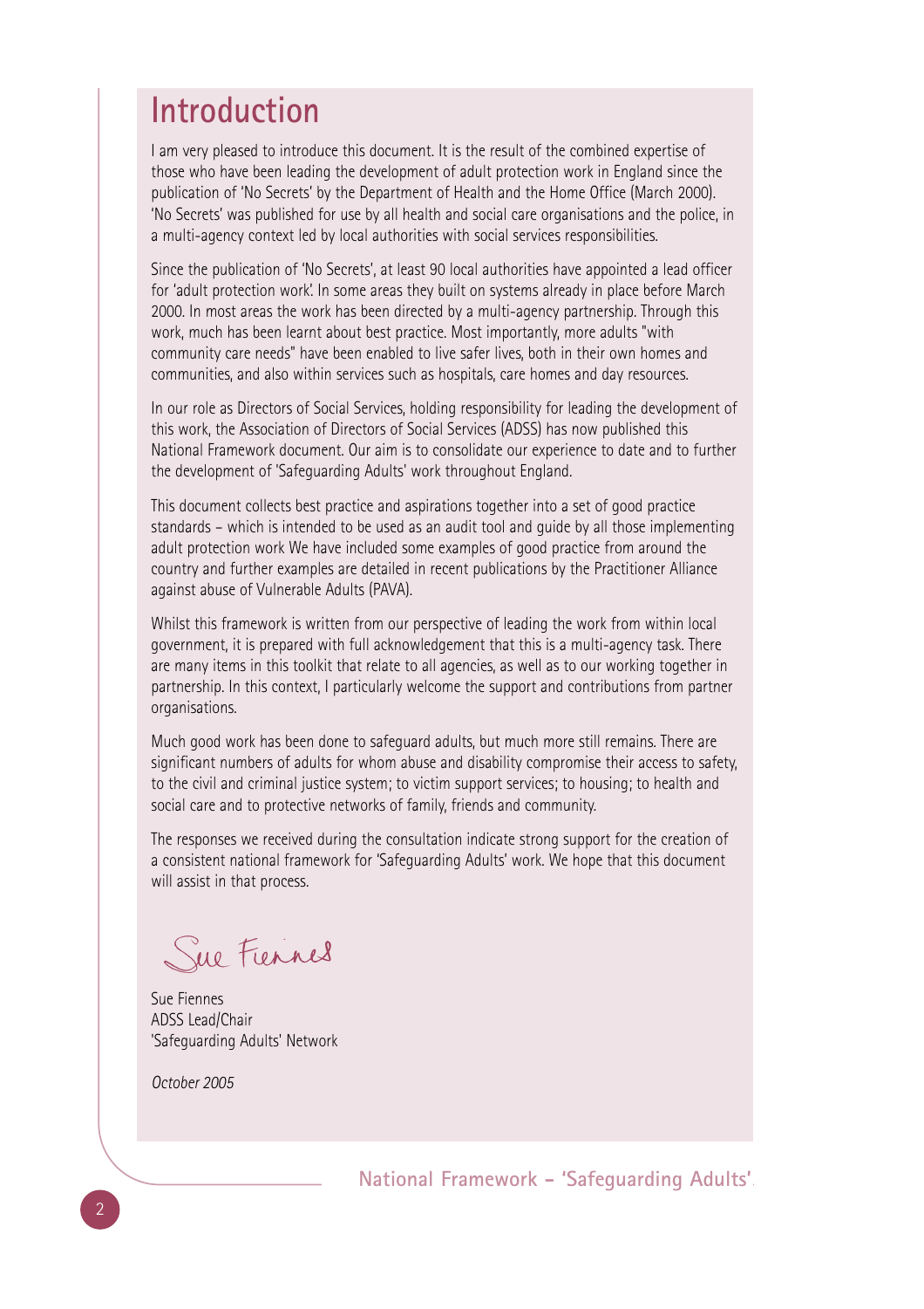# Introduction

I am very pleased to introduce this document. It is the result of the combined expertise of those who have been leading the development of adult protection work in England since the publication of 'No Secrets' by the Department of Health and the Home Office (March 2000). 'No Secrets' was published for use by all health and social care organisations and the police, in a multi-agency context led by local authorities with social services responsibilities.

Since the publication of 'No Secrets', at least 90 local authorities have appointed a lead officer for 'adult protection work'. In some areas they built on systems already in place before March 2000. In most areas the work has been directed by a multi-agency partnership. Through this work, much has been learnt about best practice. Most importantly, more adults "with community care needs" have been enabled to live safer lives, both in their own homes and communities, and also within services such as hospitals, care homes and day resources.

In our role as Directors of Social Services, holding responsibility for leading the development of this work, the Association of Directors of Social Services (ADSS) has now published this National Framework document. Our aim is to consolidate our experience to date and to further the development of 'Safeguarding Adults' work throughout England.

This document collects best practice and aspirations together into a set of good practice standards – which is intended to be used as an audit tool and guide by all those implementing adult protection work We have included some examples of good practice from around the country and further examples are detailed in recent publications by the Practitioner Alliance against abuse of Vulnerable Adults (PAVA).

Whilst this framework is written from our perspective of leading the work from within local government, it is prepared with full acknowledgement that this is a multi-agency task. There are many items in this toolkit that relate to all agencies, as well as to our working together in partnership. In this context, I particularly welcome the support and contributions from partner organisations.

Much good work has been done to safeguard adults, but much more still remains. There are significant numbers of adults for whom abuse and disability compromise their access to safety, to the civil and criminal justice system; to victim support services; to housing; to health and social care and to protective networks of family, friends and community.

The responses we received during the consultation indicate strong support for the creation of a consistent national framework for 'Safeguarding Adults' work. We hope that this document will assist in that process.

Sue Fiennes

Sue Fiennes
ADSS Lead/Chair
'Safeguarding Adults' Network

*October 2005*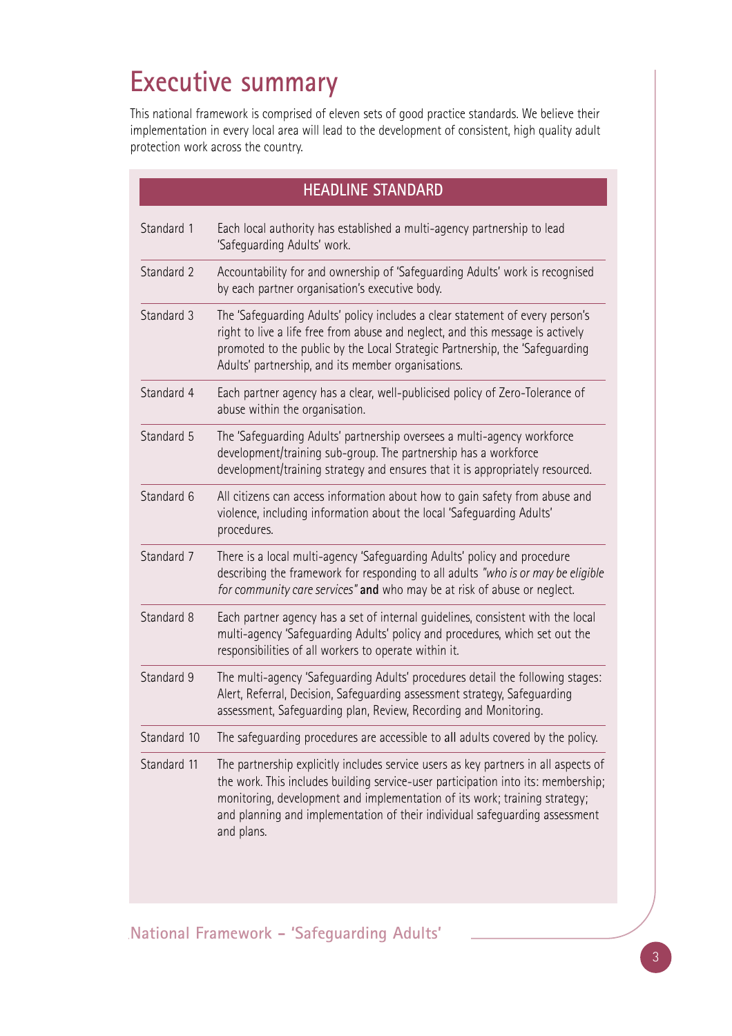# Executive summary

This national framework is comprised of eleven sets of good practice standards. We believe their implementation in every local area will lead to the development of consistent, high quality adult protection work across the country.

| HEADLINE STANDARD | |
|---|---|
| Standard 1 | Each local authority has established a multi-agency partnership to lead 'Safeguarding Adults' work. |
| Standard 2 | Accountability for and ownership of 'Safeguarding Adults' work is recognised by each partner organisation's executive body. |
| Standard 3 | The 'Safeguarding Adults' policy includes a clear statement of every person's right to live a life free from abuse and neglect, and this message is actively promoted to the public by the Local Strategic Partnership, the 'Safeguarding Adults' partnership, and its member organisations. |
| Standard 4 | Each partner agency has a clear, well-publicised policy of Zero-Tolerance of abuse within the organisation. |
| Standard 5 | The 'Safeguarding Adults' partnership oversees a multi-agency workforce development/training sub-group. The partnership has a workforce development/training strategy and ensures that it is appropriately resourced. |
| Standard 6 | All citizens can access information about how to gain safety from abuse and violence, including information about the local 'Safeguarding Adults' procedures. |
| Standard 7 | There is a local multi-agency 'Safeguarding Adults' policy and procedure describing the framework for responding to all adults *"who is or may be eligible for community care services"* **and** who may be at risk of abuse or neglect. |
| Standard 8 | Each partner agency has a set of internal guidelines, consistent with the local multi-agency 'Safeguarding Adults' policy and procedures, which set out the responsibilities of all workers to operate within it. |
| Standard 9 | The multi-agency 'Safeguarding Adults' procedures detail the following stages: Alert, Referral, Decision, Safeguarding assessment strategy, Safeguarding assessment, Safeguarding plan, Review, Recording and Monitoring. |
| Standard 10 | The safeguarding procedures are accessible to all adults covered by the policy. |
| Standard 11 | The partnership explicitly includes service users as key partners in all aspects of the work. This includes building service-user participation into its: membership; monitoring, development and implementation of its work; training strategy; and planning and implementation of their individual safeguarding assessment and plans. |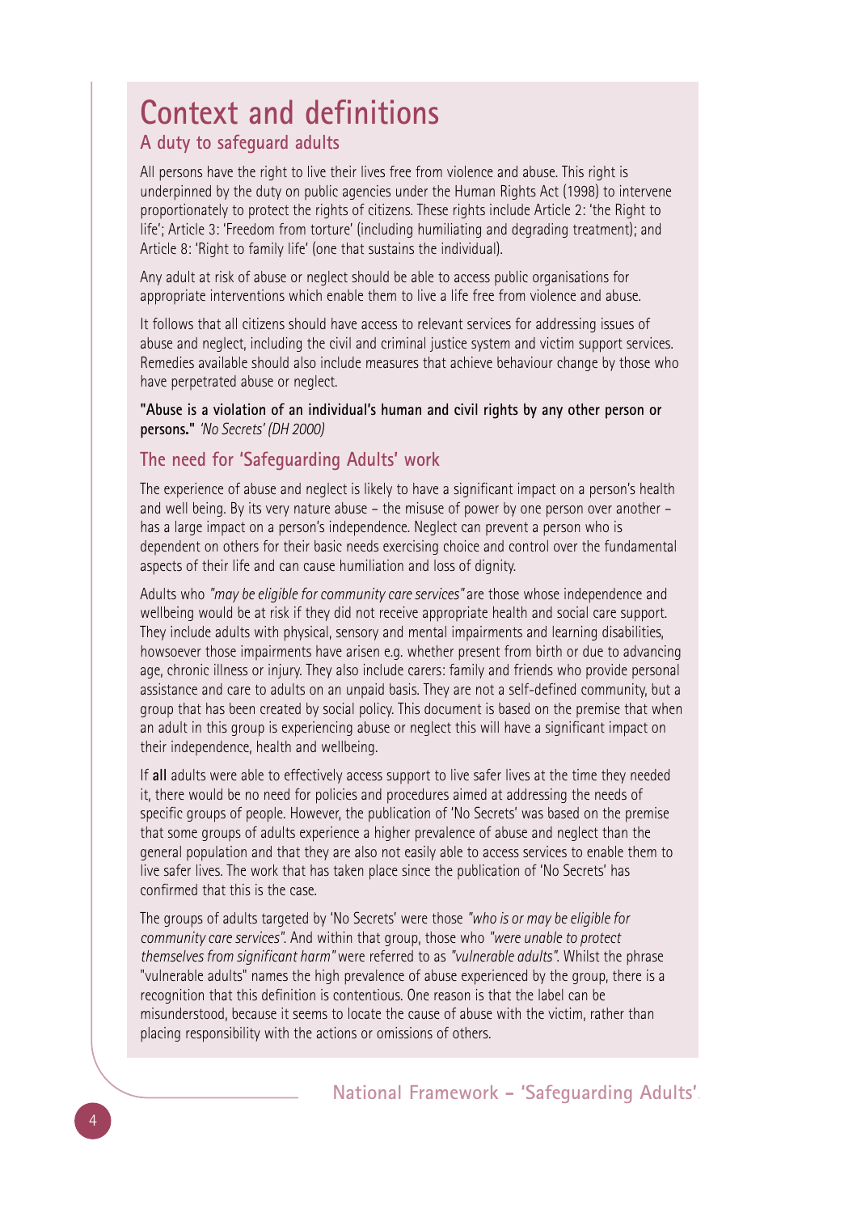# Context and definitions

## A duty to safeguard adults

All persons have the right to live their lives free from violence and abuse. This right is underpinned by the duty on public agencies under the Human Rights Act (1998) to intervene proportionately to protect the rights of citizens. These rights include Article 2: 'the Right to life'; Article 3: 'Freedom from torture' (including humiliating and degrading treatment); and Article 8: 'Right to family life' (one that sustains the individual).

Any adult at risk of abuse or neglect should be able to access public organisations for appropriate interventions which enable them to live a life free from violence and abuse.

It follows that all citizens should have access to relevant services for addressing issues of abuse and neglect, including the civil and criminal justice system and victim support services. Remedies available should also include measures that achieve behaviour change by those who have perpetrated abuse or neglect.

**"Abuse is a violation of an individual's human and civil rights by any other person or persons."** *'No Secrets' (DH 2000)*

## The need for 'Safeguarding Adults' work

The experience of abuse and neglect is likely to have a significant impact on a person's health and well being. By its very nature abuse – the misuse of power by one person over another – has a large impact on a person's independence. Neglect can prevent a person who is dependent on others for their basic needs exercising choice and control over the fundamental aspects of their life and can cause humiliation and loss of dignity.

Adults who *"may be eligible for community care services"* are those whose independence and wellbeing would be at risk if they did not receive appropriate health and social care support. They include adults with physical, sensory and mental impairments and learning disabilities, howsoever those impairments have arisen e.g. whether present from birth or due to advancing age, chronic illness or injury. They also include carers: family and friends who provide personal assistance and care to adults on an unpaid basis. They are not a self-defined community, but a group that has been created by social policy. This document is based on the premise that when an adult in this group is experiencing abuse or neglect this will have a significant impact on their independence, health and wellbeing.

If **all** adults were able to effectively access support to live safer lives at the time they needed it, there would be no need for policies and procedures aimed at addressing the needs of specific groups of people. However, the publication of 'No Secrets' was based on the premise that some groups of adults experience a higher prevalence of abuse and neglect than the general population and that they are also not easily able to access services to enable them to live safer lives. The work that has taken place since the publication of 'No Secrets' has confirmed that this is the case.

The groups of adults targeted by 'No Secrets' were those *"who is or may be eligible for community care services"*. And within that group, those who *"were unable to protect themselves from significant harm"* were referred to as *"vulnerable adults"*. Whilst the phrase "vulnerable adults" names the high prevalence of abuse experienced by the group, there is a recognition that this definition is contentious. One reason is that the label can be misunderstood, because it seems to locate the cause of abuse with the victim, rather than placing responsibility with the actions or omissions of others.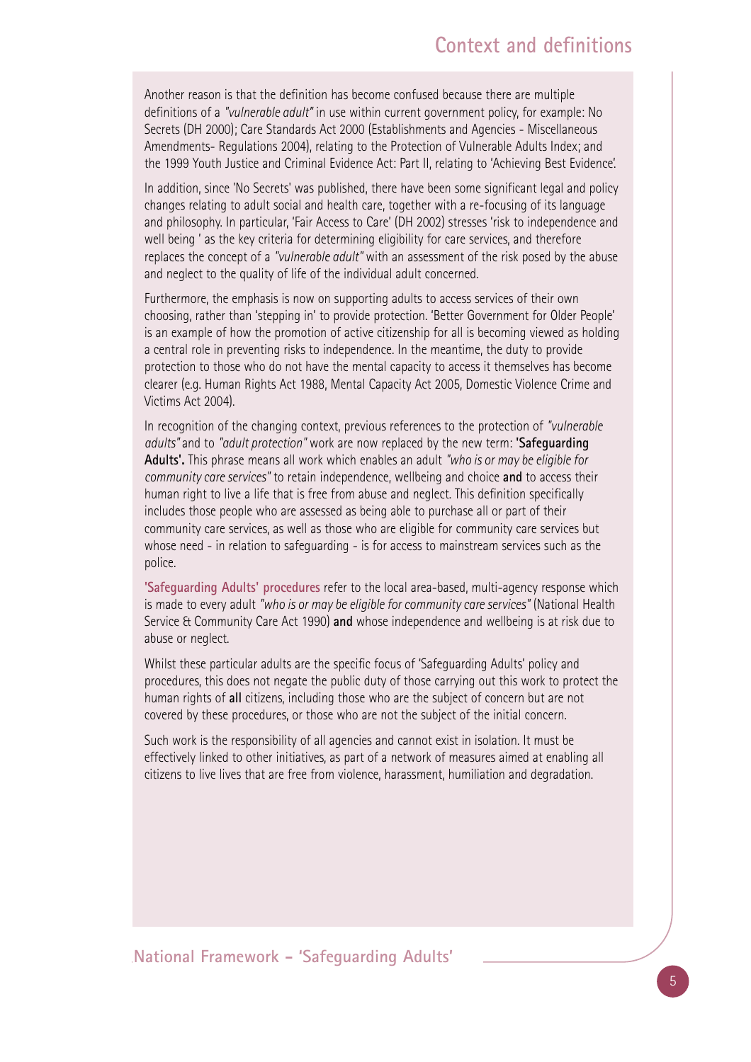Another reason is that the definition has become confused because there are multiple definitions of a *"vulnerable adult"* in use within current government policy, for example: No Secrets (DH 2000); Care Standards Act 2000 (Establishments and Agencies - Miscellaneous Amendments- Regulations 2004), relating to the Protection of Vulnerable Adults Index; and the 1999 Youth Justice and Criminal Evidence Act: Part II, relating to 'Achieving Best Evidence'.

In addition, since 'No Secrets' was published, there have been some significant legal and policy changes relating to adult social and health care, together with a re-focusing of its language and philosophy. In particular, 'Fair Access to Care' (DH 2002) stresses 'risk to independence and well being ' as the key criteria for determining eligibility for care services, and therefore replaces the concept of a *"vulnerable adult"* with an assessment of the risk posed by the abuse and neglect to the quality of life of the individual adult concerned.

Furthermore, the emphasis is now on supporting adults to access services of their own choosing, rather than 'stepping in' to provide protection. 'Better Government for Older People' is an example of how the promotion of active citizenship for all is becoming viewed as holding a central role in preventing risks to independence. In the meantime, the duty to provide protection to those who do not have the mental capacity to access it themselves has become clearer (e.g. Human Rights Act 1988, Mental Capacity Act 2005, Domestic Violence Crime and Victims Act 2004).

In recognition of the changing context, previous references to the protection of *"vulnerable adults"* and to *"adult protection"* work are now replaced by the new term: **'Safeguarding Adults'.** This phrase means all work which enables an adult *"who is or may be eligible for community care services"* to retain independence, wellbeing and choice **and** to access their human right to live a life that is free from abuse and neglect. This definition specifically includes those people who are assessed as being able to purchase all or part of their community care services, as well as those who are eligible for community care services but whose need - in relation to safeguarding - is for access to mainstream services such as the police.

**'Safeguarding Adults' procedures** refer to the local area-based, multi-agency response which is made to every adult *"who is or may be eligible for community care services"* (National Health Service & Community Care Act 1990) **and** whose independence and wellbeing is at risk due to abuse or neglect.

Whilst these particular adults are the specific focus of 'Safeguarding Adults' policy and procedures, this does not negate the public duty of those carrying out this work to protect the human rights of **all** citizens, including those who are the subject of concern but are not covered by these procedures, or those who are not the subject of the initial concern.

Such work is the responsibility of all agencies and cannot exist in isolation. It must be effectively linked to other initiatives, as part of a network of measures aimed at enabling all citizens to live lives that are free from violence, harassment, humiliation and degradation.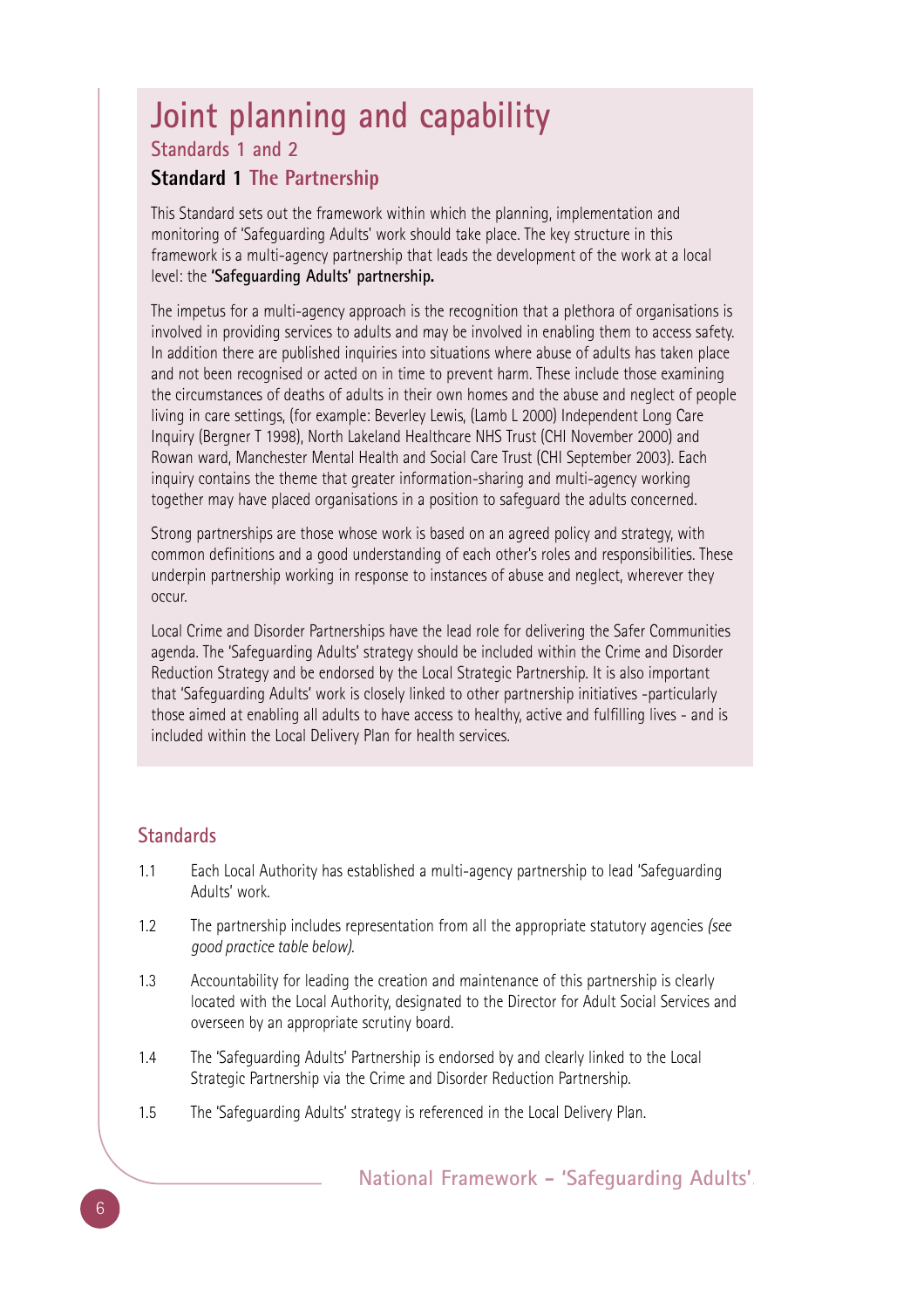# Joint planning and capability

## Standards 1 and 2

### Standard 1 The Partnership

This Standard sets out the framework within which the planning, implementation and monitoring of 'Safeguarding Adults' work should take place. The key structure in this framework is a multi-agency partnership that leads the development of the work at a local level: the **'Safeguarding Adults' partnership.**

The impetus for a multi-agency approach is the recognition that a plethora of organisations is involved in providing services to adults and may be involved in enabling them to access safety. In addition there are published inquiries into situations where abuse of adults has taken place and not been recognised or acted on in time to prevent harm. These include those examining the circumstances of deaths of adults in their own homes and the abuse and neglect of people living in care settings, (for example: Beverley Lewis, (Lamb L 2000) Independent Long Care Inquiry (Bergner T 1998), North Lakeland Healthcare NHS Trust (CHI November 2000) and Rowan ward, Manchester Mental Health and Social Care Trust (CHI September 2003). Each inquiry contains the theme that greater information-sharing and multi-agency working together may have placed organisations in a position to safeguard the adults concerned.

Strong partnerships are those whose work is based on an agreed policy and strategy, with common definitions and a good understanding of each other's roles and responsibilities. These underpin partnership working in response to instances of abuse and neglect, wherever they occur.

Local Crime and Disorder Partnerships have the lead role for delivering the Safer Communities agenda. The 'Safeguarding Adults' strategy should be included within the Crime and Disorder Reduction Strategy and be endorsed by the Local Strategic Partnership. It is also important that 'Safeguarding Adults' work is closely linked to other partnership initiatives -particularly those aimed at enabling all adults to have access to healthy, active and fulfilling lives - and is included within the Local Delivery Plan for health services.

### Standards

1.1 Each Local Authority has established a multi-agency partnership to lead 'Safeguarding Adults' work.

1.2 The partnership includes representation from all the appropriate statutory agencies *(see good practice table below).*

1.3 Accountability for leading the creation and maintenance of this partnership is clearly located with the Local Authority, designated to the Director for Adult Social Services and overseen by an appropriate scrutiny board.

1.4 The 'Safeguarding Adults' Partnership is endorsed by and clearly linked to the Local Strategic Partnership via the Crime and Disorder Reduction Partnership.

1.5 The 'Safeguarding Adults' strategy is referenced in the Local Delivery Plan.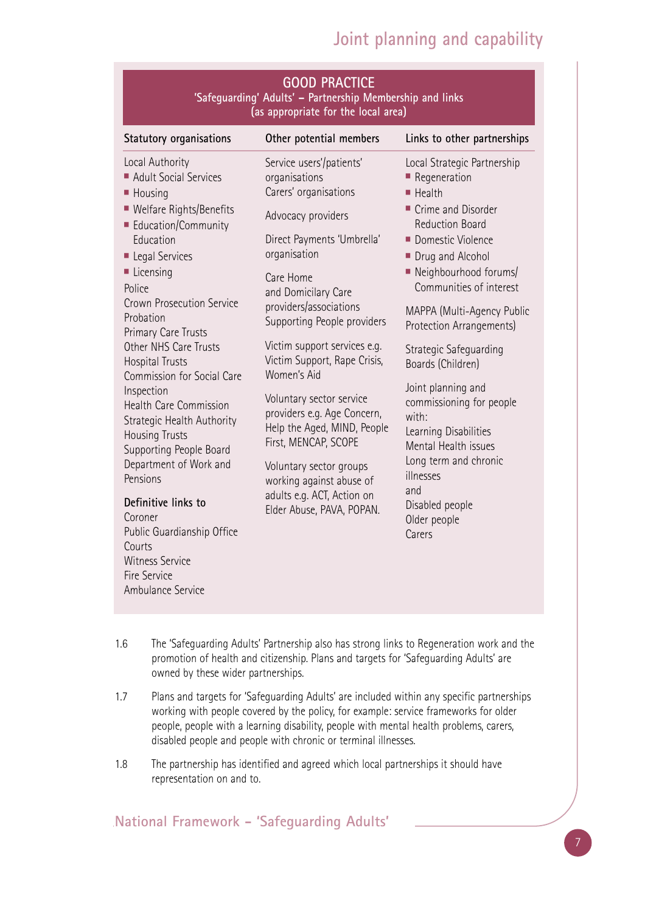## GOOD PRACTICE

### 'Safeguarding' Adults' – Partnership Membership and links (as appropriate for the local area)

**Statutory organisations**

Local Authority

- Adult Social Services
- Housing
- Welfare Rights/Benefits
- Education/Community Education
- Legal Services
- Licensing

Police
Crown Prosecution Service
Probation
Primary Care Trusts
Other NHS Care Trusts
Hospital Trusts
Commission for Social Care Inspection
Health Care Commission
Strategic Health Authority
Housing Trusts
Supporting People Board
Department of Work and Pensions

**Definitive links to**

Coroner
Public Guardianship Office
Courts
Witness Service
Fire Service
Ambulance Service

**Other potential members**

Service users'/patients' organisations
Carers' organisations

Advocacy providers

Direct Payments 'Umbrella' organisation

Care Home and Domicilary Care providers/associations
Supporting People providers

Victim support services e.g. Victim Support, Rape Crisis, Women's Aid

Voluntary sector service providers e.g. Age Concern, Help the Aged, MIND, People First, MENCAP, SCOPE

Voluntary sector groups working against abuse of adults e.g. ACT, Action on Elder Abuse, PAVA, POPAN.

**Links to other partnerships**

Local Strategic Partnership

- Regeneration
- Health
- Crime and Disorder Reduction Board
- Domestic Violence
- Drug and Alcohol
- Neighbourhood forums/ Communities of interest

MAPPA (Multi-Agency Public Protection Arrangements)

Strategic Safeguarding Boards (Children)

Joint planning and commissioning for people with:
Learning Disabilities
Mental Health issues
Long term and chronic illnesses
and
Disabled people
Older people
Carers

1.6 The 'Safeguarding Adults' Partnership also has strong links to Regeneration work and the promotion of health and citizenship. Plans and targets for 'Safeguarding Adults' are owned by these wider partnerships.

1.7 Plans and targets for 'Safeguarding Adults' are included within any specific partnerships working with people covered by the policy, for example: service frameworks for older people, people with a learning disability, people with mental health problems, carers, disabled people and people with chronic or terminal illnesses.

1.8 The partnership has identified and agreed which local partnerships it should have representation on and to.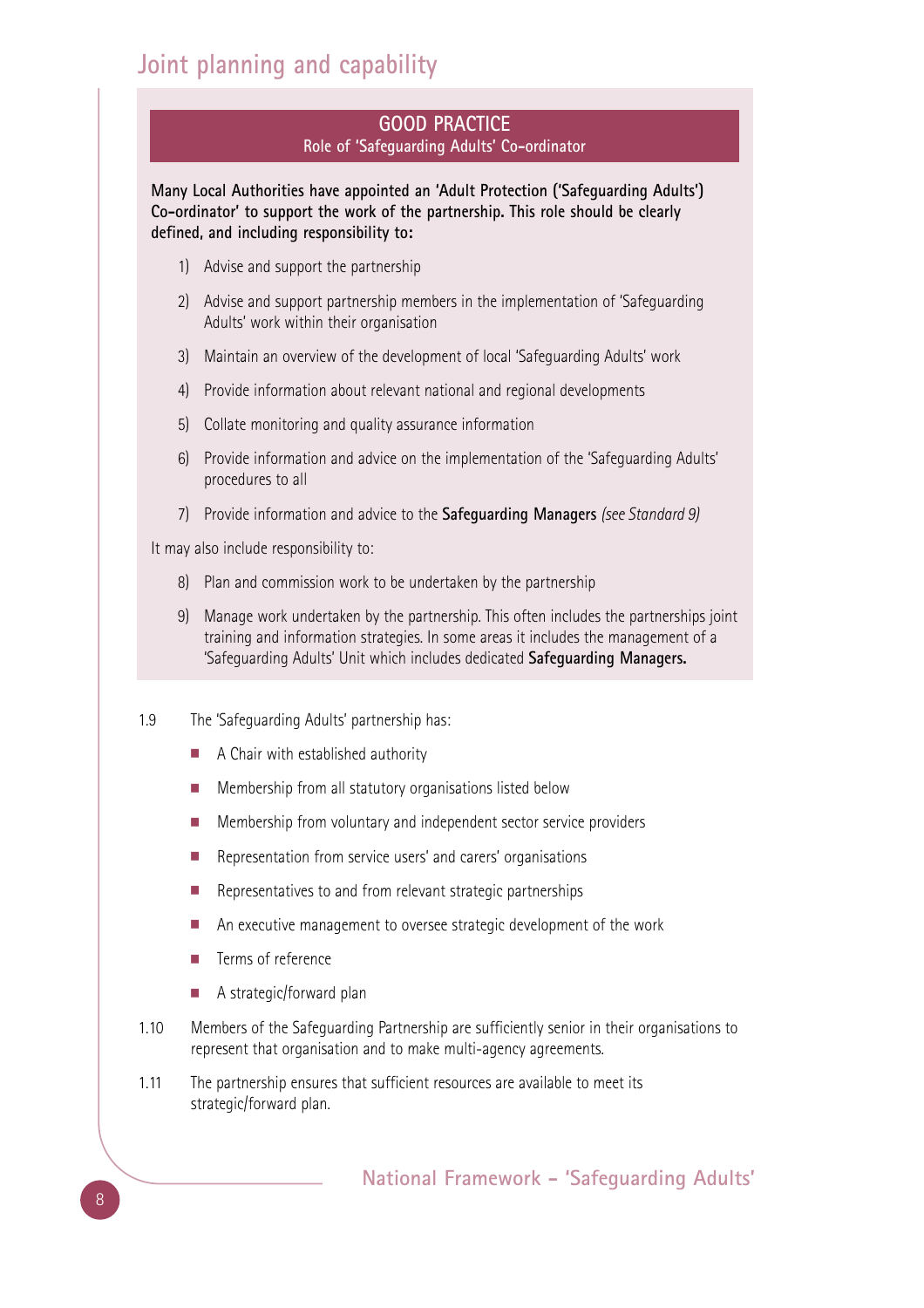# Joint planning and capability

## GOOD PRACTICE
### Role of 'Safeguarding Adults' Co-ordinator

**Many Local Authorities have appointed an 'Adult Protection ('Safeguarding Adults') Co-ordinator' to support the work of the partnership. This role should be clearly defined, and including responsibility to:**

1) Advise and support the partnership

2) Advise and support partnership members in the implementation of 'Safeguarding Adults' work within their organisation

3) Maintain an overview of the development of local 'Safeguarding Adults' work

4) Provide information about relevant national and regional developments

5) Collate monitoring and quality assurance information

6) Provide information and advice on the implementation of the 'Safeguarding Adults' procedures to all

7) Provide information and advice to the **Safeguarding Managers** *(see Standard 9)*

It may also include responsibility to:

8) Plan and commission work to be undertaken by the partnership

9) Manage work undertaken by the partnership. This often includes the partnerships joint training and information strategies. In some areas it includes the management of a 'Safeguarding Adults' Unit which includes dedicated **Safeguarding Managers.**

1.9 The 'Safeguarding Adults' partnership has:

- A Chair with established authority
- Membership from all statutory organisations listed below
- Membership from voluntary and independent sector service providers
- Representation from service users' and carers' organisations
- Representatives to and from relevant strategic partnerships
- An executive management to oversee strategic development of the work
- Terms of reference
- A strategic/forward plan

1.10 Members of the Safeguarding Partnership are sufficiently senior in their organisations to represent that organisation and to make multi-agency agreements.

1.11 The partnership ensures that sufficient resources are available to meet its strategic/forward plan.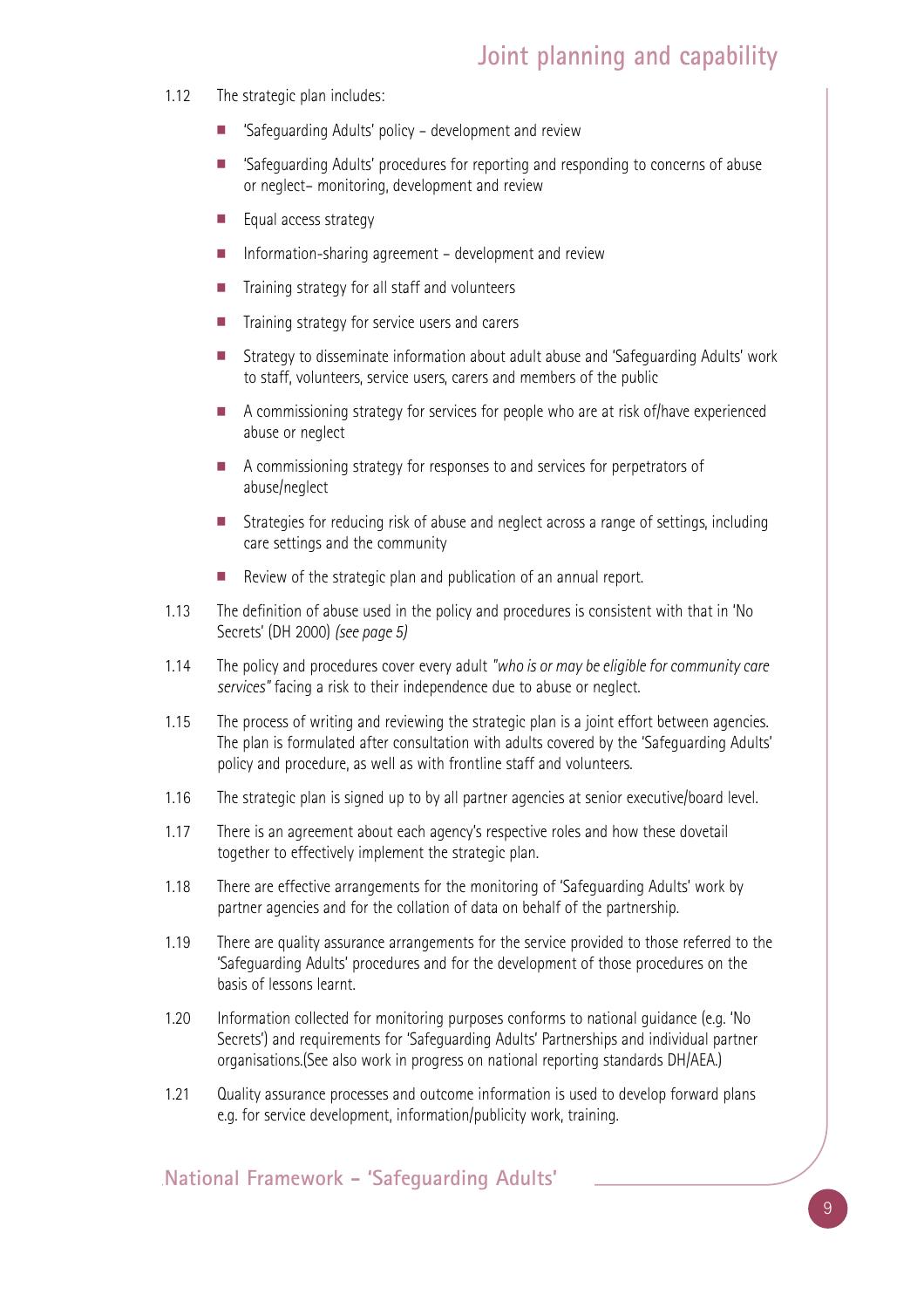1.12 The strategic plan includes:

- 'Safeguarding Adults' policy – development and review
- 'Safeguarding Adults' procedures for reporting and responding to concerns of abuse or neglect– monitoring, development and review
- Equal access strategy
- Information-sharing agreement – development and review
- Training strategy for all staff and volunteers
- Training strategy for service users and carers
- Strategy to disseminate information about adult abuse and 'Safeguarding Adults' work to staff, volunteers, service users, carers and members of the public
- A commissioning strategy for services for people who are at risk of/have experienced abuse or neglect
- A commissioning strategy for responses to and services for perpetrators of abuse/neglect
- Strategies for reducing risk of abuse and neglect across a range of settings, including care settings and the community
- Review of the strategic plan and publication of an annual report.

1.13 The definition of abuse used in the policy and procedures is consistent with that in 'No Secrets' (DH 2000) *(see page 5)*

1.14 The policy and procedures cover every adult *"who is or may be eligible for community care services"* facing a risk to their independence due to abuse or neglect.

1.15 The process of writing and reviewing the strategic plan is a joint effort between agencies. The plan is formulated after consultation with adults covered by the 'Safeguarding Adults' policy and procedure, as well as with frontline staff and volunteers.

1.16 The strategic plan is signed up to by all partner agencies at senior executive/board level.

1.17 There is an agreement about each agency's respective roles and how these dovetail together to effectively implement the strategic plan.

1.18 There are effective arrangements for the monitoring of 'Safeguarding Adults' work by partner agencies and for the collation of data on behalf of the partnership.

1.19 There are quality assurance arrangements for the service provided to those referred to the 'Safeguarding Adults' procedures and for the development of those procedures on the basis of lessons learnt.

1.20 Information collected for monitoring purposes conforms to national guidance (e.g. 'No Secrets') and requirements for 'Safeguarding Adults' Partnerships and individual partner organisations.(See also work in progress on national reporting standards DH/AEA.)

1.21 Quality assurance processes and outcome information is used to develop forward plans e.g. for service development, information/publicity work, training.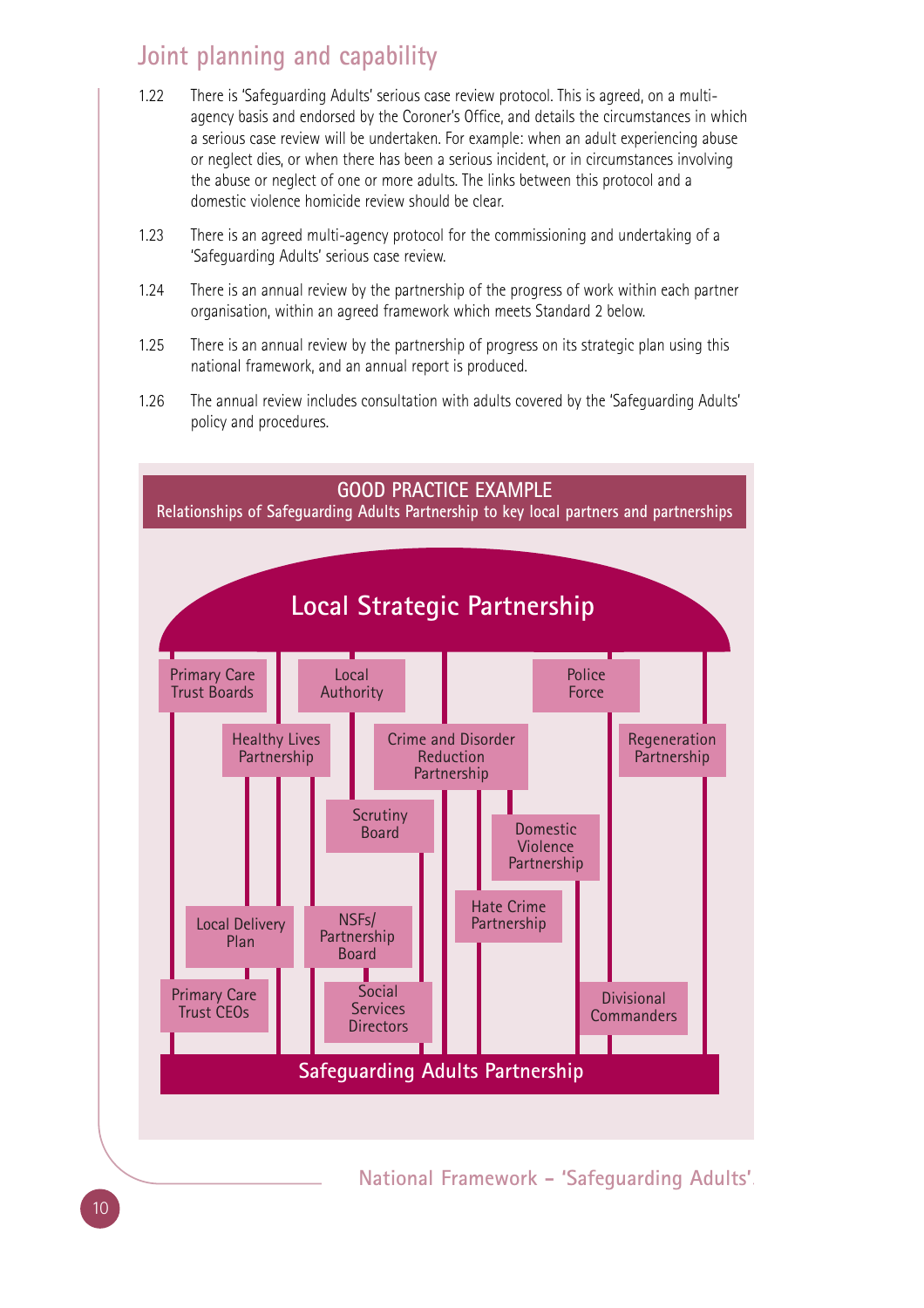## Joint planning and capability

1.22 There is 'Safeguarding Adults' serious case review protocol. This is agreed, on a multi-agency basis and endorsed by the Coroner's Office, and details the circumstances in which a serious case review will be undertaken. For example: when an adult experiencing abuse or neglect dies, or when there has been a serious incident, or in circumstances involving the abuse or neglect of one or more adults. The links between this protocol and a domestic violence homicide review should be clear.

1.23 There is an agreed multi-agency protocol for the commissioning and undertaking of a 'Safeguarding Adults' serious case review.

1.24 There is an annual review by the partnership of the progress of work within each partner organisation, within an agreed framework which meets Standard 2 below.

1.25 There is an annual review by the partnership of progress on its strategic plan using this national framework, and an annual report is produced.

1.26 The annual review includes consultation with adults covered by the 'Safeguarding Adults' policy and procedures.

**GOOD PRACTICE EXAMPLE**
**Relationships of Safeguarding Adults Partnership to key local partners and partnerships**

Local Strategic Partnership

- Primary Care Trust Boards
- Local Authority
- Police Force
- Healthy Lives Partnership
- Crime and Disorder Reduction Partnership
- Regeneration Partnership
- Scrutiny Board
- Domestic Violence Partnership
- Hate Crime Partnership
- Local Delivery Plan
- NSFs/ Partnership Board
- Primary Care Trust CEOs
- Social Services Directors
- Divisional Commanders

Safeguarding Adults Partnership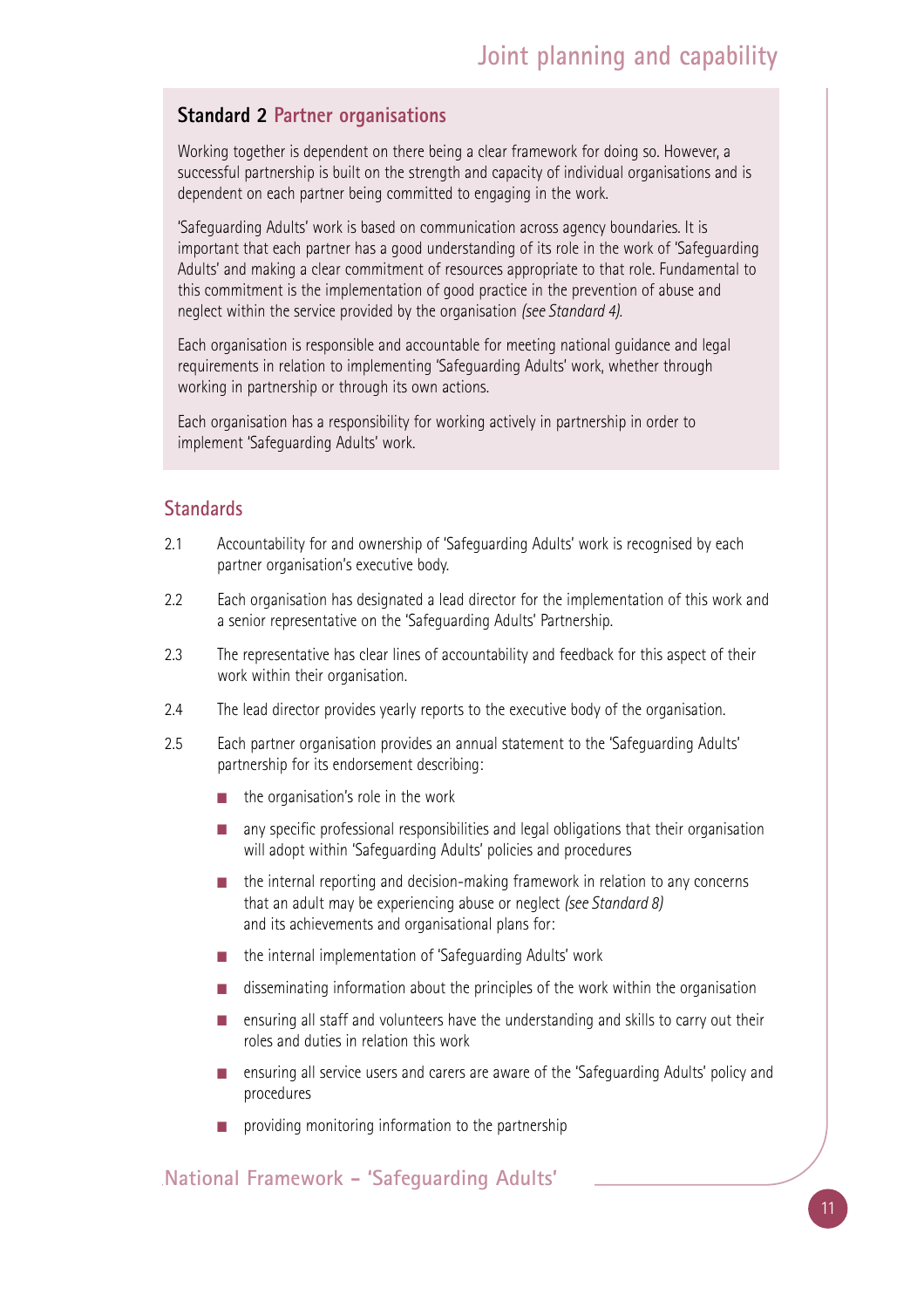## Standard 2 Partner organisations

Working together is dependent on there being a clear framework for doing so. However, a successful partnership is built on the strength and capacity of individual organisations and is dependent on each partner being committed to engaging in the work.

'Safeguarding Adults' work is based on communication across agency boundaries. It is important that each partner has a good understanding of its role in the work of 'Safeguarding Adults' and making a clear commitment of resources appropriate to that role. Fundamental to this commitment is the implementation of good practice in the prevention of abuse and neglect within the service provided by the organisation *(see Standard 4).*

Each organisation is responsible and accountable for meeting national guidance and legal requirements in relation to implementing 'Safeguarding Adults' work, whether through working in partnership or through its own actions.

Each organisation has a responsibility for working actively in partnership in order to implement 'Safeguarding Adults' work.

### Standards

2.1 Accountability for and ownership of 'Safeguarding Adults' work is recognised by each partner organisation's executive body.

2.2 Each organisation has designated a lead director for the implementation of this work and a senior representative on the 'Safeguarding Adults' Partnership.

2.3 The representative has clear lines of accountability and feedback for this aspect of their work within their organisation.

2.4 The lead director provides yearly reports to the executive body of the organisation.

2.5 Each partner organisation provides an annual statement to the 'Safeguarding Adults' partnership for its endorsement describing:

- the organisation's role in the work
- any specific professional responsibilities and legal obligations that their organisation will adopt within 'Safeguarding Adults' policies and procedures
- the internal reporting and decision-making framework in relation to any concerns that an adult may be experiencing abuse or neglect *(see Standard 8)*
and its achievements and organisational plans for:
- the internal implementation of 'Safeguarding Adults' work
- disseminating information about the principles of the work within the organisation
- ensuring all staff and volunteers have the understanding and skills to carry out their roles and duties in relation this work
- ensuring all service users and carers are aware of the 'Safeguarding Adults' policy and procedures
- providing monitoring information to the partnership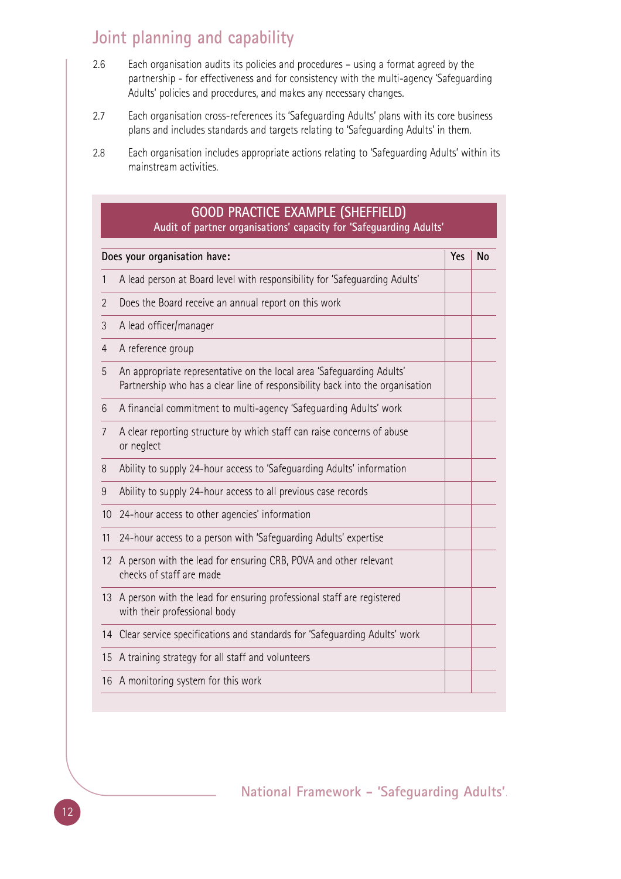## Joint planning and capability

2.6 Each organisation audits its policies and procedures – using a format agreed by the partnership - for effectiveness and for consistency with the multi-agency 'Safeguarding Adults' policies and procedures, and makes any necessary changes.

2.7 Each organisation cross-references its 'Safeguarding Adults' plans with its core business plans and includes standards and targets relating to 'Safeguarding Adults' in them.

2.8 Each organisation includes appropriate actions relating to 'Safeguarding Adults' within its mainstream activities.

### GOOD PRACTICE EXAMPLE (SHEFFIELD)

**Audit of partner organisations' capacity for 'Safeguarding Adults'**

| | Does your organisation have: | Yes | No |
|---|---|---|---|
| 1 | A lead person at Board level with responsibility for 'Safeguarding Adults' | | |
| 2 | Does the Board receive an annual report on this work | | |
| 3 | A lead officer/manager | | |
| 4 | A reference group | | |
| 5 | An appropriate representative on the local area 'Safeguarding Adults' Partnership who has a clear line of responsibility back into the organisation | | |
| 6 | A financial commitment to multi-agency 'Safeguarding Adults' work | | |
| 7 | A clear reporting structure by which staff can raise concerns of abuse or neglect | | |
| 8 | Ability to supply 24-hour access to 'Safeguarding Adults' information | | |
| 9 | Ability to supply 24-hour access to all previous case records | | |
| 10 | 24-hour access to other agencies' information | | |
| 11 | 24-hour access to a person with 'Safeguarding Adults' expertise | | |
| 12 | A person with the lead for ensuring CRB, POVA and other relevant checks of staff are made | | |
| 13 | A person with the lead for ensuring professional staff are registered with their professional body | | |
| 14 | Clear service specifications and standards for 'Safeguarding Adults' work | | |
| 15 | A training strategy for all staff and volunteers | | |
| 16 | A monitoring system for this work | | |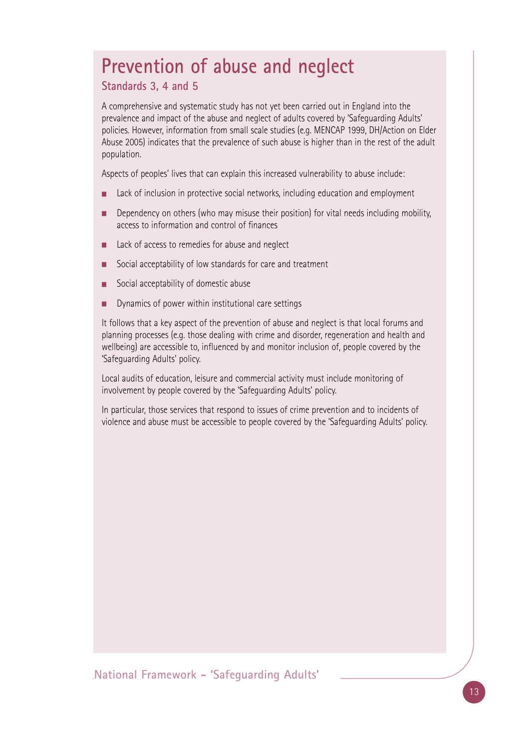# Prevention of abuse and neglect

## Standards 3, 4 and 5

A comprehensive and systematic study has not yet been carried out in England into the prevalence and impact of the abuse and neglect of adults covered by 'Safeguarding Adults' policies. However, information from small scale studies (e.g. MENCAP 1999, DH/Action on Elder Abuse 2005) indicates that the prevalence of such abuse is higher than in the rest of the adult population.

Aspects of peoples' lives that can explain this increased vulnerability to abuse include:

- Lack of inclusion in protective social networks, including education and employment
- Dependency on others (who may misuse their position) for vital needs including mobility, access to information and control of finances
- Lack of access to remedies for abuse and neglect
- Social acceptability of low standards for care and treatment
- Social acceptability of domestic abuse
- Dynamics of power within institutional care settings

It follows that a key aspect of the prevention of abuse and neglect is that local forums and planning processes (e.g. those dealing with crime and disorder, regeneration and health and wellbeing) are accessible to, influenced by and monitor inclusion of, people covered by the 'Safeguarding Adults' policy.

Local audits of education, leisure and commercial activity must include monitoring of involvement by people covered by the 'Safeguarding Adults' policy.

In particular, those services that respond to issues of crime prevention and to incidents of violence and abuse must be accessible to people covered by the 'Safeguarding Adults' policy.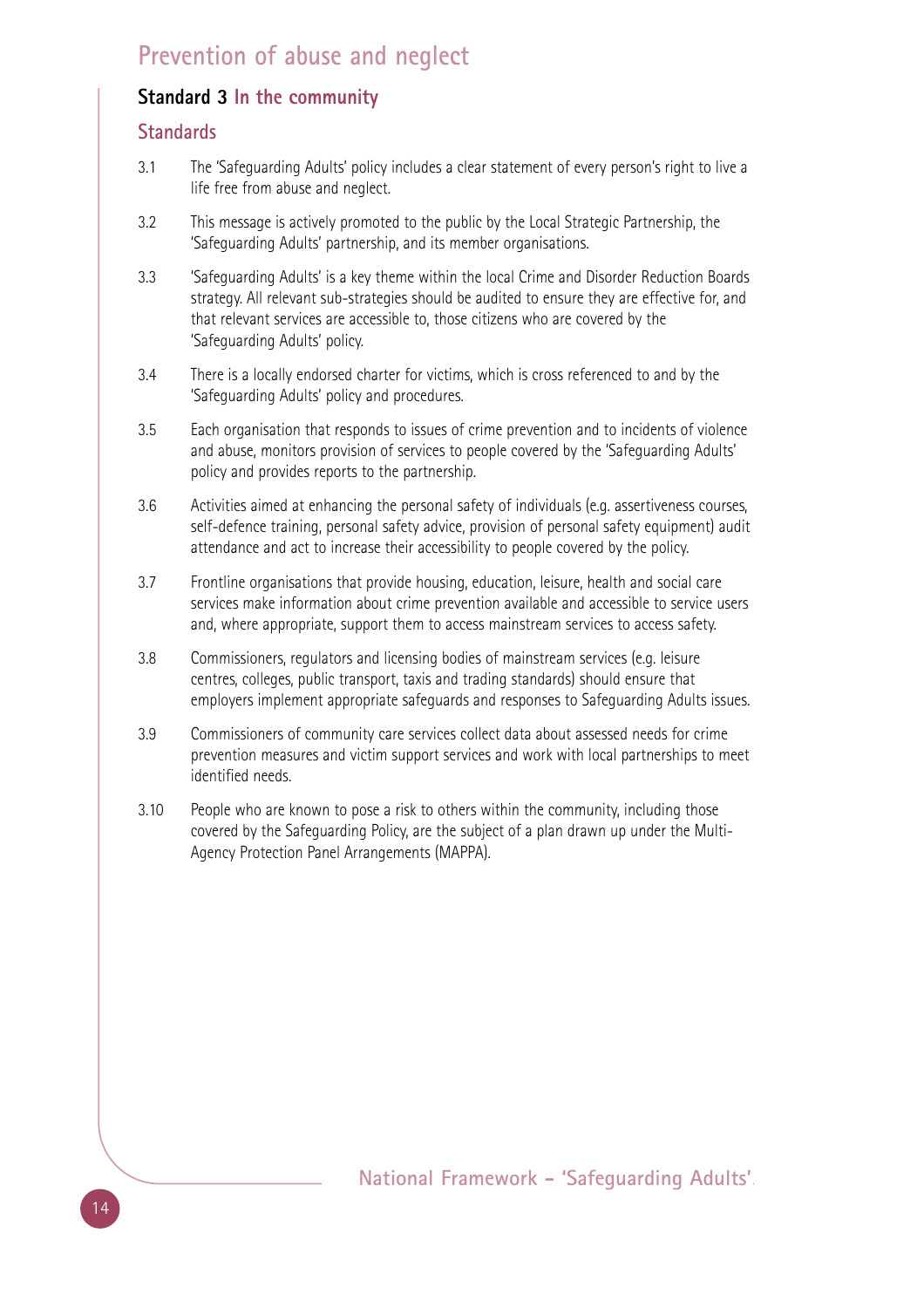# Prevention of abuse and neglect

## Standard 3 In the community

### Standards

3.1 The 'Safeguarding Adults' policy includes a clear statement of every person's right to live a life free from abuse and neglect.

3.2 This message is actively promoted to the public by the Local Strategic Partnership, the 'Safeguarding Adults' partnership, and its member organisations.

3.3 'Safeguarding Adults' is a key theme within the local Crime and Disorder Reduction Boards strategy. All relevant sub-strategies should be audited to ensure they are effective for, and that relevant services are accessible to, those citizens who are covered by the 'Safeguarding Adults' policy.

3.4 There is a locally endorsed charter for victims, which is cross referenced to and by the 'Safeguarding Adults' policy and procedures.

3.5 Each organisation that responds to issues of crime prevention and to incidents of violence and abuse, monitors provision of services to people covered by the 'Safeguarding Adults' policy and provides reports to the partnership.

3.6 Activities aimed at enhancing the personal safety of individuals (e.g. assertiveness courses, self-defence training, personal safety advice, provision of personal safety equipment) audit attendance and act to increase their accessibility to people covered by the policy.

3.7 Frontline organisations that provide housing, education, leisure, health and social care services make information about crime prevention available and accessible to service users and, where appropriate, support them to access mainstream services to access safety.

3.8 Commissioners, regulators and licensing bodies of mainstream services (e.g. leisure centres, colleges, public transport, taxis and trading standards) should ensure that employers implement appropriate safeguards and responses to Safeguarding Adults issues.

3.9 Commissioners of community care services collect data about assessed needs for crime prevention measures and victim support services and work with local partnerships to meet identified needs.

3.10 People who are known to pose a risk to others within the community, including those covered by the Safeguarding Policy, are the subject of a plan drawn up under the Multi-Agency Protection Panel Arrangements (MAPPA).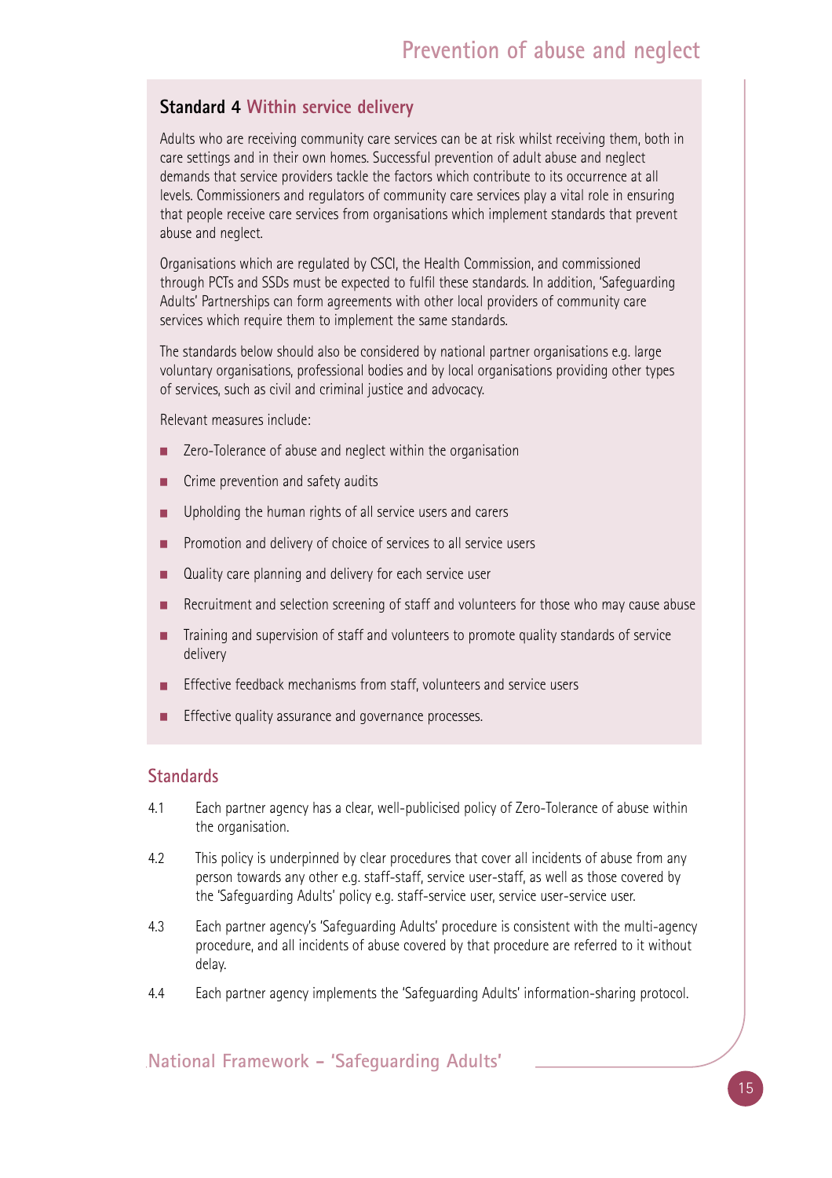## Standard 4 Within service delivery

Adults who are receiving community care services can be at risk whilst receiving them, both in care settings and in their own homes. Successful prevention of adult abuse and neglect demands that service providers tackle the factors which contribute to its occurrence at all levels. Commissioners and regulators of community care services play a vital role in ensuring that people receive care services from organisations which implement standards that prevent abuse and neglect.

Organisations which are regulated by CSCI, the Health Commission, and commissioned through PCTs and SSDs must be expected to fulfil these standards. In addition, 'Safeguarding Adults' Partnerships can form agreements with other local providers of community care services which require them to implement the same standards.

The standards below should also be considered by national partner organisations e.g. large voluntary organisations, professional bodies and by local organisations providing other types of services, such as civil and criminal justice and advocacy.

Relevant measures include:

- Zero-Tolerance of abuse and neglect within the organisation
- Crime prevention and safety audits
- Upholding the human rights of all service users and carers
- Promotion and delivery of choice of services to all service users
- Quality care planning and delivery for each service user
- Recruitment and selection screening of staff and volunteers for those who may cause abuse
- Training and supervision of staff and volunteers to promote quality standards of service delivery
- Effective feedback mechanisms from staff, volunteers and service users
- Effective quality assurance and governance processes.

## Standards

4.1 Each partner agency has a clear, well-publicised policy of Zero-Tolerance of abuse within the organisation.

4.2 This policy is underpinned by clear procedures that cover all incidents of abuse from any person towards any other e.g. staff-staff, service user-staff, as well as those covered by the 'Safeguarding Adults' policy e.g. staff-service user, service user-service user.

4.3 Each partner agency's 'Safeguarding Adults' procedure is consistent with the multi-agency procedure, and all incidents of abuse covered by that procedure are referred to it without delay.

4.4 Each partner agency implements the 'Safeguarding Adults' information-sharing protocol.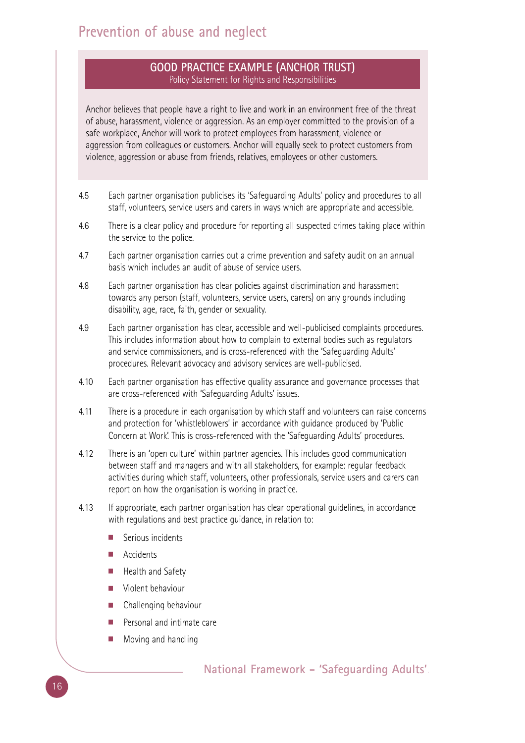**GOOD PRACTICE EXAMPLE (ANCHOR TRUST)**
Policy Statement for Rights and Responsibilities

Anchor believes that people have a right to live and work in an environment free of the threat of abuse, harassment, violence or aggression. As an employer committed to the provision of a safe workplace, Anchor will work to protect employees from harassment, violence or aggression from colleagues or customers. Anchor will equally seek to protect customers from violence, aggression or abuse from friends, relatives, employees or other customers.

4.5 Each partner organisation publicises its 'Safeguarding Adults' policy and procedures to all staff, volunteers, service users and carers in ways which are appropriate and accessible.

4.6 There is a clear policy and procedure for reporting all suspected crimes taking place within the service to the police.

4.7 Each partner organisation carries out a crime prevention and safety audit on an annual basis which includes an audit of abuse of service users.

4.8 Each partner organisation has clear policies against discrimination and harassment towards any person (staff, volunteers, service users, carers) on any grounds including disability, age, race, faith, gender or sexuality.

4.9 Each partner organisation has clear, accessible and well-publicised complaints procedures. This includes information about how to complain to external bodies such as regulators and service commissioners, and is cross-referenced with the 'Safeguarding Adults' procedures. Relevant advocacy and advisory services are well-publicised.

4.10 Each partner organisation has effective quality assurance and governance processes that are cross-referenced with 'Safeguarding Adults' issues.

4.11 There is a procedure in each organisation by which staff and volunteers can raise concerns and protection for 'whistleblowers' in accordance with guidance produced by 'Public Concern at Work'. This is cross-referenced with the 'Safeguarding Adults' procedures.

4.12 There is an 'open culture' within partner agencies. This includes good communication between staff and managers and with all stakeholders, for example: regular feedback activities during which staff, volunteers, other professionals, service users and carers can report on how the organisation is working in practice.

4.13 If appropriate, each partner organisation has clear operational guidelines, in accordance with regulations and best practice guidance, in relation to:

- Serious incidents
- Accidents
- Health and Safety
- Violent behaviour
- Challenging behaviour
- Personal and intimate care
- Moving and handling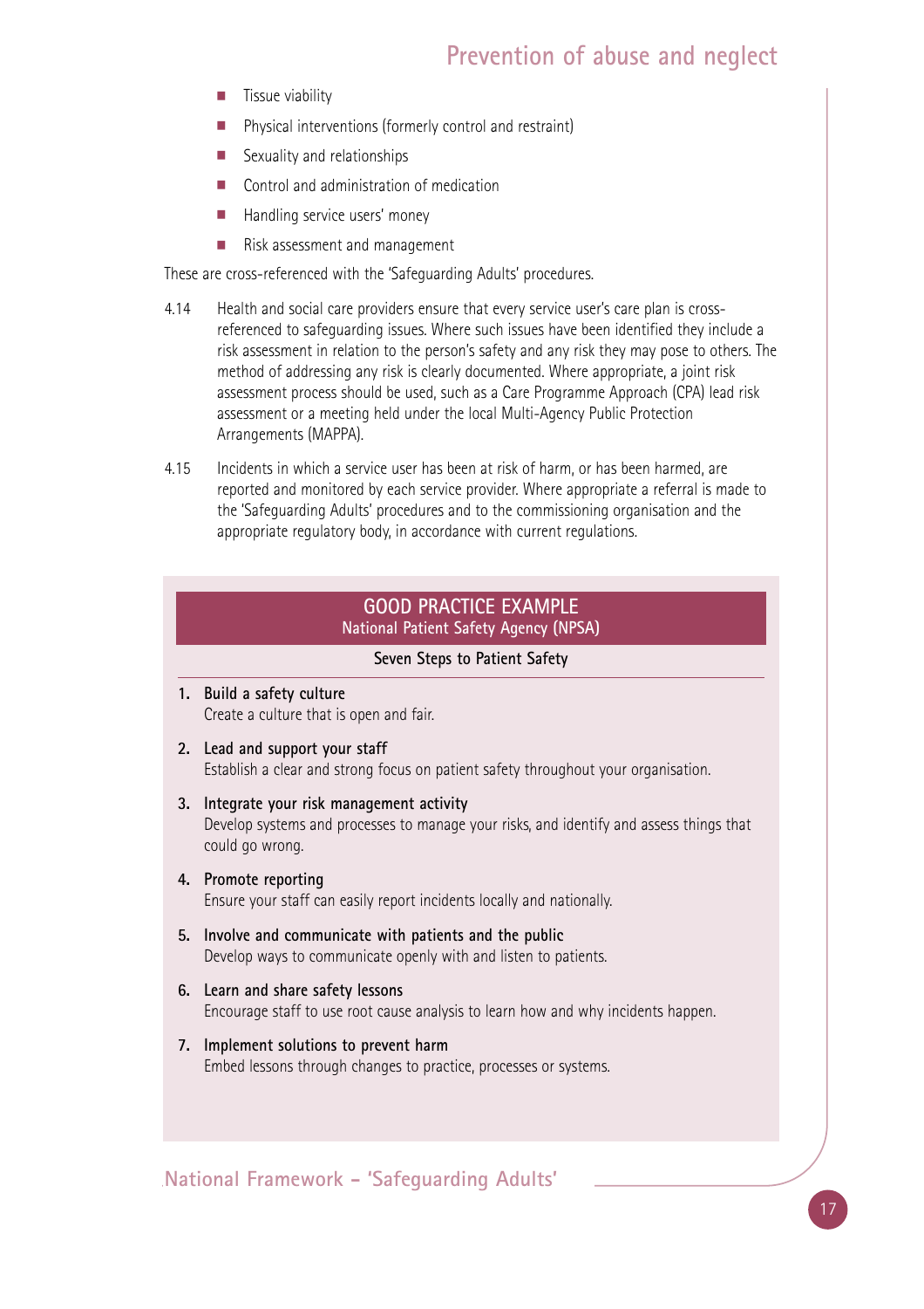- Tissue viability
- Physical interventions (formerly control and restraint)
- Sexuality and relationships
- Control and administration of medication
- Handling service users' money
- Risk assessment and management

These are cross-referenced with the 'Safeguarding Adults' procedures.

4.14 Health and social care providers ensure that every service user's care plan is cross-referenced to safeguarding issues. Where such issues have been identified they include a risk assessment in relation to the person's safety and any risk they may pose to others. The method of addressing any risk is clearly documented. Where appropriate, a joint risk assessment process should be used, such as a Care Programme Approach (CPA) lead risk assessment or a meeting held under the local Multi-Agency Public Protection Arrangements (MAPPA).

4.15 Incidents in which a service user has been at risk of harm, or has been harmed, are reported and monitored by each service provider. Where appropriate a referral is made to the 'Safeguarding Adults' procedures and to the commissioning organisation and the appropriate regulatory body, in accordance with current regulations.

## GOOD PRACTICE EXAMPLE
### National Patient Safety Agency (NPSA)

**Seven Steps to Patient Safety**

1. **Build a safety culture**
   Create a culture that is open and fair.
2. **Lead and support your staff**
   Establish a clear and strong focus on patient safety throughout your organisation.
3. **Integrate your risk management activity**
   Develop systems and processes to manage your risks, and identify and assess things that could go wrong.
4. **Promote reporting**
   Ensure your staff can easily report incidents locally and nationally.
5. **Involve and communicate with patients and the public**
   Develop ways to communicate openly with and listen to patients.
6. **Learn and share safety lessons**
   Encourage staff to use root cause analysis to learn how and why incidents happen.
7. **Implement solutions to prevent harm**
   Embed lessons through changes to practice, processes or systems.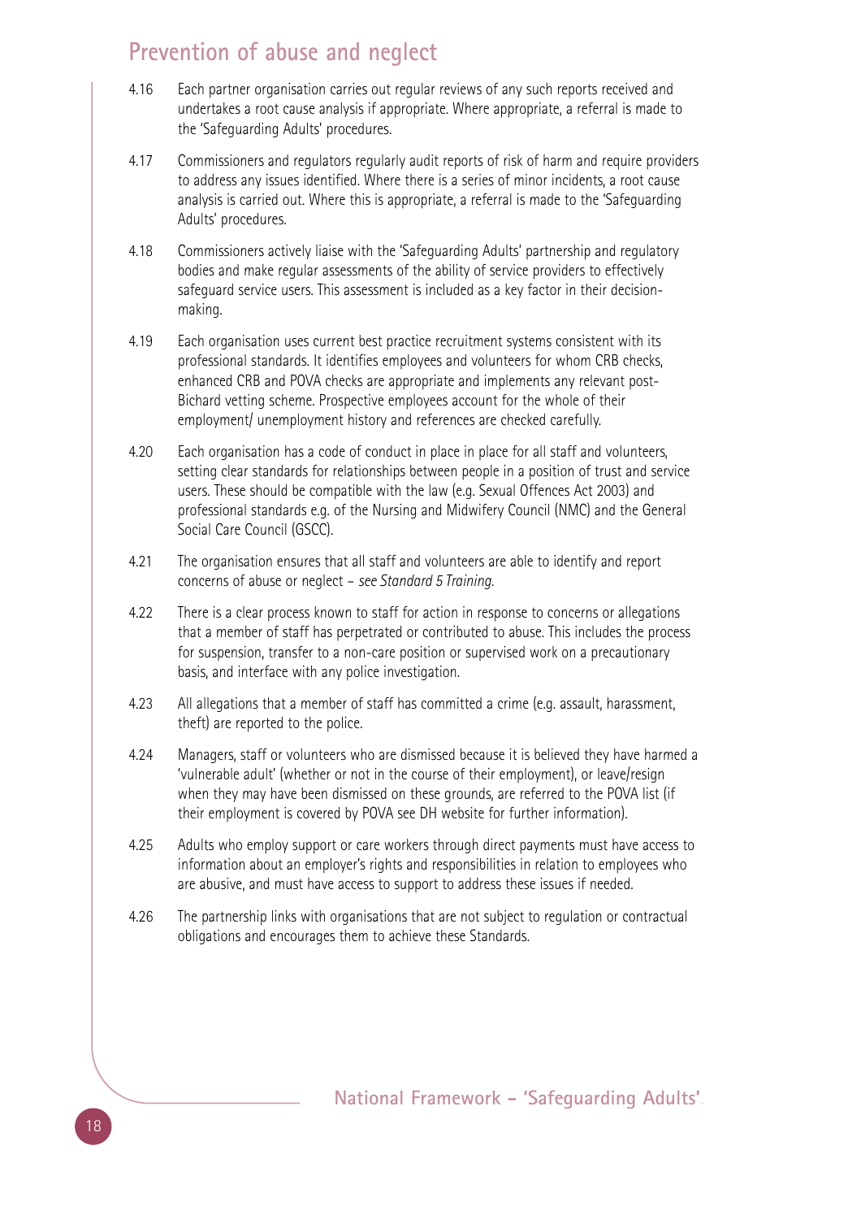## Prevention of abuse and neglect

4.16 Each partner organisation carries out regular reviews of any such reports received and undertakes a root cause analysis if appropriate. Where appropriate, a referral is made to the 'Safeguarding Adults' procedures.

4.17 Commissioners and regulators regularly audit reports of risk of harm and require providers to address any issues identified. Where there is a series of minor incidents, a root cause analysis is carried out. Where this is appropriate, a referral is made to the 'Safeguarding Adults' procedures.

4.18 Commissioners actively liaise with the 'Safeguarding Adults' partnership and regulatory bodies and make regular assessments of the ability of service providers to effectively safeguard service users. This assessment is included as a key factor in their decision-making.

4.19 Each organisation uses current best practice recruitment systems consistent with its professional standards. It identifies employees and volunteers for whom CRB checks, enhanced CRB and POVA checks are appropriate and implements any relevant post-Bichard vetting scheme. Prospective employees account for the whole of their employment/ unemployment history and references are checked carefully.

4.20 Each organisation has a code of conduct in place in place for all staff and volunteers, setting clear standards for relationships between people in a position of trust and service users. These should be compatible with the law (e.g. Sexual Offences Act 2003) and professional standards e.g. of the Nursing and Midwifery Council (NMC) and the General Social Care Council (GSCC).

4.21 The organisation ensures that all staff and volunteers are able to identify and report concerns of abuse or neglect – *see Standard 5 Training.*

4.22 There is a clear process known to staff for action in response to concerns or allegations that a member of staff has perpetrated or contributed to abuse. This includes the process for suspension, transfer to a non-care position or supervised work on a precautionary basis, and interface with any police investigation.

4.23 All allegations that a member of staff has committed a crime (e.g. assault, harassment, theft) are reported to the police.

4.24 Managers, staff or volunteers who are dismissed because it is believed they have harmed a 'vulnerable adult' (whether or not in the course of their employment), or leave/resign when they may have been dismissed on these grounds, are referred to the POVA list (if their employment is covered by POVA see DH website for further information).

4.25 Adults who employ support or care workers through direct payments must have access to information about an employer's rights and responsibilities in relation to employees who are abusive, and must have access to support to address these issues if needed.

4.26 The partnership links with organisations that are not subject to regulation or contractual obligations and encourages them to achieve these Standards.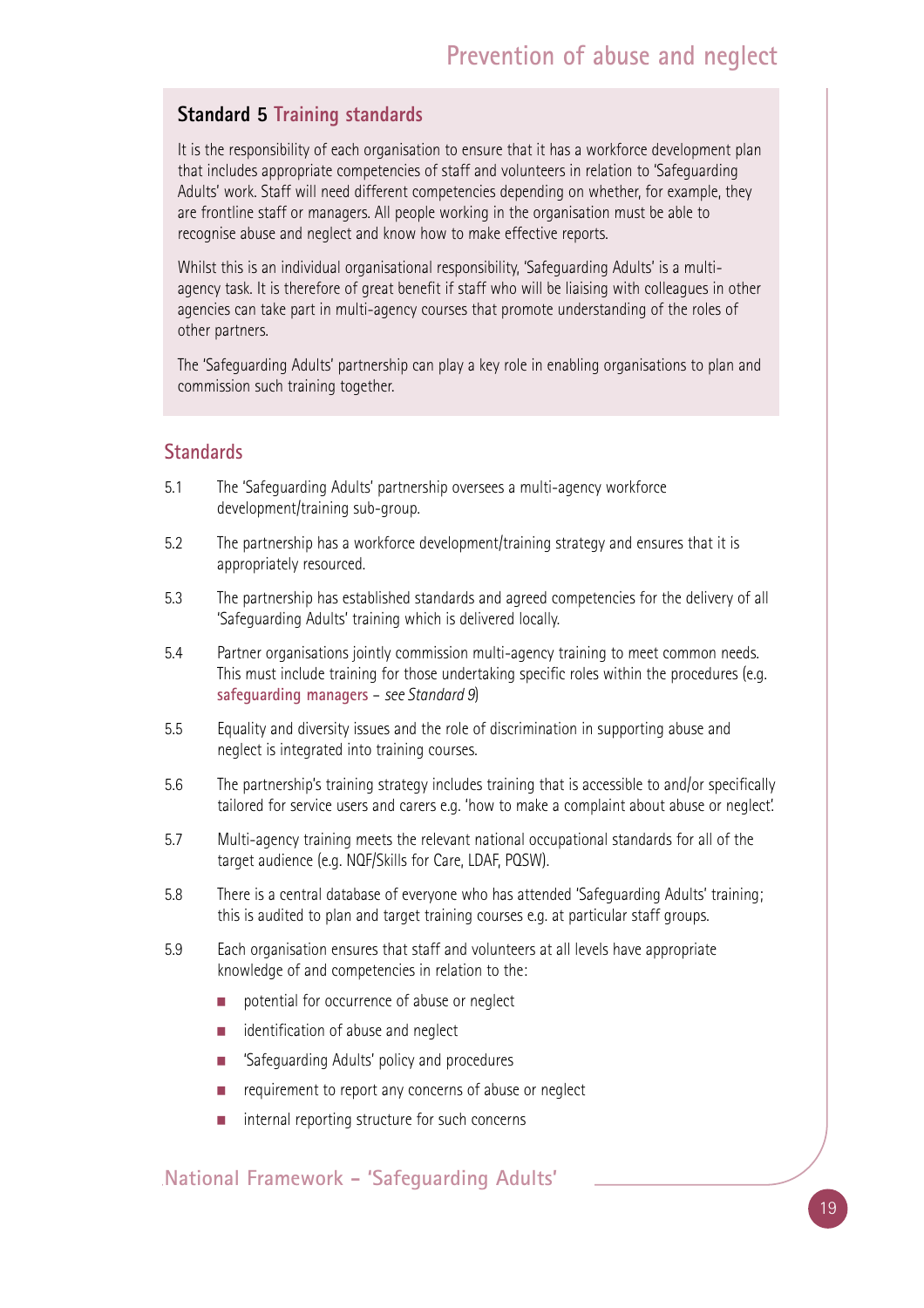## Standard 5 Training standards

It is the responsibility of each organisation to ensure that it has a workforce development plan that includes appropriate competencies of staff and volunteers in relation to 'Safeguarding Adults' work. Staff will need different competencies depending on whether, for example, they are frontline staff or managers. All people working in the organisation must be able to recognise abuse and neglect and know how to make effective reports.

Whilst this is an individual organisational responsibility, 'Safeguarding Adults' is a multi-agency task. It is therefore of great benefit if staff who will be liaising with colleagues in other agencies can take part in multi-agency courses that promote understanding of the roles of other partners.

The 'Safeguarding Adults' partnership can play a key role in enabling organisations to plan and commission such training together.

### Standards

5.1 The 'Safeguarding Adults' partnership oversees a multi-agency workforce development/training sub-group.

5.2 The partnership has a workforce development/training strategy and ensures that it is appropriately resourced.

5.3 The partnership has established standards and agreed competencies for the delivery of all 'Safeguarding Adults' training which is delivered locally.

5.4 Partner organisations jointly commission multi-agency training to meet common needs. This must include training for those undertaking specific roles within the procedures (e.g. safeguarding managers – *see Standard 9*)

5.5 Equality and diversity issues and the role of discrimination in supporting abuse and neglect is integrated into training courses.

5.6 The partnership's training strategy includes training that is accessible to and/or specifically tailored for service users and carers e.g. 'how to make a complaint about abuse or neglect'.

5.7 Multi-agency training meets the relevant national occupational standards for all of the target audience (e.g. NQF/Skills for Care, LDAF, PQSW).

5.8 There is a central database of everyone who has attended 'Safeguarding Adults' training; this is audited to plan and target training courses e.g. at particular staff groups.

5.9 Each organisation ensures that staff and volunteers at all levels have appropriate knowledge of and competencies in relation to the:

- potential for occurrence of abuse or neglect
- identification of abuse and neglect
- 'Safeguarding Adults' policy and procedures
- requirement to report any concerns of abuse or neglect
- internal reporting structure for such concerns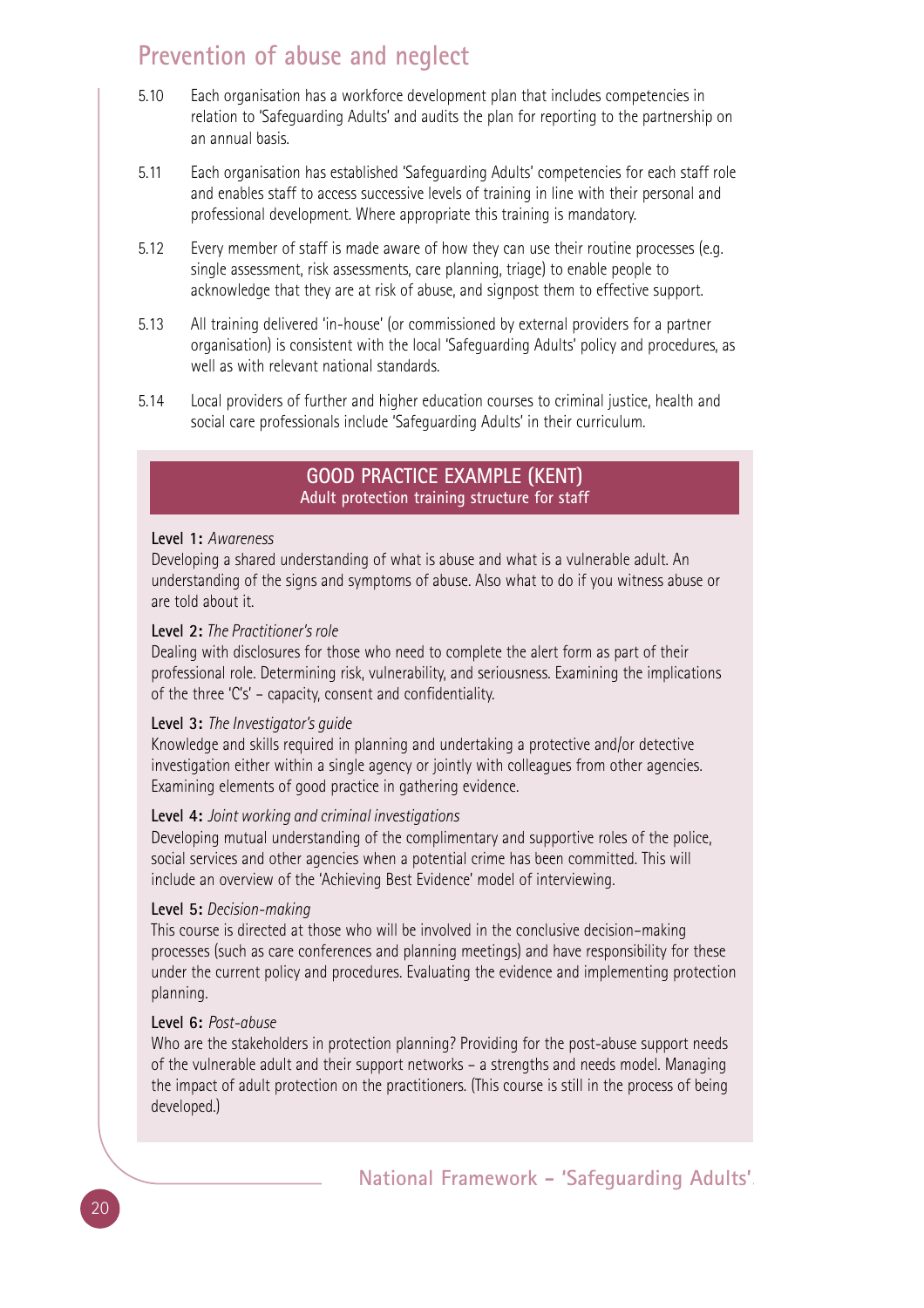## Prevention of abuse and neglect

5.10 Each organisation has a workforce development plan that includes competencies in relation to 'Safeguarding Adults' and audits the plan for reporting to the partnership on an annual basis.

5.11 Each organisation has established 'Safeguarding Adults' competencies for each staff role and enables staff to access successive levels of training in line with their personal and professional development. Where appropriate this training is mandatory.

5.12 Every member of staff is made aware of how they can use their routine processes (e.g. single assessment, risk assessments, care planning, triage) to enable people to acknowledge that they are at risk of abuse, and signpost them to effective support.

5.13 All training delivered 'in-house' (or commissioned by external providers for a partner organisation) is consistent with the local 'Safeguarding Adults' policy and procedures, as well as with relevant national standards.

5.14 Local providers of further and higher education courses to criminal justice, health and social care professionals include 'Safeguarding Adults' in their curriculum.

### GOOD PRACTICE EXAMPLE (KENT)
**Adult protection training structure for staff**

**Level 1:** *Awareness*
Developing a shared understanding of what is abuse and what is a vulnerable adult. An understanding of the signs and symptoms of abuse. Also what to do if you witness abuse or are told about it.

**Level 2:** *The Practitioner's role*
Dealing with disclosures for those who need to complete the alert form as part of their professional role. Determining risk, vulnerability, and seriousness. Examining the implications of the three 'C's' – capacity, consent and confidentiality.

**Level 3:** *The Investigator's guide*
Knowledge and skills required in planning and undertaking a protective and/or detective investigation either within a single agency or jointly with colleagues from other agencies. Examining elements of good practice in gathering evidence.

**Level 4:** *Joint working and criminal investigations*
Developing mutual understanding of the complimentary and supportive roles of the police, social services and other agencies when a potential crime has been committed. This will include an overview of the 'Achieving Best Evidence' model of interviewing.

**Level 5:** *Decision-making*
This course is directed at those who will be involved in the conclusive decision-making processes (such as care conferences and planning meetings) and have responsibility for these under the current policy and procedures. Evaluating the evidence and implementing protection planning.

**Level 6:** *Post-abuse*
Who are the stakeholders in protection planning? Providing for the post-abuse support needs of the vulnerable adult and their support networks – a strengths and needs model. Managing the impact of adult protection on the practitioners. (This course is still in the process of being developed.)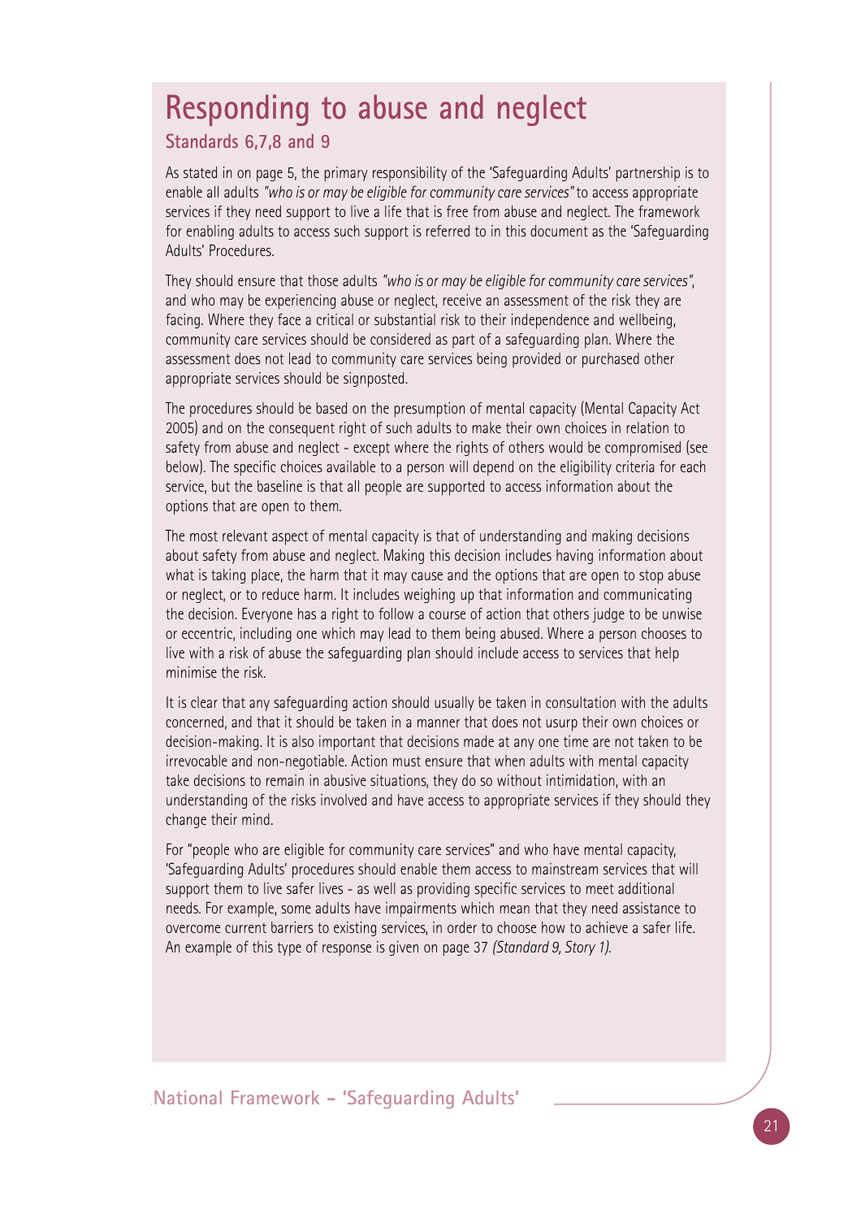# Responding to abuse and neglect

## Standards 6,7,8 and 9

As stated in on page 5, the primary responsibility of the 'Safeguarding Adults' partnership is to enable all adults *"who is or may be eligible for community care services"* to access appropriate services if they need support to live a life that is free from abuse and neglect. The framework for enabling adults to access such support is referred to in this document as the 'Safeguarding Adults' Procedures.

They should ensure that those adults *"who is or may be eligible for community care services"*, and who may be experiencing abuse or neglect, receive an assessment of the risk they are facing. Where they face a critical or substantial risk to their independence and wellbeing, community care services should be considered as part of a safeguarding plan. Where the assessment does not lead to community care services being provided or purchased other appropriate services should be signposted.

The procedures should be based on the presumption of mental capacity (Mental Capacity Act 2005) and on the consequent right of such adults to make their own choices in relation to safety from abuse and neglect - except where the rights of others would be compromised (see below). The specific choices available to a person will depend on the eligibility criteria for each service, but the baseline is that all people are supported to access information about the options that are open to them.

The most relevant aspect of mental capacity is that of understanding and making decisions about safety from abuse and neglect. Making this decision includes having information about what is taking place, the harm that it may cause and the options that are open to stop abuse or neglect, or to reduce harm. It includes weighing up that information and communicating the decision. Everyone has a right to follow a course of action that others judge to be unwise or eccentric, including one which may lead to them being abused. Where a person chooses to live with a risk of abuse the safeguarding plan should include access to services that help minimise the risk.

It is clear that any safeguarding action should usually be taken in consultation with the adults concerned, and that it should be taken in a manner that does not usurp their own choices or decision-making. It is also important that decisions made at any one time are not taken to be irrevocable and non-negotiable. Action must ensure that when adults with mental capacity take decisions to remain in abusive situations, they do so without intimidation, with an understanding of the risks involved and have access to appropriate services if they should they change their mind.

For "people who are eligible for community care services" and who have mental capacity, 'Safeguarding Adults' procedures should enable them access to mainstream services that will support them to live safer lives - as well as providing specific services to meet additional needs. For example, some adults have impairments which mean that they need assistance to overcome current barriers to existing services, in order to choose how to achieve a safer life. An example of this type of response is given on page 37 *(Standard 9, Story 1).*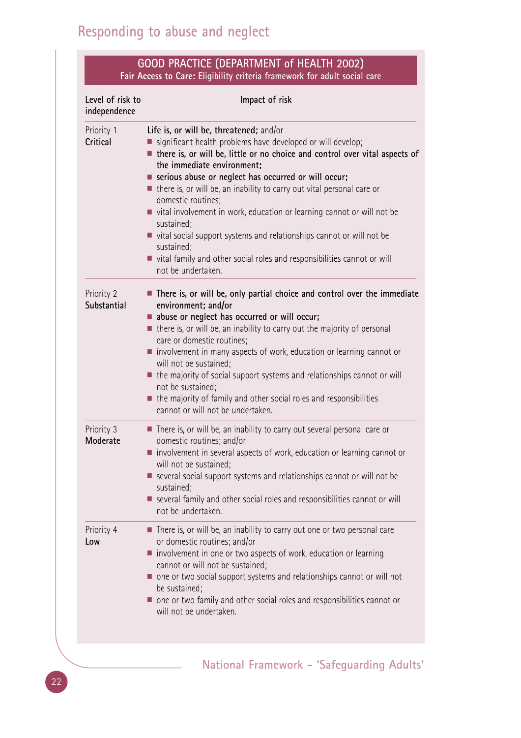## GOOD PRACTICE (DEPARTMENT of HEALTH 2002)

**Fair Access to Care:** Eligibility criteria framework for adult social care

| Level of risk to independence | Impact of risk |
|---|---|
| Priority 1 **Critical** | **Life is, or will be, threatened;** and/or<br>■ significant health problems have developed or will develop;<br>■ **there is, or will be, little or no choice and control over vital aspects of the immediate environment;**<br>■ **serious abuse or neglect has occurred or will occur;**<br>■ there is, or will be, an inability to carry out vital personal care or domestic routines;<br>■ vital involvement in work, education or learning cannot or will not be sustained;<br>■ vital social support systems and relationships cannot or will not be sustained;<br>■ vital family and other social roles and responsibilities cannot or will not be undertaken. |
| Priority 2 **Substantial** | ■ **There is, or will be, only partial choice and control over the immediate environment; and/or**<br>■ **abuse or neglect has occurred or will occur;**<br>■ there is, or will be, an inability to carry out the majority of personal care or domestic routines;<br>■ involvement in many aspects of work, education or learning cannot or will not be sustained;<br>■ the majority of social support systems and relationships cannot or will not be sustained;<br>■ the majority of family and other social roles and responsibilities cannot or will not be undertaken. |
| Priority 3 **Moderate** | ■ There is, or will be, an inability to carry out several personal care or domestic routines; and/or<br>■ involvement in several aspects of work, education or learning cannot or will not be sustained;<br>■ several social support systems and relationships cannot or will not be sustained;<br>■ several family and other social roles and responsibilities cannot or will not be undertaken. |
| Priority 4 **Low** | ■ There is, or will be, an inability to carry out one or two personal care or domestic routines; and/or<br>■ involvement in one or two aspects of work, education or learning cannot or will not be sustained;<br>■ one or two social support systems and relationships cannot or will not be sustained;<br>■ one or two family and other social roles and responsibilities cannot or will not be undertaken. |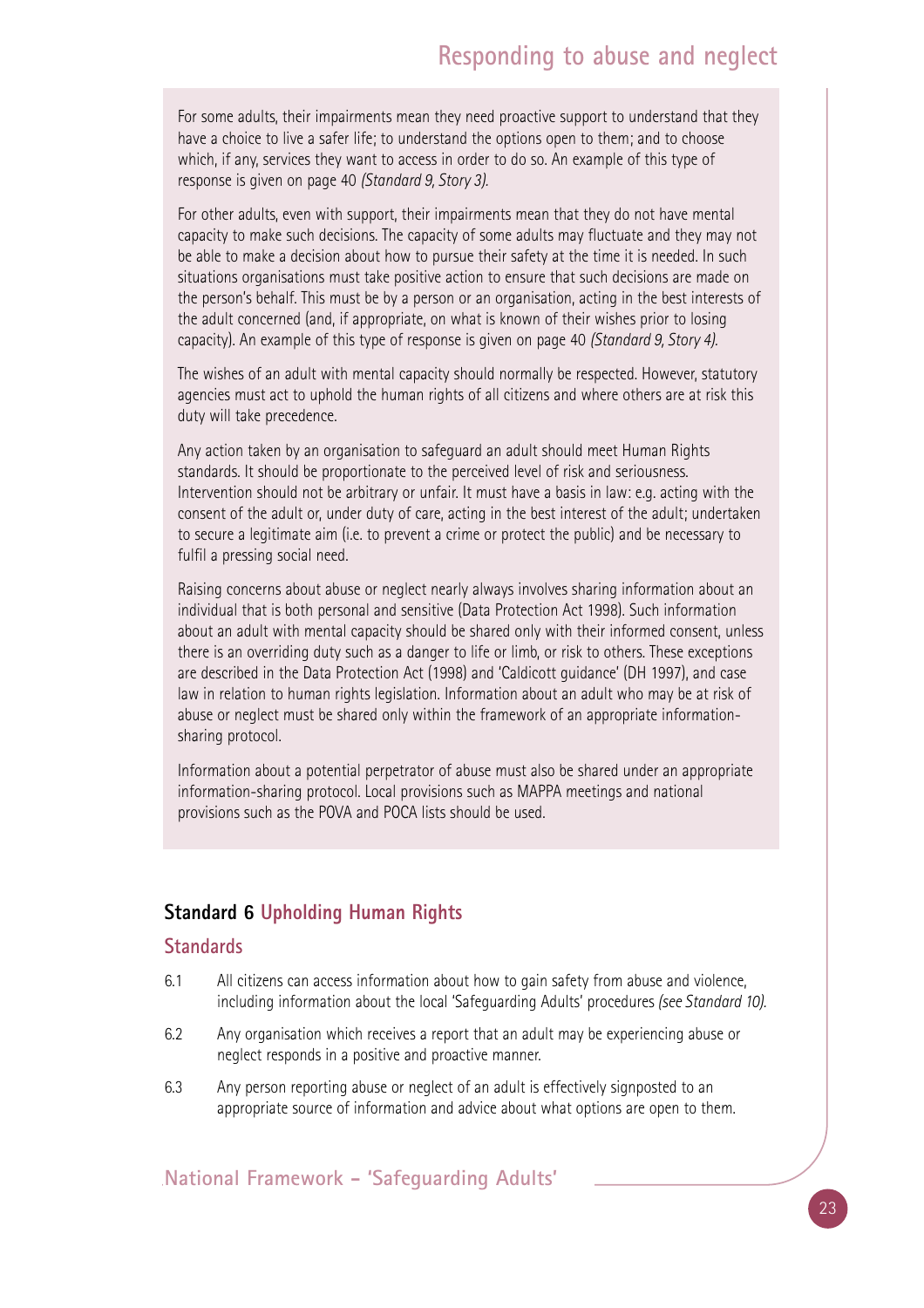For some adults, their impairments mean they need proactive support to understand that they have a choice to live a safer life; to understand the options open to them; and to choose which, if any, services they want to access in order to do so. An example of this type of response is given on page 40 *(Standard 9, Story 3).*

For other adults, even with support, their impairments mean that they do not have mental capacity to make such decisions. The capacity of some adults may fluctuate and they may not be able to make a decision about how to pursue their safety at the time it is needed. In such situations organisations must take positive action to ensure that such decisions are made on the person's behalf. This must be by a person or an organisation, acting in the best interests of the adult concerned (and, if appropriate, on what is known of their wishes prior to losing capacity). An example of this type of response is given on page 40 *(Standard 9, Story 4).*

The wishes of an adult with mental capacity should normally be respected. However, statutory agencies must act to uphold the human rights of all citizens and where others are at risk this duty will take precedence.

Any action taken by an organisation to safeguard an adult should meet Human Rights standards. It should be proportionate to the perceived level of risk and seriousness. Intervention should not be arbitrary or unfair. It must have a basis in law: e.g. acting with the consent of the adult or, under duty of care, acting in the best interest of the adult; undertaken to secure a legitimate aim (i.e. to prevent a crime or protect the public) and be necessary to fulfil a pressing social need.

Raising concerns about abuse or neglect nearly always involves sharing information about an individual that is both personal and sensitive (Data Protection Act 1998). Such information about an adult with mental capacity should be shared only with their informed consent, unless there is an overriding duty such as a danger to life or limb, or risk to others. These exceptions are described in the Data Protection Act (1998) and 'Caldicott guidance' (DH 1997), and case law in relation to human rights legislation. Information about an adult who may be at risk of abuse or neglect must be shared only within the framework of an appropriate information-sharing protocol.

Information about a potential perpetrator of abuse must also be shared under an appropriate information-sharing protocol. Local provisions such as MAPPA meetings and national provisions such as the POVA and POCA lists should be used.

## Standard 6 Upholding Human Rights

### Standards

6.1 All citizens can access information about how to gain safety from abuse and violence, including information about the local 'Safeguarding Adults' procedures *(see Standard 10).*

6.2 Any organisation which receives a report that an adult may be experiencing abuse or neglect responds in a positive and proactive manner.

6.3 Any person reporting abuse or neglect of an adult is effectively signposted to an appropriate source of information and advice about what options are open to them.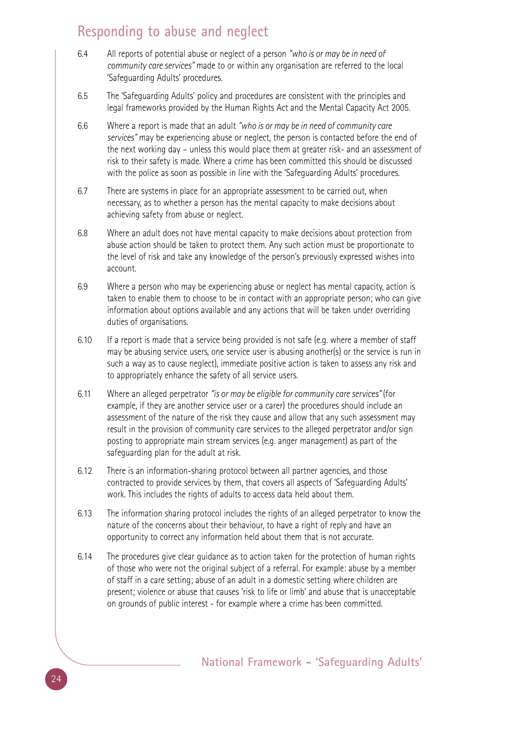## Responding to abuse and neglect

6.4 All reports of potential abuse or neglect of a person *"who is or may be in need of community care services"* made to or within any organisation are referred to the local 'Safeguarding Adults' procedures.

6.5 The 'Safeguarding Adults' policy and procedures are consistent with the principles and legal frameworks provided by the Human Rights Act and the Mental Capacity Act 2005.

6.6 Where a report is made that an adult *"who is or may be in need of community care services"* may be experiencing abuse or neglect, the person is contacted before the end of the next working day – unless this would place them at greater risk- and an assessment of risk to their safety is made. Where a crime has been committed this should be discussed with the police as soon as possible in line with the 'Safeguarding Adults' procedures.

6.7 There are systems in place for an appropriate assessment to be carried out, when necessary, as to whether a person has the mental capacity to make decisions about achieving safety from abuse or neglect.

6.8 Where an adult does not have mental capacity to make decisions about protection from abuse action should be taken to protect them. Any such action must be proportionate to the level of risk and take any knowledge of the person's previously expressed wishes into account.

6.9 Where a person who may be experiencing abuse or neglect has mental capacity, action is taken to enable them to choose to be in contact with an appropriate person; who can give information about options available and any actions that will be taken under overriding duties of organisations.

6.10 If a report is made that a service being provided is not safe (e.g. where a member of staff may be abusing service users, one service user is abusing another(s) or the service is run in such a way as to cause neglect), immediate positive action is taken to assess any risk and to appropriately enhance the safety of all service users.

6.11 Where an alleged perpetrator *"is or may be eligible for community care services"* (for example, if they are another service user or a carer) the procedures should include an assessment of the nature of the risk they cause and allow that any such assessment may result in the provision of community care services to the alleged perpetrator and/or sign posting to appropriate main stream services (e.g. anger management) as part of the safeguarding plan for the adult at risk.

6.12 There is an information-sharing protocol between all partner agencies, and those contracted to provide services by them, that covers all aspects of 'Safeguarding Adults' work. This includes the rights of adults to access data held about them.

6.13 The information sharing protocol includes the rights of an alleged perpetrator to know the nature of the concerns about their behaviour, to have a right of reply and have an opportunity to correct any information held about them that is not accurate.

6.14 The procedures give clear guidance as to action taken for the protection of human rights of those who were not the original subject of a referral. For example: abuse by a member of staff in a care setting; abuse of an adult in a domestic setting where children are present; violence or abuse that causes 'risk to life or limb' and abuse that is unacceptable on grounds of public interest - for example where a crime has been committed.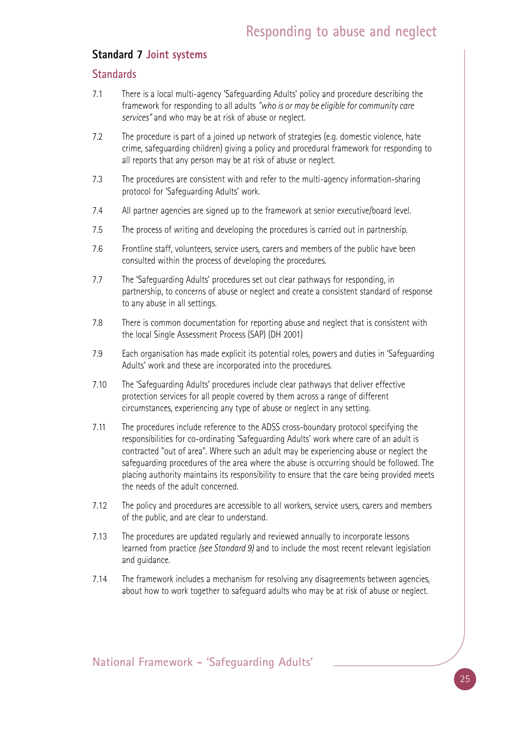## Standard 7 Joint systems

### Standards

7.1 There is a local multi-agency 'Safeguarding Adults' policy and procedure describing the framework for responding to all adults *"who is or may be eligible for community care services"* and who may be at risk of abuse or neglect.

7.2 The procedure is part of a joined up network of strategies (e.g. domestic violence, hate crime, safeguarding children) giving a policy and procedural framework for responding to all reports that any person may be at risk of abuse or neglect.

7.3 The procedures are consistent with and refer to the multi-agency information-sharing protocol for 'Safeguarding Adults' work.

7.4 All partner agencies are signed up to the framework at senior executive/board level.

7.5 The process of writing and developing the procedures is carried out in partnership.

7.6 Frontline staff, volunteers, service users, carers and members of the public have been consulted within the process of developing the procedures.

7.7 The 'Safeguarding Adults' procedures set out clear pathways for responding, in partnership, to concerns of abuse or neglect and create a consistent standard of response to any abuse in all settings.

7.8 There is common documentation for reporting abuse and neglect that is consistent with the local Single Assessment Process (SAP) (DH 2001)

7.9 Each organisation has made explicit its potential roles, powers and duties in 'Safeguarding Adults' work and these are incorporated into the procedures.

7.10 The 'Safeguarding Adults' procedures include clear pathways that deliver effective protection services for all people covered by them across a range of different circumstances, experiencing any type of abuse or neglect in any setting.

7.11 The procedures include reference to the ADSS cross-boundary protocol specifying the responsibilities for co-ordinating 'Safeguarding Adults' work where care of an adult is contracted "out of area". Where such an adult may be experiencing abuse or neglect the safeguarding procedures of the area where the abuse is occurring should be followed. The placing authority maintains its responsibility to ensure that the care being provided meets the needs of the adult concerned.

7.12 The policy and procedures are accessible to all workers, service users, carers and members of the public, and are clear to understand.

7.13 The procedures are updated regularly and reviewed annually to incorporate lessons learned from practice *(see Standard 9)* and to include the most recent relevant legislation and guidance.

7.14 The framework includes a mechanism for resolving any disagreements between agencies, about how to work together to safeguard adults who may be at risk of abuse or neglect.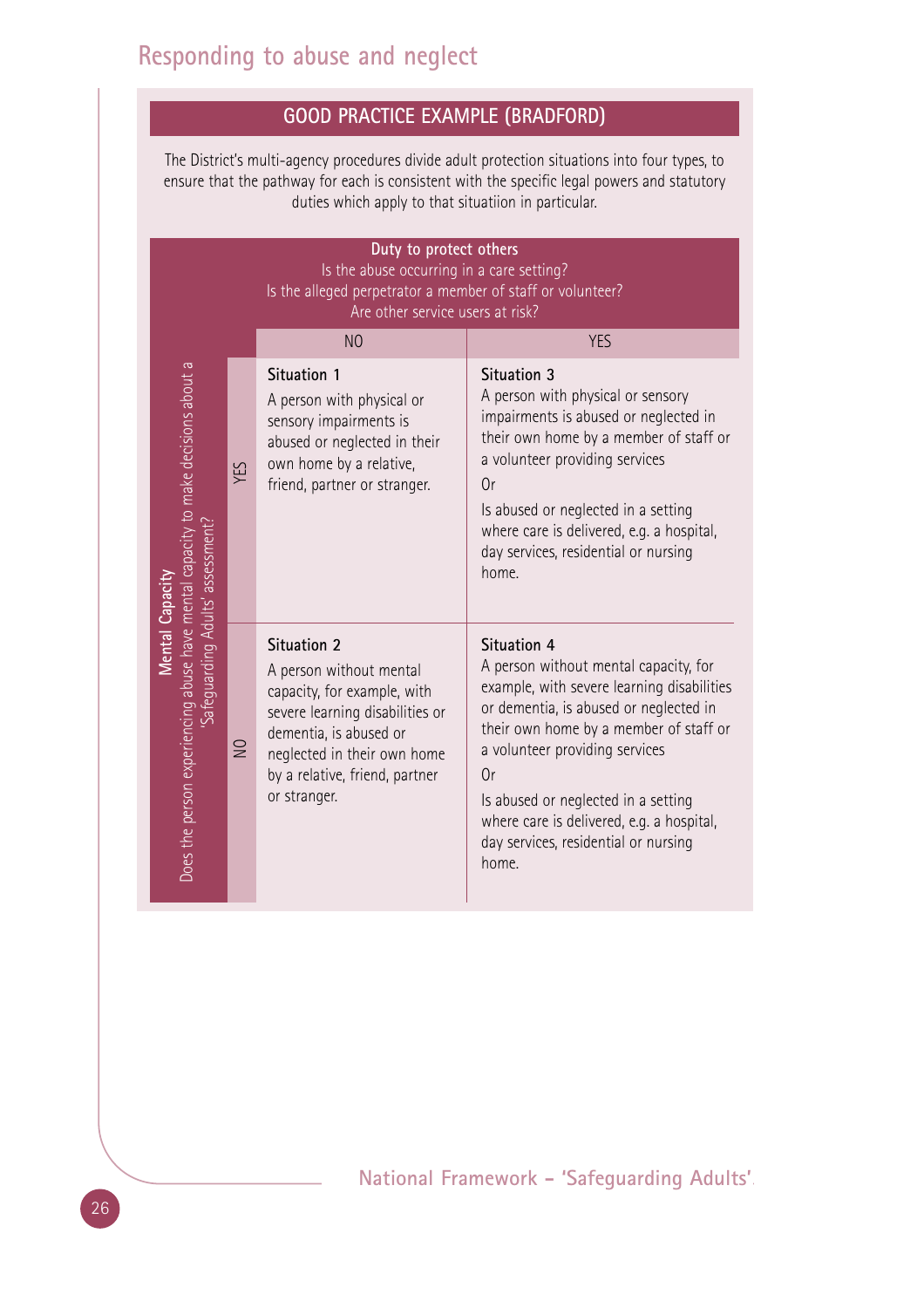## GOOD PRACTICE EXAMPLE (BRADFORD)

The District's multi-agency procedures divide adult protection situations into four types, to ensure that the pathway for each is consistent with the specific legal powers and statutory duties which apply to that situatiion in particular.

| **Mental Capacity** – Does the person experiencing abuse have mental capacity to make decisions about a 'Safeguarding Adults' assessment? | **Duty to protect others** – Is the abuse occurring in a care setting? Is the alleged perpetrator a member of staff or volunteer? Are other service users at risk? NO | **Duty to protect others** – YES |
|---|---|---|
| YES | **Situation 1**<br>A person with physical or sensory impairments is abused or neglected in their own home by a relative, friend, partner or stranger. | **Situation 3**<br>A person with physical or sensory impairments is abused or neglected in their own home by a member of staff or a volunteer providing services<br>Or<br>Is abused or neglected in a setting where care is delivered, e.g. a hospital, day services, residential or nursing home. |
| NO | **Situation 2**<br>A person without mental capacity, for example, with severe learning disabilities or dementia, is abused or neglected in their own home by a relative, friend, partner or stranger. | **Situation 4**<br>A person without mental capacity, for example, with severe learning disabilities or dementia, is abused or neglected in their own home by a member of staff or a volunteer providing services<br>Or<br>Is abused or neglected in a setting where care is delivered, e.g. a hospital, day services, residential or nursing home. |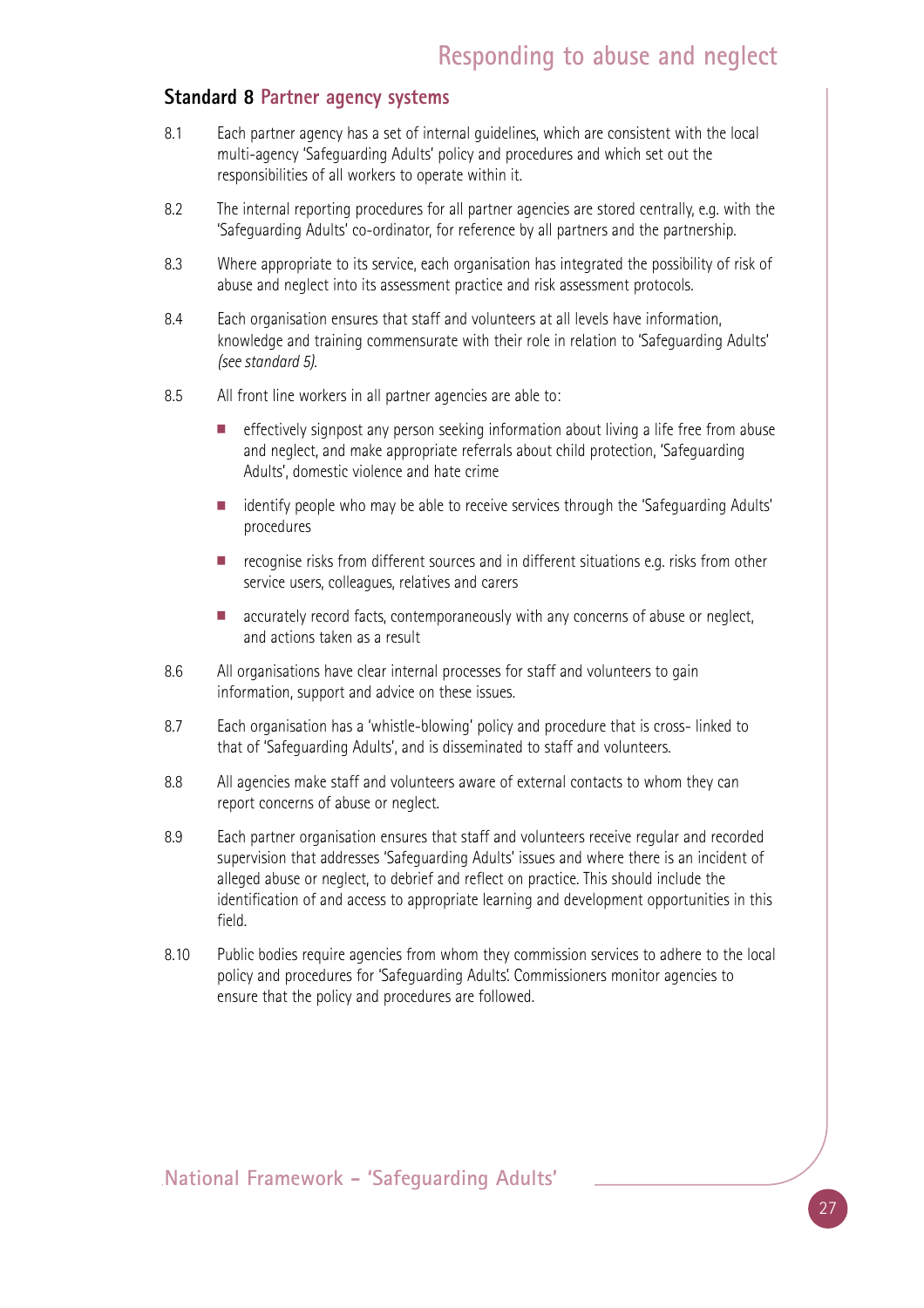## Standard 8 Partner agency systems

8.1 Each partner agency has a set of internal guidelines, which are consistent with the local multi-agency 'Safeguarding Adults' policy and procedures and which set out the responsibilities of all workers to operate within it.

8.2 The internal reporting procedures for all partner agencies are stored centrally, e.g. with the 'Safeguarding Adults' co-ordinator, for reference by all partners and the partnership.

8.3 Where appropriate to its service, each organisation has integrated the possibility of risk of abuse and neglect into its assessment practice and risk assessment protocols.

8.4 Each organisation ensures that staff and volunteers at all levels have information, knowledge and training commensurate with their role in relation to 'Safeguarding Adults' *(see standard 5).*

8.5 All front line workers in all partner agencies are able to:

- effectively signpost any person seeking information about living a life free from abuse and neglect, and make appropriate referrals about child protection, 'Safeguarding Adults', domestic violence and hate crime
- identify people who may be able to receive services through the 'Safeguarding Adults' procedures
- recognise risks from different sources and in different situations e.g. risks from other service users, colleagues, relatives and carers
- accurately record facts, contemporaneously with any concerns of abuse or neglect, and actions taken as a result

8.6 All organisations have clear internal processes for staff and volunteers to gain information, support and advice on these issues.

8.7 Each organisation has a 'whistle-blowing' policy and procedure that is cross- linked to that of 'Safeguarding Adults', and is disseminated to staff and volunteers.

8.8 All agencies make staff and volunteers aware of external contacts to whom they can report concerns of abuse or neglect.

8.9 Each partner organisation ensures that staff and volunteers receive regular and recorded supervision that addresses 'Safeguarding Adults' issues and where there is an incident of alleged abuse or neglect, to debrief and reflect on practice. This should include the identification of and access to appropriate learning and development opportunities in this field.

8.10 Public bodies require agencies from whom they commission services to adhere to the local policy and procedures for 'Safeguarding Adults'. Commissioners monitor agencies to ensure that the policy and procedures are followed.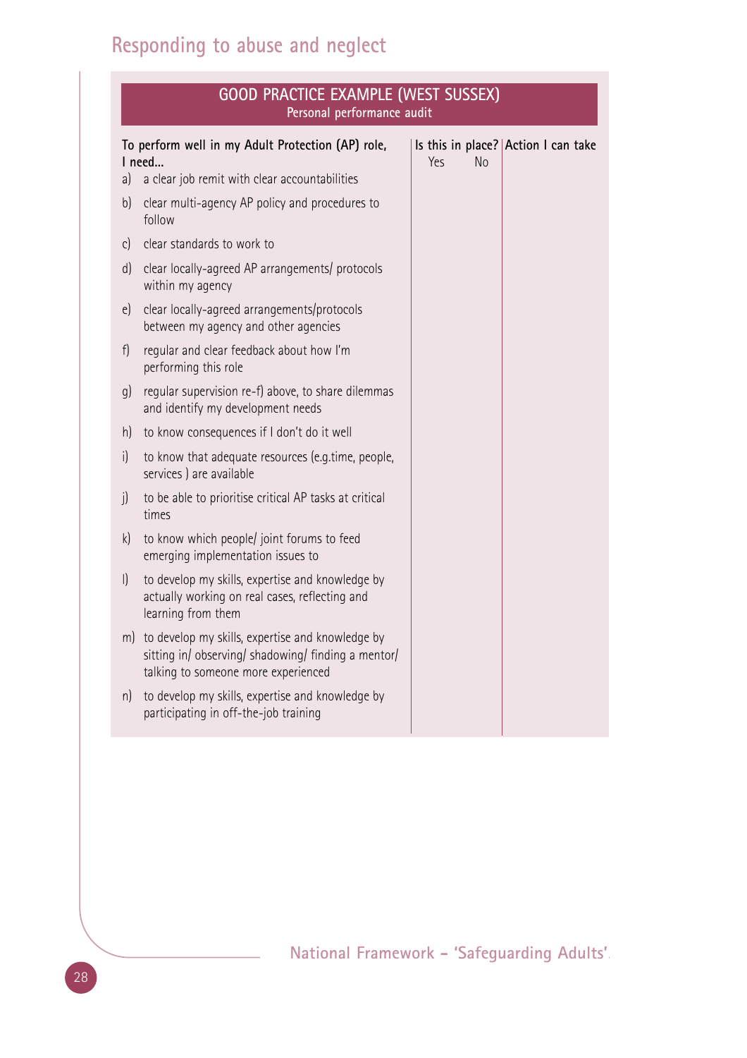## GOOD PRACTICE EXAMPLE (WEST SUSSEX)

**Personal performance audit**

| To perform well in my Adult Protection (AP) role, I need... | Is this in place? Yes | No | Action I can take |
|---|---|---|---|
| a) a clear job remit with clear accountabilities | | | |
| b) clear multi-agency AP policy and procedures to follow | | | |
| c) clear standards to work to | | | |
| d) clear locally-agreed AP arrangements/ protocols within my agency | | | |
| e) clear locally-agreed arrangements/protocols between my agency and other agencies | | | |
| f) regular and clear feedback about how I'm performing this role | | | |
| g) regular supervision re-f) above, to share dilemmas and identify my development needs | | | |
| h) to know consequences if I don't do it well | | | |
| i) to know that adequate resources (e.g.time, people, services ) are available | | | |
| j) to be able to prioritise critical AP tasks at critical times | | | |
| k) to know which people/ joint forums to feed emerging implementation issues to | | | |
| l) to develop my skills, expertise and knowledge by actually working on real cases, reflecting and learning from them | | | |
| m) to develop my skills, expertise and knowledge by sitting in/ observing/ shadowing/ finding a mentor/ talking to someone more experienced | | | |
| n) to develop my skills, expertise and knowledge by participating in off-the-job training | | | |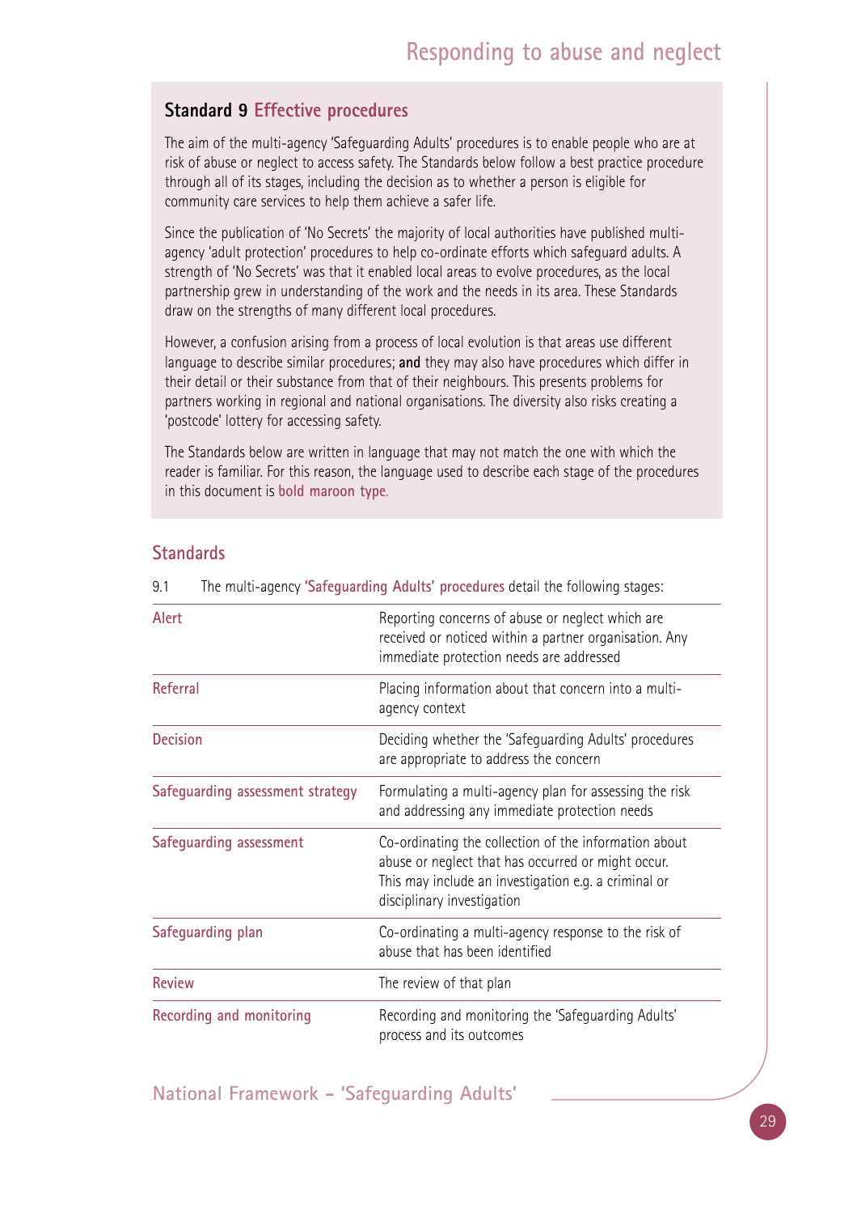## Standard 9 Effective procedures

The aim of the multi-agency 'Safeguarding Adults' procedures is to enable people who are at risk of abuse or neglect to access safety. The Standards below follow a best practice procedure through all of its stages, including the decision as to whether a person is eligible for community care services to help them achieve a safer life.

Since the publication of 'No Secrets' the majority of local authorities have published multi-agency 'adult protection' procedures to help co-ordinate efforts which safeguard adults. A strength of 'No Secrets' was that it enabled local areas to evolve procedures, as the local partnership grew in understanding of the work and the needs in its area. These Standards draw on the strengths of many different local procedures.

However, a confusion arising from a process of local evolution is that areas use different language to describe similar procedures; **and** they may also have procedures which differ in their detail or their substance from that of their neighbours. This presents problems for partners working in regional and national organisations. The diversity also risks creating a 'postcode' lottery for accessing safety.

The Standards below are written in language that may not match the one with which the reader is familiar. For this reason, the language used to describe each stage of the procedures in this document is **bold maroon type**.

### Standards

9.1 The multi-agency **'Safeguarding Adults' procedures** detail the following stages:

| | |
|---|---|
| **Alert** | Reporting concerns of abuse or neglect which are received or noticed within a partner organisation. Any immediate protection needs are addressed |
| **Referral** | Placing information about that concern into a multi-agency context |
| **Decision** | Deciding whether the 'Safeguarding Adults' procedures are appropriate to address the concern |
| **Safeguarding assessment strategy** | Formulating a multi-agency plan for assessing the risk and addressing any immediate protection needs |
| **Safeguarding assessment** | Co-ordinating the collection of the information about abuse or neglect that has occurred or might occur. This may include an investigation e.g. a criminal or disciplinary investigation |
| **Safeguarding plan** | Co-ordinating a multi-agency response to the risk of abuse that has been identified |
| **Review** | The review of that plan |
| **Recording and monitoring** | Recording and monitoring the 'Safeguarding Adults' process and its outcomes |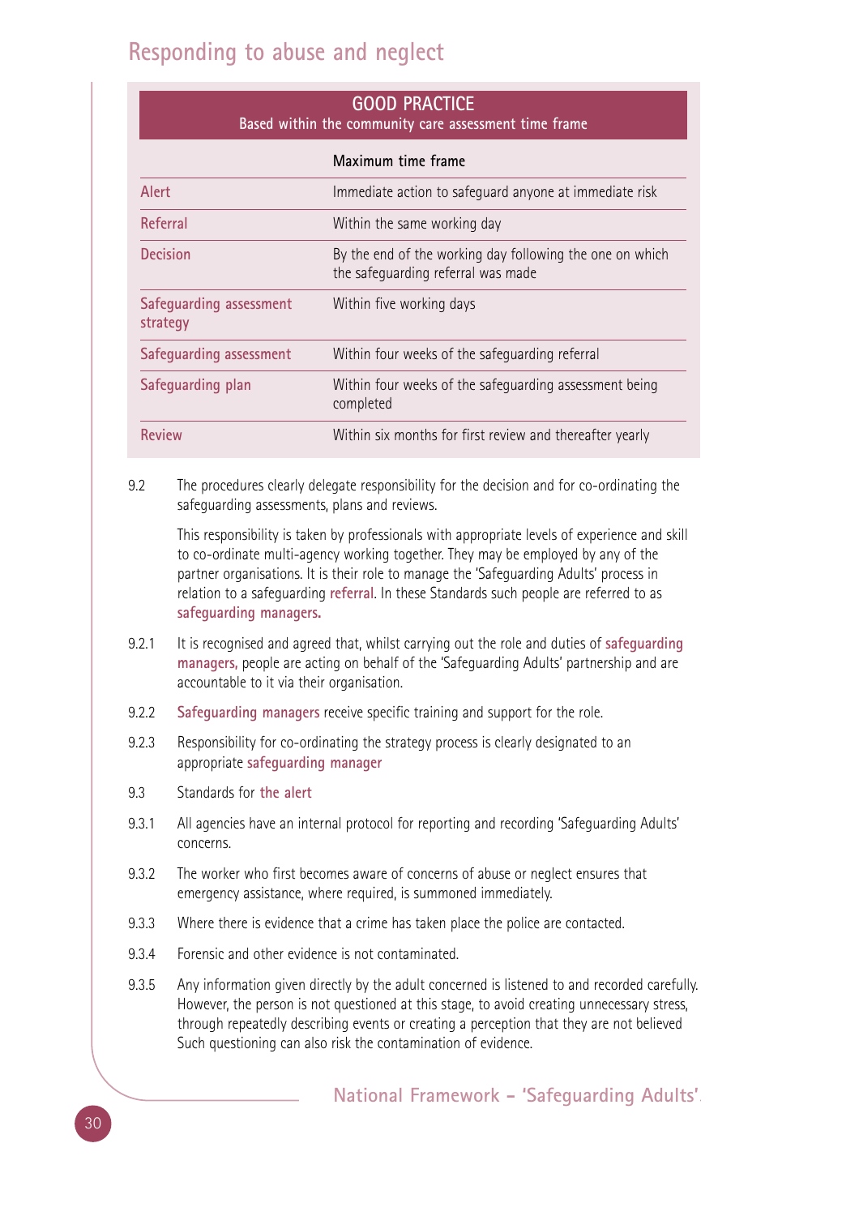## GOOD PRACTICE

Based within the community care assessment time frame

| | Maximum time frame |
|---|---|
| Alert | Immediate action to safeguard anyone at immediate risk |
| Referral | Within the same working day |
| Decision | By the end of the working day following the one on which the safeguarding referral was made |
| Safeguarding assessment strategy | Within five working days |
| Safeguarding assessment | Within four weeks of the safeguarding referral |
| Safeguarding plan | Within four weeks of the safeguarding assessment being completed |
| Review | Within six months for first review and thereafter yearly |

9.2 The procedures clearly delegate responsibility for the decision and for co-ordinating the safeguarding assessments, plans and reviews.

This responsibility is taken by professionals with appropriate levels of experience and skill to co-ordinate multi-agency working together. They may be employed by any of the partner organisations. It is their role to manage the 'Safeguarding Adults' process in relation to a safeguarding referral. In these Standards such people are referred to as **safeguarding managers.**

9.2.1 It is recognised and agreed that, whilst carrying out the role and duties of safeguarding managers, people are acting on behalf of the 'Safeguarding Adults' partnership and are accountable to it via their organisation.

9.2.2 Safeguarding managers receive specific training and support for the role.

9.2.3 Responsibility for co-ordinating the strategy process is clearly designated to an appropriate safeguarding manager

9.3 Standards for the alert

9.3.1 All agencies have an internal protocol for reporting and recording 'Safeguarding Adults' concerns.

9.3.2 The worker who first becomes aware of concerns of abuse or neglect ensures that emergency assistance, where required, is summoned immediately.

9.3.3 Where there is evidence that a crime has taken place the police are contacted.

9.3.4 Forensic and other evidence is not contaminated.

9.3.5 Any information given directly by the adult concerned is listened to and recorded carefully. However, the person is not questioned at this stage, to avoid creating unnecessary stress, through repeatedly describing events or creating a perception that they are not believed Such questioning can also risk the contamination of evidence.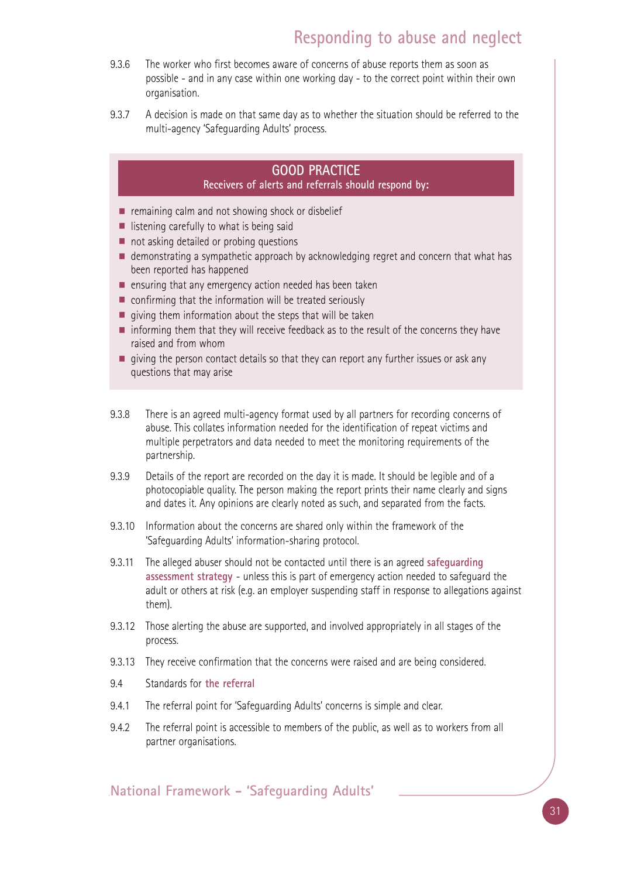9.3.6 The worker who first becomes aware of concerns of abuse reports them as soon as possible - and in any case within one working day - to the correct point within their own organisation.

9.3.7 A decision is made on that same day as to whether the situation should be referred to the multi-agency 'Safeguarding Adults' process.

> **GOOD PRACTICE**
> **Receivers of alerts and referrals should respond by:**
>
> - remaining calm and not showing shock or disbelief
> - listening carefully to what is being said
> - not asking detailed or probing questions
> - demonstrating a sympathetic approach by acknowledging regret and concern that what has been reported has happened
> - ensuring that any emergency action needed has been taken
> - confirming that the information will be treated seriously
> - giving them information about the steps that will be taken
> - informing them that they will receive feedback as to the result of the concerns they have raised and from whom
> - giving the person contact details so that they can report any further issues or ask any questions that may arise

9.3.8 There is an agreed multi-agency format used by all partners for recording concerns of abuse. This collates information needed for the identification of repeat victims and multiple perpetrators and data needed to meet the monitoring requirements of the partnership.

9.3.9 Details of the report are recorded on the day it is made. It should be legible and of a photocopiable quality. The person making the report prints their name clearly and signs and dates it. Any opinions are clearly noted as such, and separated from the facts.

9.3.10 Information about the concerns are shared only within the framework of the 'Safeguarding Adults' information-sharing protocol.

9.3.11 The alleged abuser should not be contacted until there is an agreed **safeguarding assessment strategy** - unless this is part of emergency action needed to safeguard the adult or others at risk (e.g. an employer suspending staff in response to allegations against them).

9.3.12 Those alerting the abuse are supported, and involved appropriately in all stages of the process.

9.3.13 They receive confirmation that the concerns were raised and are being considered.

## 9.4 Standards for **the referral**

9.4.1 The referral point for 'Safeguarding Adults' concerns is simple and clear.

9.4.2 The referral point is accessible to members of the public, as well as to workers from all partner organisations.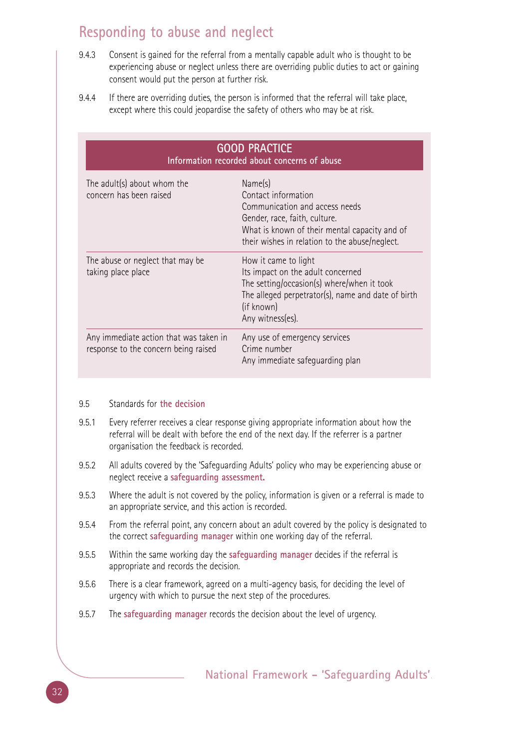## Responding to abuse and neglect

9.4.3 Consent is gained for the referral from a mentally capable adult who is thought to be experiencing abuse or neglect unless there are overriding public duties to act or gaining consent would put the person at further risk.

9.4.4 If there are overriding duties, the person is informed that the referral will take place, except where this could jeopardise the safety of others who may be at risk.

| GOOD PRACTICE<br>Information recorded about concerns of abuse | |
|---|---|
| The adult(s) about whom the concern has been raised | Name(s)<br>Contact information<br>Communication and access needs<br>Gender, race, faith, culture.<br>What is known of their mental capacity and of their wishes in relation to the abuse/neglect. |
| The abuse or neglect that may be taking place place | How it came to light<br>Its impact on the adult concerned<br>The setting/occasion(s) where/when it took<br>The alleged perpetrator(s), name and date of birth (if known)<br>Any witness(es). |
| Any immediate action that was taken in response to the concern being raised | Any use of emergency services<br>Crime number<br>Any immediate safeguarding plan |

9.5 Standards for **the decision**

9.5.1 Every referrer receives a clear response giving appropriate information about how the referral will be dealt with before the end of the next day. If the referrer is a partner organisation the feedback is recorded.

9.5.2 All adults covered by the 'Safeguarding Adults' policy who may be experiencing abuse or neglect receive a **safeguarding assessment.**

9.5.3 Where the adult is not covered by the policy, information is given or a referral is made to an appropriate service, and this action is recorded.

9.5.4 From the referral point, any concern about an adult covered by the policy is designated to the correct **safeguarding manager** within one working day of the referral.

9.5.5 Within the same working day the **safeguarding manager** decides if the referral is appropriate and records the decision.

9.5.6 There is a clear framework, agreed on a multi-agency basis, for deciding the level of urgency with which to pursue the next step of the procedures.

9.5.7 The **safeguarding manager** records the decision about the level of urgency.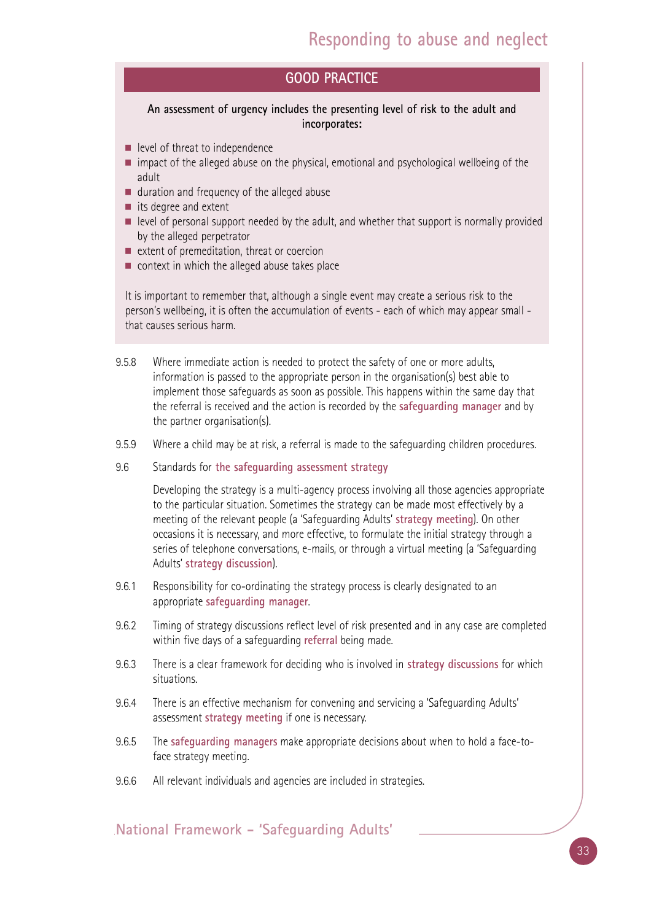## GOOD PRACTICE

**An assessment of urgency includes the presenting level of risk to the adult and incorporates:**

- level of threat to independence
- impact of the alleged abuse on the physical, emotional and psychological wellbeing of the adult
- duration and frequency of the alleged abuse
- its degree and extent
- level of personal support needed by the adult, and whether that support is normally provided by the alleged perpetrator
- extent of premeditation, threat or coercion
- context in which the alleged abuse takes place

It is important to remember that, although a single event may create a serious risk to the person's wellbeing, it is often the accumulation of events - each of which may appear small - that causes serious harm.

9.5.8 Where immediate action is needed to protect the safety of one or more adults, information is passed to the appropriate person in the organisation(s) best able to implement those safeguards as soon as possible. This happens within the same day that the referral is received and the action is recorded by the safeguarding manager and by the partner organisation(s).

9.5.9 Where a child may be at risk, a referral is made to the safeguarding children procedures.

9.6 Standards for the safeguarding assessment strategy

Developing the strategy is a multi-agency process involving all those agencies appropriate to the particular situation. Sometimes the strategy can be made most effectively by a meeting of the relevant people (a 'Safeguarding Adults' strategy meeting). On other occasions it is necessary, and more effective, to formulate the initial strategy through a series of telephone conversations, e-mails, or through a virtual meeting (a 'Safeguarding Adults' strategy discussion).

9.6.1 Responsibility for co-ordinating the strategy process is clearly designated to an appropriate safeguarding manager.

9.6.2 Timing of strategy discussions reflect level of risk presented and in any case are completed within five days of a safeguarding referral being made.

9.6.3 There is a clear framework for deciding who is involved in strategy discussions for which situations.

9.6.4 There is an effective mechanism for convening and servicing a 'Safeguarding Adults' assessment strategy meeting if one is necessary.

9.6.5 The safeguarding managers make appropriate decisions about when to hold a face-to-face strategy meeting.

9.6.6 All relevant individuals and agencies are included in strategies.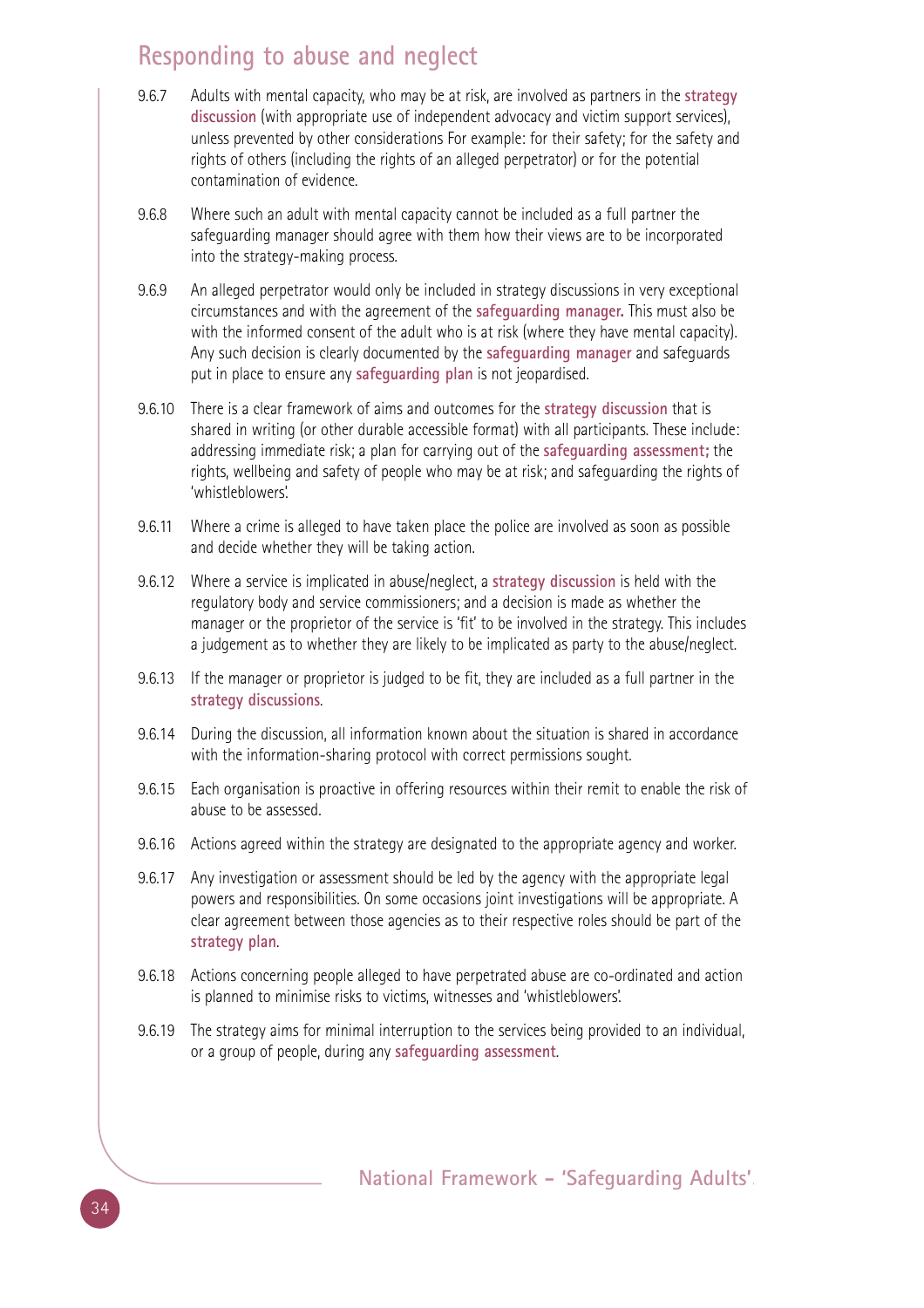## Responding to abuse and neglect

9.6.7 Adults with mental capacity, who may be at risk, are involved as partners in the **strategy discussion** (with appropriate use of independent advocacy and victim support services), unless prevented by other considerations For example: for their safety; for the safety and rights of others (including the rights of an alleged perpetrator) or for the potential contamination of evidence.

9.6.8 Where such an adult with mental capacity cannot be included as a full partner the safeguarding manager should agree with them how their views are to be incorporated into the strategy-making process.

9.6.9 An alleged perpetrator would only be included in strategy discussions in very exceptional circumstances and with the agreement of the **safeguarding manager.** This must also be with the informed consent of the adult who is at risk (where they have mental capacity). Any such decision is clearly documented by the **safeguarding manager** and safeguards put in place to ensure any **safeguarding plan** is not jeopardised.

9.6.10 There is a clear framework of aims and outcomes for the **strategy discussion** that is shared in writing (or other durable accessible format) with all participants. These include: addressing immediate risk; a plan for carrying out of the **safeguarding assessment;** the rights, wellbeing and safety of people who may be at risk; and safeguarding the rights of 'whistleblowers'.

9.6.11 Where a crime is alleged to have taken place the police are involved as soon as possible and decide whether they will be taking action.

9.6.12 Where a service is implicated in abuse/neglect, a **strategy discussion** is held with the regulatory body and service commissioners; and a decision is made as whether the manager or the proprietor of the service is 'fit' to be involved in the strategy. This includes a judgement as to whether they are likely to be implicated as party to the abuse/neglect.

9.6.13 If the manager or proprietor is judged to be fit, they are included as a full partner in the **strategy discussions**.

9.6.14 During the discussion, all information known about the situation is shared in accordance with the information-sharing protocol with correct permissions sought.

9.6.15 Each organisation is proactive in offering resources within their remit to enable the risk of abuse to be assessed.

9.6.16 Actions agreed within the strategy are designated to the appropriate agency and worker.

9.6.17 Any investigation or assessment should be led by the agency with the appropriate legal powers and responsibilities. On some occasions joint investigations will be appropriate. A clear agreement between those agencies as to their respective roles should be part of the **strategy plan**.

9.6.18 Actions concerning people alleged to have perpetrated abuse are co-ordinated and action is planned to minimise risks to victims, witnesses and 'whistleblowers'.

9.6.19 The strategy aims for minimal interruption to the services being provided to an individual, or a group of people, during any **safeguarding assessment**.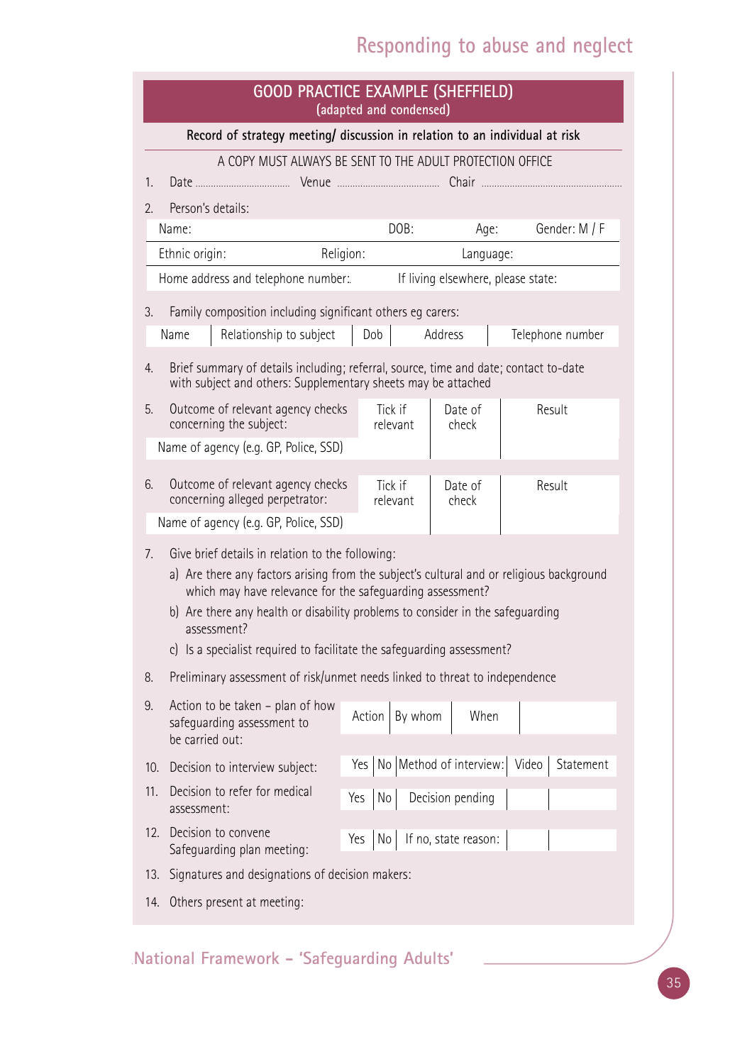## GOOD PRACTICE EXAMPLE (SHEFFIELD)
(adapted and condensed)

**Record of strategy meeting/ discussion in relation to an individual at risk**

A COPY MUST ALWAYS BE SENT TO THE ADULT PROTECTION OFFICE

1. Date .................................. Venue ...................................... Chair ..................................................

2. Person's details:

| Name: | | DOB: | Age: | Gender: M / F |
|---|---|---|---|---|
| Ethnic origin: | Religion: | | Language: | |
| Home address and telephone number: | | If living elsewhere, please state: | | |

3. Family composition including significant others eg carers:

| Name | Relationship to subject | Dob | Address | Telephone number |
|---|---|---|---|---|

4. Brief summary of details including; referral, source, time and date; contact to-date with subject and others: Supplementary sheets may be attached

5. Outcome of relevant agency checks concerning the subject:

| Name of agency (e.g. GP, Police, SSD) | Tick if relevant | Date of check | Result |
|---|---|---|---|

6. Outcome of relevant agency checks concerning alleged perpetrator:

| Name of agency (e.g. GP, Police, SSD) | Tick if relevant | Date of check | Result |
|---|---|---|---|

7. Give brief details in relation to the following:
   a) Are there any factors arising from the subject's cultural and or religious background which may have relevance for the safeguarding assessment?
   b) Are there any health or disability problems to consider in the safeguarding assessment?
   c) Is a specialist required to facilitate the safeguarding assessment?

8. Preliminary assessment of risk/unmet needs linked to threat to independence

9. Action to be taken – plan of how safeguarding assessment to be carried out:

| Action | By whom | When | |
|---|---|---|---|

10. Decision to interview subject:

| Yes | No | Method of interview: | Video | Statement |
|---|---|---|---|---|

11. Decision to refer for medical assessment:

| Yes | No | Decision pending | | |
|---|---|---|---|---|

12. Decision to convene Safeguarding plan meeting:

| Yes | No | If no, state reason: | | |
|---|---|---|---|---|

13. Signatures and designations of decision makers:

14. Others present at meeting: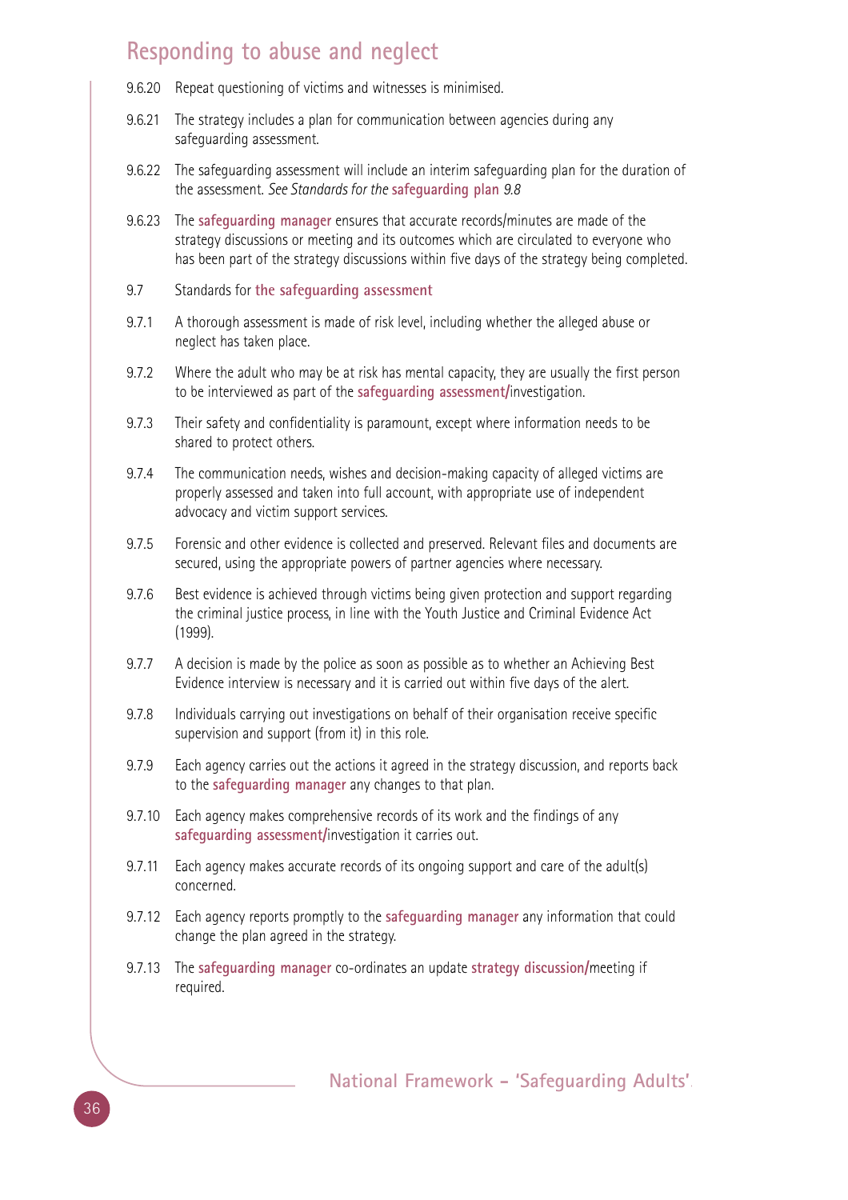## Responding to abuse and neglect

9.6.20 Repeat questioning of victims and witnesses is minimised.

9.6.21 The strategy includes a plan for communication between agencies during any safeguarding assessment.

9.6.22 The safeguarding assessment will include an interim safeguarding plan for the duration of the assessment. *See Standards for the* **safeguarding plan** *9.8*

9.6.23 The **safeguarding manager** ensures that accurate records/minutes are made of the strategy discussions or meeting and its outcomes which are circulated to everyone who has been part of the strategy discussions within five days of the strategy being completed.

9.7 Standards for **the safeguarding assessment**

9.7.1 A thorough assessment is made of risk level, including whether the alleged abuse or neglect has taken place.

9.7.2 Where the adult who may be at risk has mental capacity, they are usually the first person to be interviewed as part of the **safeguarding assessment/**investigation.

9.7.3 Their safety and confidentiality is paramount, except where information needs to be shared to protect others.

9.7.4 The communication needs, wishes and decision-making capacity of alleged victims are properly assessed and taken into full account, with appropriate use of independent advocacy and victim support services.

9.7.5 Forensic and other evidence is collected and preserved. Relevant files and documents are secured, using the appropriate powers of partner agencies where necessary.

9.7.6 Best evidence is achieved through victims being given protection and support regarding the criminal justice process, in line with the Youth Justice and Criminal Evidence Act (1999).

9.7.7 A decision is made by the police as soon as possible as to whether an Achieving Best Evidence interview is necessary and it is carried out within five days of the alert.

9.7.8 Individuals carrying out investigations on behalf of their organisation receive specific supervision and support (from it) in this role.

9.7.9 Each agency carries out the actions it agreed in the strategy discussion, and reports back to the **safeguarding manager** any changes to that plan.

9.7.10 Each agency makes comprehensive records of its work and the findings of any **safeguarding assessment/**investigation it carries out.

9.7.11 Each agency makes accurate records of its ongoing support and care of the adult(s) concerned.

9.7.12 Each agency reports promptly to the **safeguarding manager** any information that could change the plan agreed in the strategy.

9.7.13 The **safeguarding manager** co-ordinates an update **strategy discussion/**meeting if required.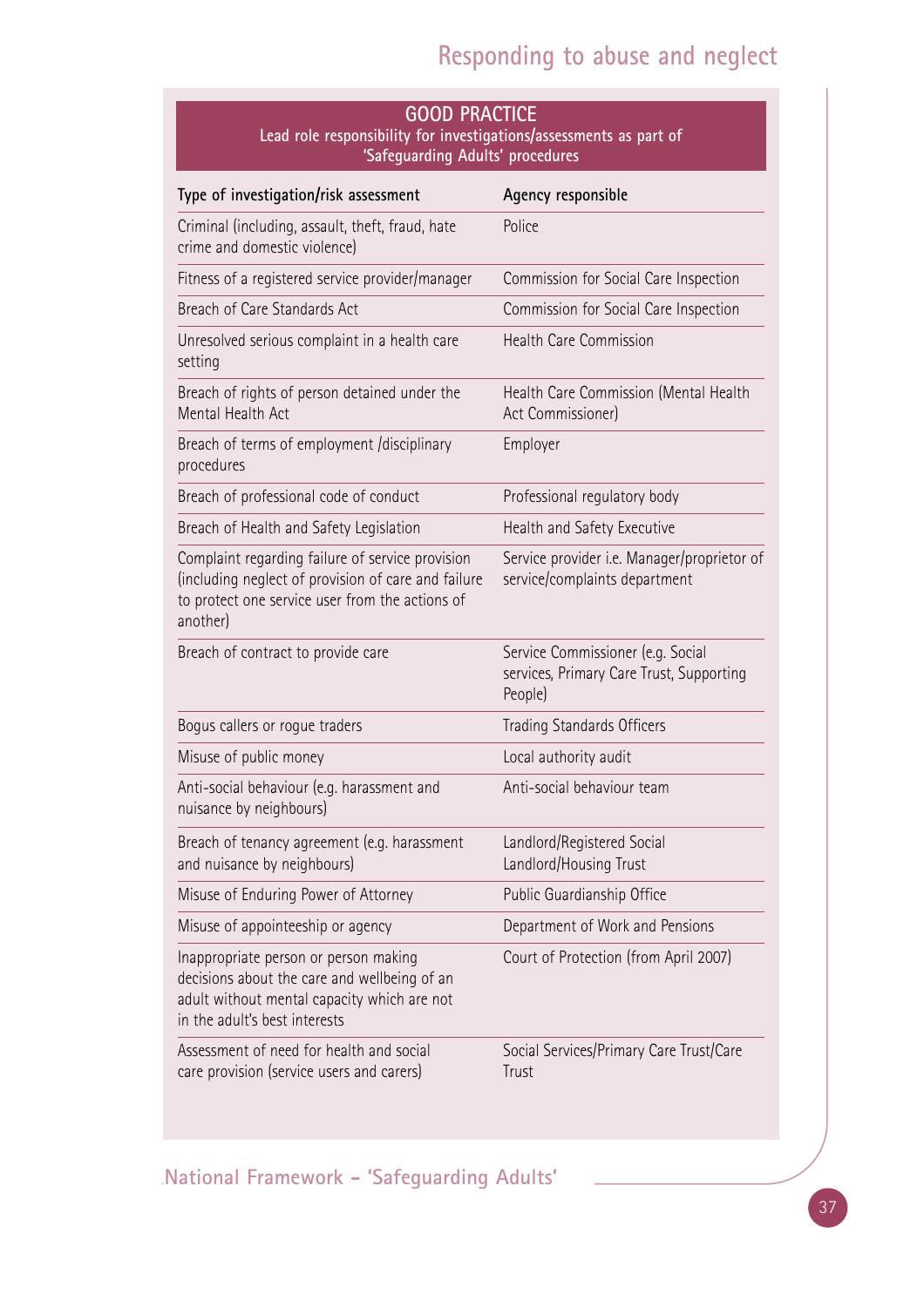## GOOD PRACTICE

**Lead role responsibility for investigations/assessments as part of 'Safeguarding Adults' procedures**

| Type of investigation/risk assessment | Agency responsible |
|---|---|
| Criminal (including, assault, theft, fraud, hate crime and domestic violence) | Police |
| Fitness of a registered service provider/manager | Commission for Social Care Inspection |
| Breach of Care Standards Act | Commission for Social Care Inspection |
| Unresolved serious complaint in a health care setting | Health Care Commission |
| Breach of rights of person detained under the Mental Health Act | Health Care Commission (Mental Health Act Commissioner) |
| Breach of terms of employment /disciplinary procedures | Employer |
| Breach of professional code of conduct | Professional regulatory body |
| Breach of Health and Safety Legislation | Health and Safety Executive |
| Complaint regarding failure of service provision (including neglect of provision of care and failure to protect one service user from the actions of another) | Service provider i.e. Manager/proprietor of service/complaints department |
| Breach of contract to provide care | Service Commissioner (e.g. Social services, Primary Care Trust, Supporting People) |
| Bogus callers or rogue traders | Trading Standards Officers |
| Misuse of public money | Local authority audit |
| Anti-social behaviour (e.g. harassment and nuisance by neighbours) | Anti-social behaviour team |
| Breach of tenancy agreement (e.g. harassment and nuisance by neighbours) | Landlord/Registered Social Landlord/Housing Trust |
| Misuse of Enduring Power of Attorney | Public Guardianship Office |
| Misuse of appointeeship or agency | Department of Work and Pensions |
| Inappropriate person or person making decisions about the care and wellbeing of an adult without mental capacity which are not in the adult's best interests | Court of Protection (from April 2007) |
| Assessment of need for health and social care provision (service users and carers) | Social Services/Primary Care Trust/Care Trust |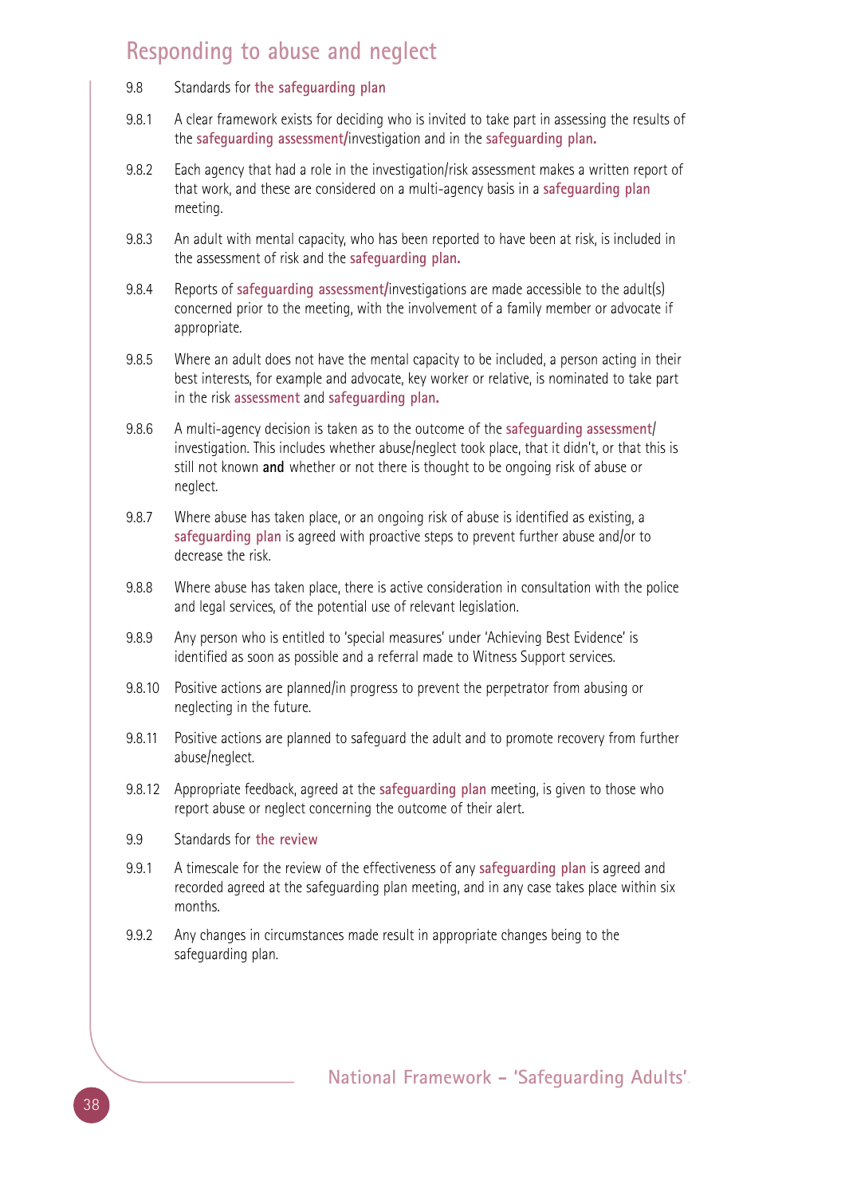## Responding to abuse and neglect

9.8 Standards for **the safeguarding plan**

9.8.1 A clear framework exists for deciding who is invited to take part in assessing the results of the **safeguarding assessment/**investigation and in the **safeguarding plan.**

9.8.2 Each agency that had a role in the investigation/risk assessment makes a written report of that work, and these are considered on a multi-agency basis in a **safeguarding plan** meeting.

9.8.3 An adult with mental capacity, who has been reported to have been at risk, is included in the assessment of risk and the **safeguarding plan.**

9.8.4 Reports of **safeguarding assessment/**investigations are made accessible to the adult(s) concerned prior to the meeting, with the involvement of a family member or advocate if appropriate.

9.8.5 Where an adult does not have the mental capacity to be included, a person acting in their best interests, for example and advocate, key worker or relative, is nominated to take part in the risk **assessment** and **safeguarding plan.**

9.8.6 A multi-agency decision is taken as to the outcome of the **safeguarding assessment**/ investigation. This includes whether abuse/neglect took place, that it didn't, or that this is still not known **and** whether or not there is thought to be ongoing risk of abuse or neglect.

9.8.7 Where abuse has taken place, or an ongoing risk of abuse is identified as existing, a **safeguarding plan** is agreed with proactive steps to prevent further abuse and/or to decrease the risk.

9.8.8 Where abuse has taken place, there is active consideration in consultation with the police and legal services, of the potential use of relevant legislation.

9.8.9 Any person who is entitled to 'special measures' under 'Achieving Best Evidence' is identified as soon as possible and a referral made to Witness Support services.

9.8.10 Positive actions are planned/in progress to prevent the perpetrator from abusing or neglecting in the future.

9.8.11 Positive actions are planned to safeguard the adult and to promote recovery from further abuse/neglect.

9.8.12 Appropriate feedback, agreed at the **safeguarding plan** meeting, is given to those who report abuse or neglect concerning the outcome of their alert.

9.9 Standards for **the review**

9.9.1 A timescale for the review of the effectiveness of any **safeguarding plan** is agreed and recorded agreed at the safeguarding plan meeting, and in any case takes place within six months.

9.9.2 Any changes in circumstances made result in appropriate changes being to the safeguarding plan.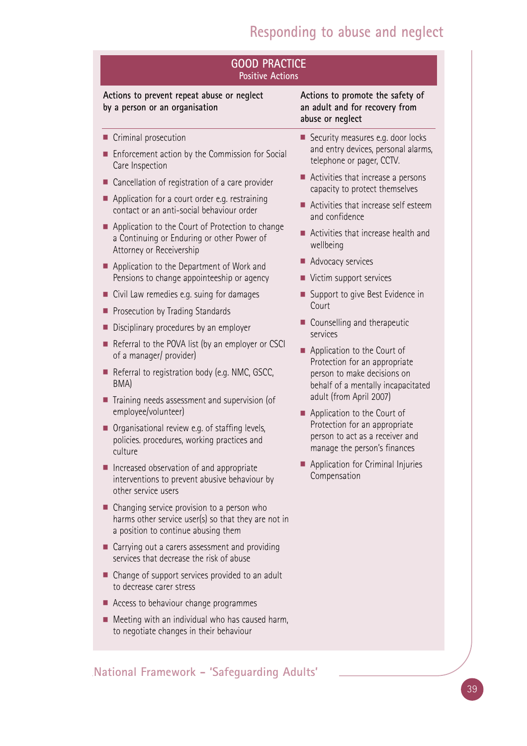## GOOD PRACTICE
### Positive Actions

**Actions to prevent repeat abuse or neglect by a person or an organisation**

- Criminal prosecution
- Enforcement action by the Commission for Social Care Inspection
- Cancellation of registration of a care provider
- Application for a court order e.g. restraining contact or an anti-social behaviour order
- Application to the Court of Protection to change a Continuing or Enduring or other Power of Attorney or Receivership
- Application to the Department of Work and Pensions to change appointeeship or agency
- Civil Law remedies e.g. suing for damages
- Prosecution by Trading Standards
- Disciplinary procedures by an employer
- Referral to the POVA list (by an employer or CSCI of a manager/ provider)
- Referral to registration body (e.g. NMC, GSCC, BMA)
- Training needs assessment and supervision (of employee/volunteer)
- Organisational review e.g. of staffing levels, policies. procedures, working practices and culture
- Increased observation of and appropriate interventions to prevent abusive behaviour by other service users
- Changing service provision to a person who harms other service user(s) so that they are not in a position to continue abusing them
- Carrying out a carers assessment and providing services that decrease the risk of abuse
- Change of support services provided to an adult to decrease carer stress
- Access to behaviour change programmes
- Meeting with an individual who has caused harm, to negotiate changes in their behaviour

**Actions to promote the safety of an adult and for recovery from abuse or neglect**

- Security measures e.g. door locks and entry devices, personal alarms, telephone or pager, CCTV.
- Activities that increase a persons capacity to protect themselves
- Activities that increase self esteem and confidence
- Activities that increase health and wellbeing
- Advocacy services
- Victim support services
- Support to give Best Evidence in Court
- Counselling and therapeutic services
- Application to the Court of Protection for an appropriate person to make decisions on behalf of a mentally incapacitated adult (from April 2007)
- Application to the Court of Protection for an appropriate person to act as a receiver and manage the person's finances
- Application for Criminal Injuries Compensation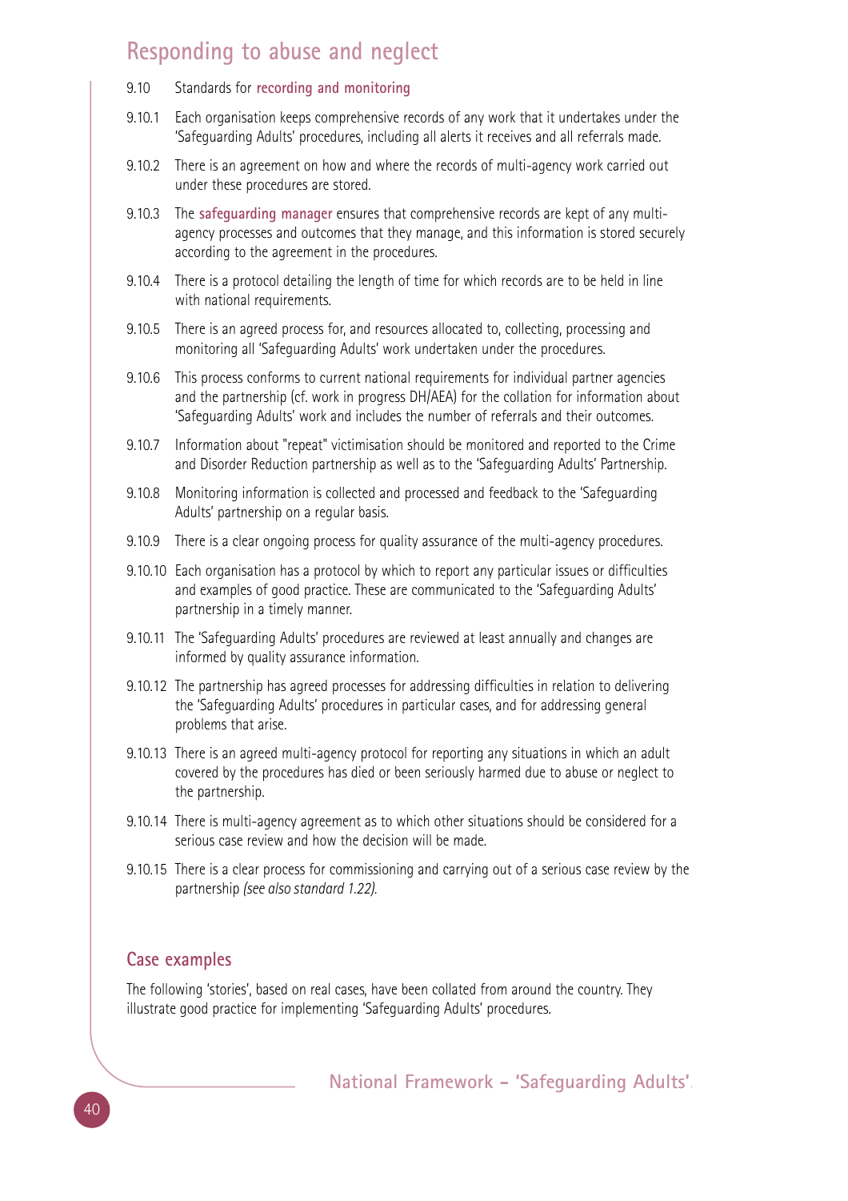## Responding to abuse and neglect

9.10 Standards for **recording and monitoring**

9.10.1 Each organisation keeps comprehensive records of any work that it undertakes under the 'Safeguarding Adults' procedures, including all alerts it receives and all referrals made.

9.10.2 There is an agreement on how and where the records of multi-agency work carried out under these procedures are stored.

9.10.3 The **safeguarding manager** ensures that comprehensive records are kept of any multi-agency processes and outcomes that they manage, and this information is stored securely according to the agreement in the procedures.

9.10.4 There is a protocol detailing the length of time for which records are to be held in line with national requirements.

9.10.5 There is an agreed process for, and resources allocated to, collecting, processing and monitoring all 'Safeguarding Adults' work undertaken under the procedures.

9.10.6 This process conforms to current national requirements for individual partner agencies and the partnership (cf. work in progress DH/AEA) for the collation for information about 'Safeguarding Adults' work and includes the number of referrals and their outcomes.

9.10.7 Information about "repeat" victimisation should be monitored and reported to the Crime and Disorder Reduction partnership as well as to the 'Safeguarding Adults' Partnership.

9.10.8 Monitoring information is collected and processed and feedback to the 'Safeguarding Adults' partnership on a regular basis.

9.10.9 There is a clear ongoing process for quality assurance of the multi-agency procedures.

9.10.10 Each organisation has a protocol by which to report any particular issues or difficulties and examples of good practice. These are communicated to the 'Safeguarding Adults' partnership in a timely manner.

9.10.11 The 'Safeguarding Adults' procedures are reviewed at least annually and changes are informed by quality assurance information.

9.10.12 The partnership has agreed processes for addressing difficulties in relation to delivering the 'Safeguarding Adults' procedures in particular cases, and for addressing general problems that arise.

9.10.13 There is an agreed multi-agency protocol for reporting any situations in which an adult covered by the procedures has died or been seriously harmed due to abuse or neglect to the partnership.

9.10.14 There is multi-agency agreement as to which other situations should be considered for a serious case review and how the decision will be made.

9.10.15 There is a clear process for commissioning and carrying out of a serious case review by the partnership *(see also standard 1.22).*

### Case examples

The following 'stories', based on real cases, have been collated from around the country. They illustrate good practice for implementing 'Safeguarding Adults' procedures.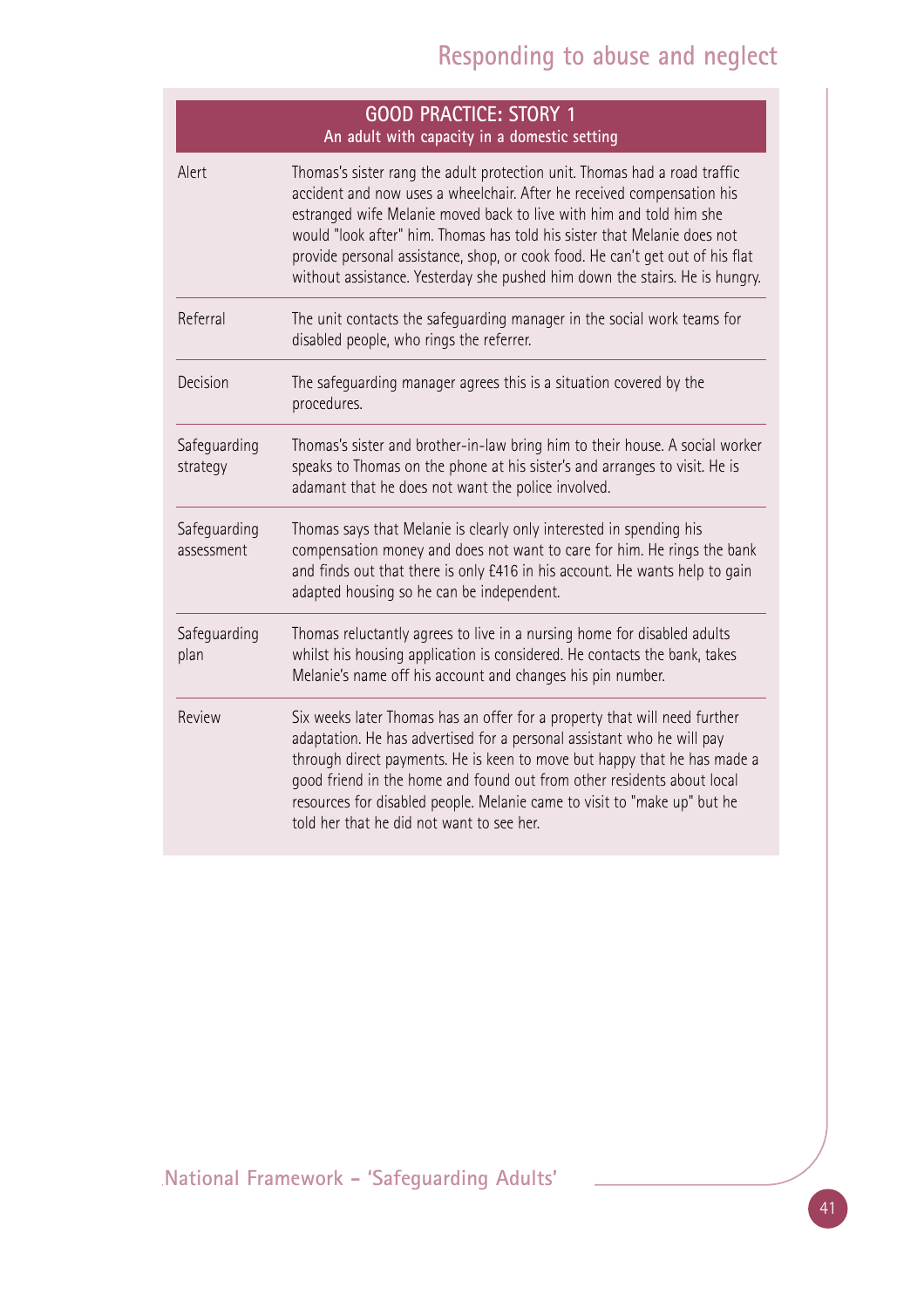| GOOD PRACTICE: STORY 1<br>An adult with capacity in a domestic setting | |
|---|---|
| Alert | Thomas's sister rang the adult protection unit. Thomas had a road traffic accident and now uses a wheelchair. After he received compensation his estranged wife Melanie moved back to live with him and told him she would "look after" him. Thomas has told his sister that Melanie does not provide personal assistance, shop, or cook food. He can't get out of his flat without assistance. Yesterday she pushed him down the stairs. He is hungry. |
| Referral | The unit contacts the safeguarding manager in the social work teams for disabled people, who rings the referrer. |
| Decision | The safeguarding manager agrees this is a situation covered by the procedures. |
| Safeguarding strategy | Thomas's sister and brother-in-law bring him to their house. A social worker speaks to Thomas on the phone at his sister's and arranges to visit. He is adamant that he does not want the police involved. |
| Safeguarding assessment | Thomas says that Melanie is clearly only interested in spending his compensation money and does not want to care for him. He rings the bank and finds out that there is only £416 in his account. He wants help to gain adapted housing so he can be independent. |
| Safeguarding plan | Thomas reluctantly agrees to live in a nursing home for disabled adults whilst his housing application is considered. He contacts the bank, takes Melanie's name off his account and changes his pin number. |
| Review | Six weeks later Thomas has an offer for a property that will need further adaptation. He has advertised for a personal assistant who he will pay through direct payments. He is keen to move but happy that he has made a good friend in the home and found out from other residents about local resources for disabled people. Melanie came to visit to "make up" but he told her that he did not want to see her. |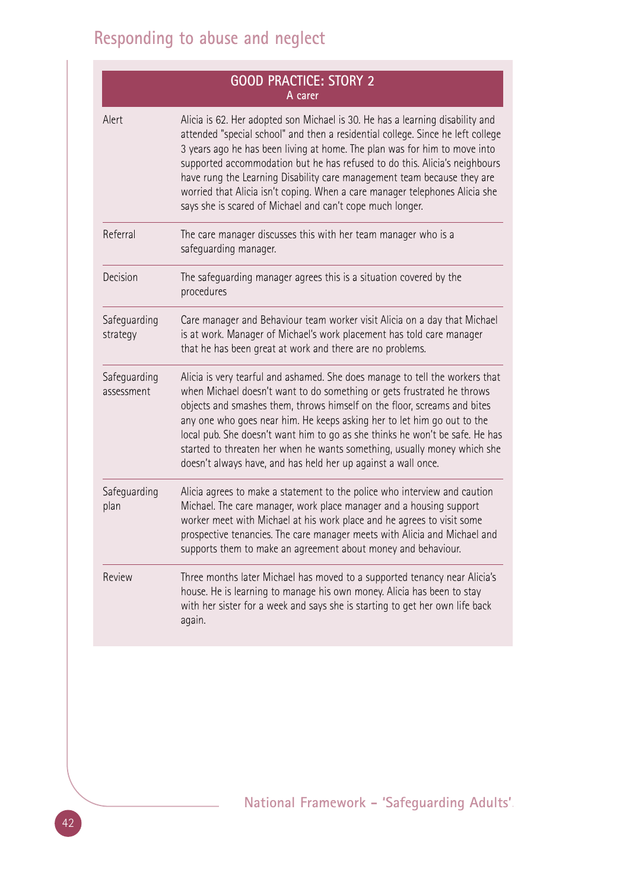| GOOD PRACTICE: STORY 2<br>A carer | |
|---|---|
| Alert | Alicia is 62. Her adopted son Michael is 30. He has a learning disability and attended "special school" and then a residential college. Since he left college 3 years ago he has been living at home. The plan was for him to move into supported accommodation but he has refused to do this. Alicia's neighbours have rung the Learning Disability care management team because they are worried that Alicia isn't coping. When a care manager telephones Alicia she says she is scared of Michael and can't cope much longer. |
| Referral | The care manager discusses this with her team manager who is a safeguarding manager. |
| Decision | The safeguarding manager agrees this is a situation covered by the procedures |
| Safeguarding strategy | Care manager and Behaviour team worker visit Alicia on a day that Michael is at work. Manager of Michael's work placement has told care manager that he has been great at work and there are no problems. |
| Safeguarding assessment | Alicia is very tearful and ashamed. She does manage to tell the workers that when Michael doesn't want to do something or gets frustrated he throws objects and smashes them, throws himself on the floor, screams and bites any one who goes near him. He keeps asking her to let him go out to the local pub. She doesn't want him to go as she thinks he won't be safe. He has started to threaten her when he wants something, usually money which she doesn't always have, and has held her up against a wall once. |
| Safeguarding plan | Alicia agrees to make a statement to the police who interview and caution Michael. The care manager, work place manager and a housing support worker meet with Michael at his work place and he agrees to visit some prospective tenancies. The care manager meets with Alicia and Michael and supports them to make an agreement about money and behaviour. |
| Review | Three months later Michael has moved to a supported tenancy near Alicia's house. He is learning to manage his own money. Alicia has been to stay with her sister for a week and says she is starting to get her own life back again. |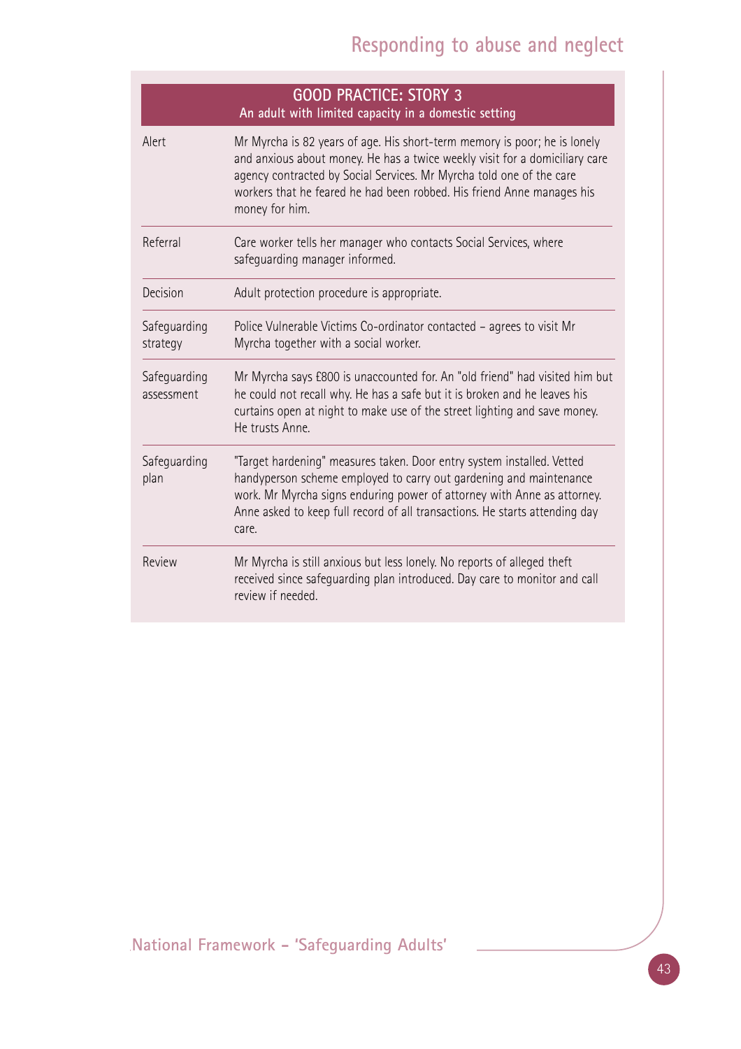## GOOD PRACTICE: STORY 3

**An adult with limited capacity in a domestic setting**

| | |
|---|---|
| Alert | Mr Myrcha is 82 years of age. His short-term memory is poor; he is lonely and anxious about money. He has a twice weekly visit for a domiciliary care agency contracted by Social Services. Mr Myrcha told one of the care workers that he feared he had been robbed. His friend Anne manages his money for him. |
| Referral | Care worker tells her manager who contacts Social Services, where safeguarding manager informed. |
| Decision | Adult protection procedure is appropriate. |
| Safeguarding strategy | Police Vulnerable Victims Co-ordinator contacted – agrees to visit Mr Myrcha together with a social worker. |
| Safeguarding assessment | Mr Myrcha says £800 is unaccounted for. An "old friend" had visited him but he could not recall why. He has a safe but it is broken and he leaves his curtains open at night to make use of the street lighting and save money. He trusts Anne. |
| Safeguarding plan | "Target hardening" measures taken. Door entry system installed. Vetted handyperson scheme employed to carry out gardening and maintenance work. Mr Myrcha signs enduring power of attorney with Anne as attorney. Anne asked to keep full record of all transactions. He starts attending day care. |
| Review | Mr Myrcha is still anxious but less lonely. No reports of alleged theft received since safeguarding plan introduced. Day care to monitor and call review if needed. |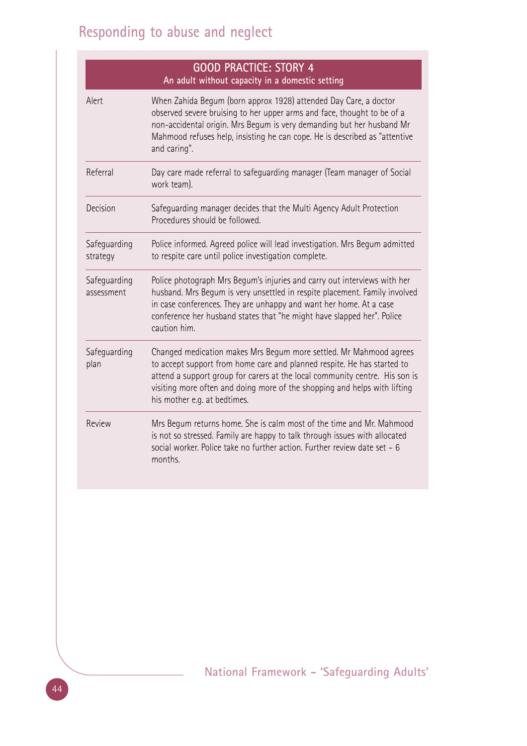## GOOD PRACTICE: STORY 4

### An adult without capacity in a domestic setting

| | |
|---|---|
| Alert | When Zahida Begum (born approx 1928) attended Day Care, a doctor observed severe bruising to her upper arms and face, thought to be of a non-accidental origin. Mrs Begum is very demanding but her husband Mr Mahmood refuses help, insisting he can cope. He is described as "attentive and caring". |
| Referral | Day care made referral to safeguarding manager (Team manager of Social work team). |
| Decision | Safeguarding manager decides that the Multi Agency Adult Protection Procedures should be followed. |
| Safeguarding strategy | Police informed. Agreed police will lead investigation. Mrs Begum admitted to respite care until police investigation complete. |
| Safeguarding assessment | Police photograph Mrs Begum's injuries and carry out interviews with her husband. Mrs Begum is very unsettled in respite placement. Family involved in case conferences. They are unhappy and want her home. At a case conference her husband states that "he might have slapped her". Police caution him. |
| Safeguarding plan | Changed medication makes Mrs Begum more settled. Mr Mahmood agrees to accept support from home care and planned respite. He has started to attend a support group for carers at the local community centre. His son is visiting more often and doing more of the shopping and helps with lifting his mother e.g. at bedtimes. |
| Review | Mrs Begum returns home. She is calm most of the time and Mr. Mahmood is not so stressed. Family are happy to talk through issues with allocated social worker. Police take no further action. Further review date set – 6 months. |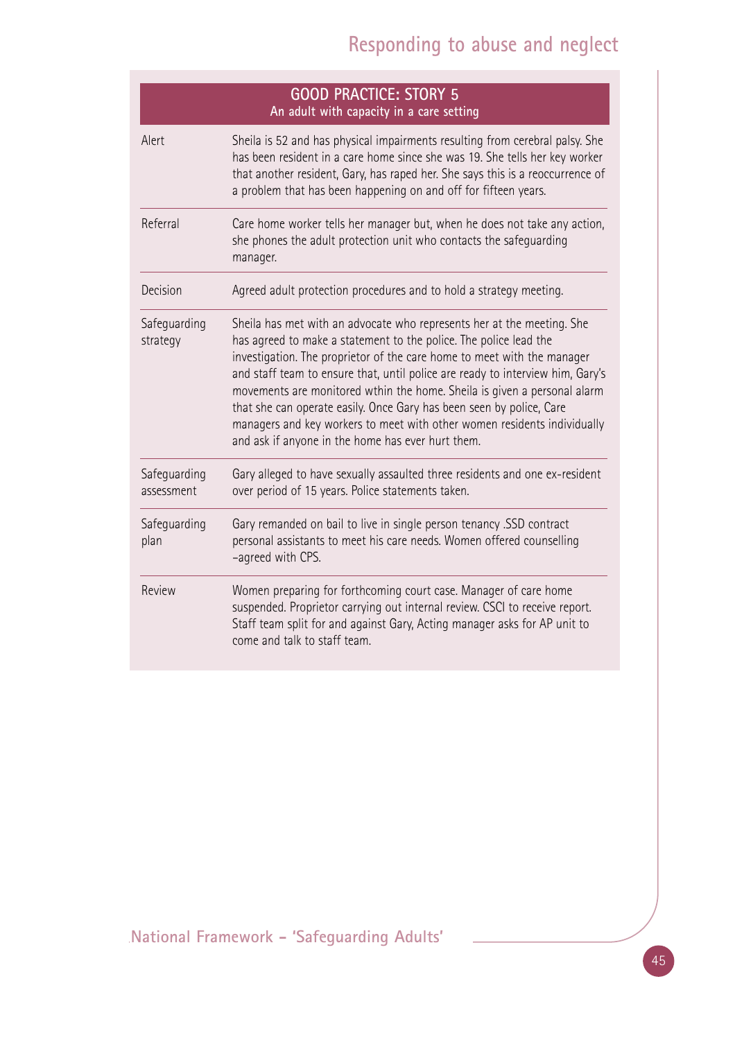## GOOD PRACTICE: STORY 5

### An adult with capacity in a care setting

| | |
|---|---|
| Alert | Sheila is 52 and has physical impairments resulting from cerebral palsy. She has been resident in a care home since she was 19. She tells her key worker that another resident, Gary, has raped her. She says this is a reoccurrence of a problem that has been happening on and off for fifteen years. |
| Referral | Care home worker tells her manager but, when he does not take any action, she phones the adult protection unit who contacts the safeguarding manager. |
| Decision | Agreed adult protection procedures and to hold a strategy meeting. |
| Safeguarding strategy | Sheila has met with an advocate who represents her at the meeting. She has agreed to make a statement to the police. The police lead the investigation. The proprietor of the care home to meet with the manager and staff team to ensure that, until police are ready to interview him, Gary's movements are monitored wthin the home. Sheila is given a personal alarm that she can operate easily. Once Gary has been seen by police, Care managers and key workers to meet with other women residents individually and ask if anyone in the home has ever hurt them. |
| Safeguarding assessment | Gary alleged to have sexually assaulted three residents and one ex-resident over period of 15 years. Police statements taken. |
| Safeguarding plan | Gary remanded on bail to live in single person tenancy .SSD contract personal assistants to meet his care needs. Women offered counselling –agreed with CPS. |
| Review | Women preparing for forthcoming court case. Manager of care home suspended. Proprietor carrying out internal review. CSCI to receive report. Staff team split for and against Gary, Acting manager asks for AP unit to come and talk to staff team. |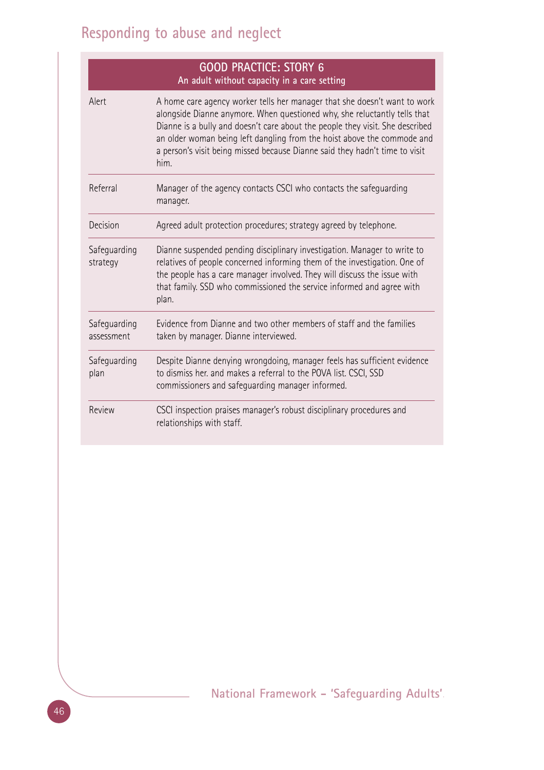| GOOD PRACTICE: STORY 6<br>An adult without capacity in a care setting | |
|---|---|
| Alert | A home care agency worker tells her manager that she doesn't want to work alongside Dianne anymore. When questioned why, she reluctantly tells that Dianne is a bully and doesn't care about the people they visit. She described an older woman being left dangling from the hoist above the commode and a person's visit being missed because Dianne said they hadn't time to visit him. |
| Referral | Manager of the agency contacts CSCI who contacts the safeguarding manager. |
| Decision | Agreed adult protection procedures; strategy agreed by telephone. |
| Safeguarding strategy | Dianne suspended pending disciplinary investigation. Manager to write to relatives of people concerned informing them of the investigation. One of the people has a care manager involved. They will discuss the issue with that family. SSD who commissioned the service informed and agree with plan. |
| Safeguarding assessment | Evidence from Dianne and two other members of staff and the families taken by manager. Dianne interviewed. |
| Safeguarding plan | Despite Dianne denying wrongdoing, manager feels has sufficient evidence to dismiss her. and makes a referral to the POVA list. CSCI, SSD commissioners and safeguarding manager informed. |
| Review | CSCI inspection praises manager's robust disciplinary procedures and relationships with staff. |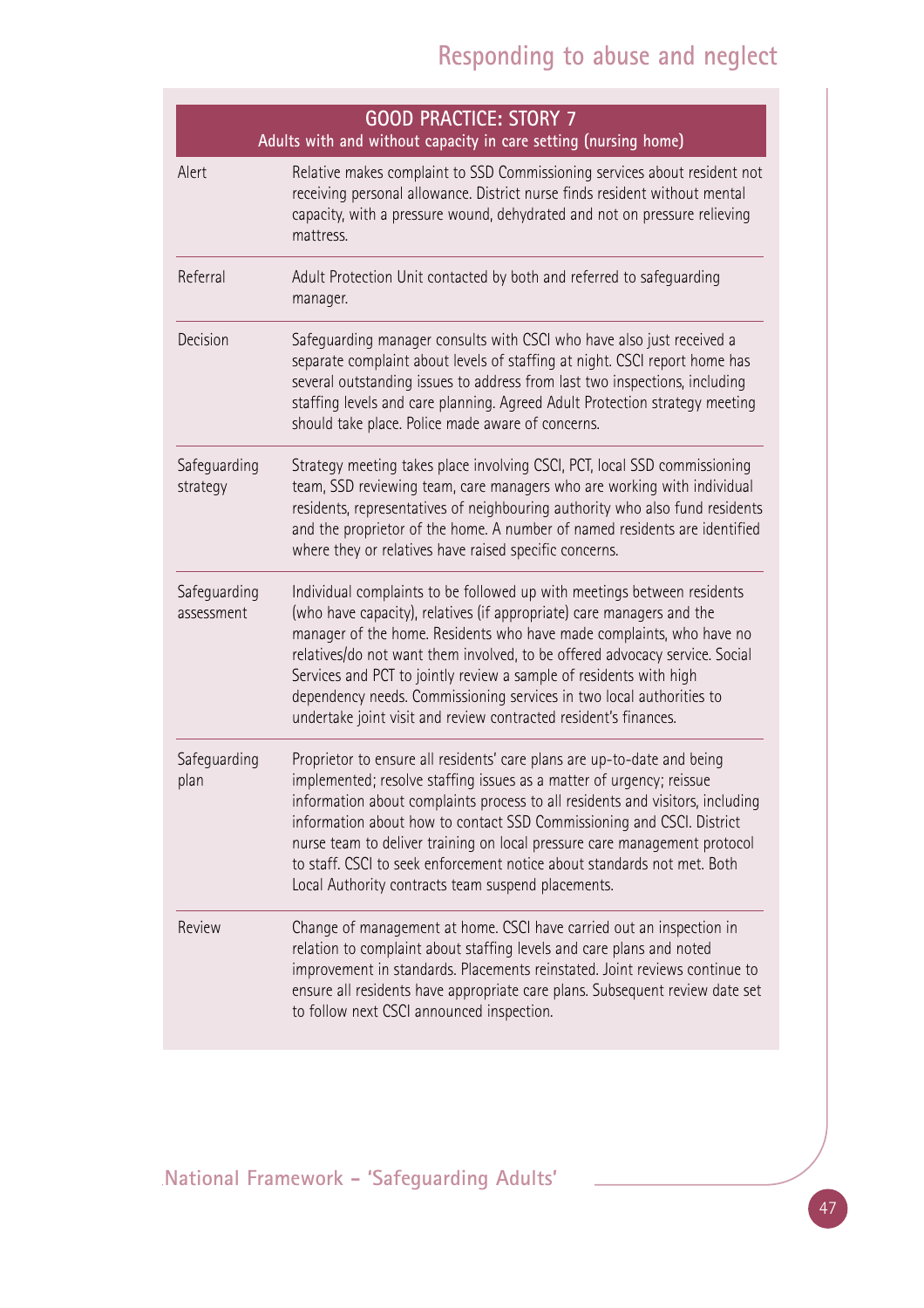| GOOD PRACTICE: STORY 7<br>Adults with and without capacity in care setting (nursing home) | |
|---|---|
| Alert | Relative makes complaint to SSD Commissioning services about resident not receiving personal allowance. District nurse finds resident without mental capacity, with a pressure wound, dehydrated and not on pressure relieving mattress. |
| Referral | Adult Protection Unit contacted by both and referred to safeguarding manager. |
| Decision | Safeguarding manager consults with CSCI who have also just received a separate complaint about levels of staffing at night. CSCI report home has several outstanding issues to address from last two inspections, including staffing levels and care planning. Agreed Adult Protection strategy meeting should take place. Police made aware of concerns. |
| Safeguarding strategy | Strategy meeting takes place involving CSCI, PCT, local SSD commissioning team, SSD reviewing team, care managers who are working with individual residents, representatives of neighbouring authority who also fund residents and the proprietor of the home. A number of named residents are identified where they or relatives have raised specific concerns. |
| Safeguarding assessment | Individual complaints to be followed up with meetings between residents (who have capacity), relatives (if appropriate) care managers and the manager of the home. Residents who have made complaints, who have no relatives/do not want them involved, to be offered advocacy service. Social Services and PCT to jointly review a sample of residents with high dependency needs. Commissioning services in two local authorities to undertake joint visit and review contracted resident's finances. |
| Safeguarding plan | Proprietor to ensure all residents' care plans are up-to-date and being implemented; resolve staffing issues as a matter of urgency; reissue information about complaints process to all residents and visitors, including information about how to contact SSD Commissioning and CSCI. District nurse team to deliver training on local pressure care management protocol to staff. CSCI to seek enforcement notice about standards not met. Both Local Authority contracts team suspend placements. |
| Review | Change of management at home. CSCI have carried out an inspection in relation to complaint about staffing levels and care plans and noted improvement in standards. Placements reinstated. Joint reviews continue to ensure all residents have appropriate care plans. Subsequent review date set to follow next CSCI announced inspection. |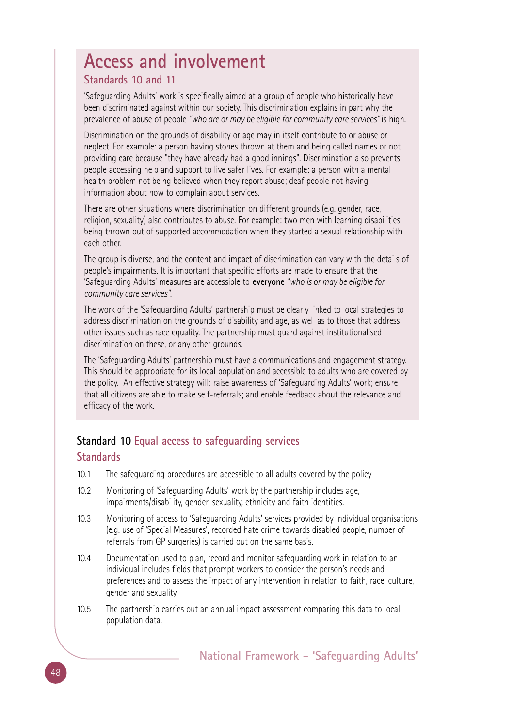# Access and involvement

## Standards 10 and 11

'Safeguarding Adults' work is specifically aimed at a group of people who historically have been discriminated against within our society. This discrimination explains in part why the prevalence of abuse of people *"who are or may be eligible for community care services"* is high.

Discrimination on the grounds of disability or age may in itself contribute to or abuse or neglect. For example: a person having stones thrown at them and being called names or not providing care because "they have already had a good innings". Discrimination also prevents people accessing help and support to live safer lives. For example: a person with a mental health problem not being believed when they report abuse; deaf people not having information about how to complain about services.

There are other situations where discrimination on different grounds (e.g. gender, race, religion, sexuality) also contributes to abuse. For example: two men with learning disabilities being thrown out of supported accommodation when they started a sexual relationship with each other.

The group is diverse, and the content and impact of discrimination can vary with the details of people's impairments. It is important that specific efforts are made to ensure that the 'Safeguarding Adults' measures are accessible to **everyone** *"who is or may be eligible for community care services"*.

The work of the 'Safeguarding Adults' partnership must be clearly linked to local strategies to address discrimination on the grounds of disability and age, as well as to those that address other issues such as race equality. The partnership must guard against institutionalised discrimination on these, or any other grounds.

The 'Safeguarding Adults' partnership must have a communications and engagement strategy. This should be appropriate for its local population and accessible to adults who are covered by the policy. An effective strategy will: raise awareness of 'Safeguarding Adults' work; ensure that all citizens are able to make self-referrals; and enable feedback about the relevance and efficacy of the work.

## Standard 10 Equal access to safeguarding services

### Standards

10.1 The safeguarding procedures are accessible to all adults covered by the policy

10.2 Monitoring of 'Safeguarding Adults' work by the partnership includes age, impairments/disability, gender, sexuality, ethnicity and faith identities.

10.3 Monitoring of access to 'Safeguarding Adults' services provided by individual organisations (e.g. use of 'Special Measures', recorded hate crime towards disabled people, number of referrals from GP surgeries) is carried out on the same basis.

10.4 Documentation used to plan, record and monitor safeguarding work in relation to an individual includes fields that prompt workers to consider the person's needs and preferences and to assess the impact of any intervention in relation to faith, race, culture, gender and sexuality.

10.5 The partnership carries out an annual impact assessment comparing this data to local population data.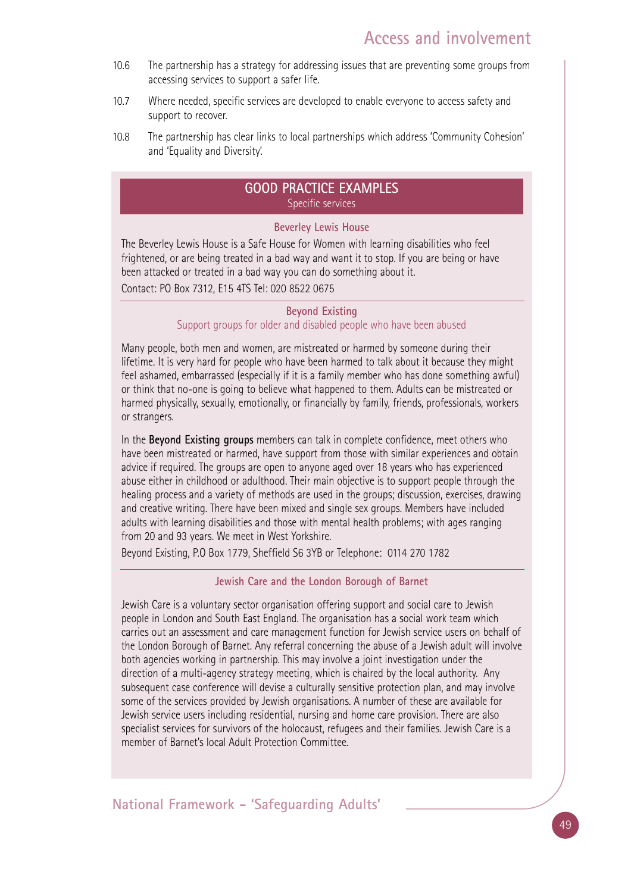10.6 The partnership has a strategy for addressing issues that are preventing some groups from accessing services to support a safer life.

10.7 Where needed, specific services are developed to enable everyone to access safety and support to recover.

10.8 The partnership has clear links to local partnerships which address 'Community Cohesion' and 'Equality and Diversity'.

## GOOD PRACTICE EXAMPLES

Specific services

### Beverley Lewis House

The Beverley Lewis House is a Safe House for Women with learning disabilities who feel frightened, or are being treated in a bad way and want it to stop. If you are being or have been attacked or treated in a bad way you can do something about it.

Contact: PO Box 7312, E15 4TS Tel: 020 8522 0675

### Beyond Existing

Support groups for older and disabled people who have been abused

Many people, both men and women, are mistreated or harmed by someone during their lifetime. It is very hard for people who have been harmed to talk about it because they might feel ashamed, embarrassed (especially if it is a family member who has done something awful) or think that no-one is going to believe what happened to them. Adults can be mistreated or harmed physically, sexually, emotionally, or financially by family, friends, professionals, workers or strangers.

In the **Beyond Existing groups** members can talk in complete confidence, meet others who have been mistreated or harmed, have support from those with similar experiences and obtain advice if required. The groups are open to anyone aged over 18 years who has experienced abuse either in childhood or adulthood. Their main objective is to support people through the healing process and a variety of methods are used in the groups; discussion, exercises, drawing and creative writing. There have been mixed and single sex groups. Members have included adults with learning disabilities and those with mental health problems; with ages ranging from 20 and 93 years. We meet in West Yorkshire.

Beyond Existing, P.O Box 1779, Sheffield S6 3YB or Telephone: 0114 270 1782

### Jewish Care and the London Borough of Barnet

Jewish Care is a voluntary sector organisation offering support and social care to Jewish people in London and South East England. The organisation has a social work team which carries out an assessment and care management function for Jewish service users on behalf of the London Borough of Barnet. Any referral concerning the abuse of a Jewish adult will involve both agencies working in partnership. This may involve a joint investigation under the direction of a multi-agency strategy meeting, which is chaired by the local authority. Any subsequent case conference will devise a culturally sensitive protection plan, and may involve some of the services provided by Jewish organisations. A number of these are available for Jewish service users including residential, nursing and home care provision. There are also specialist services for survivors of the holocaust, refugees and their families. Jewish Care is a member of Barnet's local Adult Protection Committee.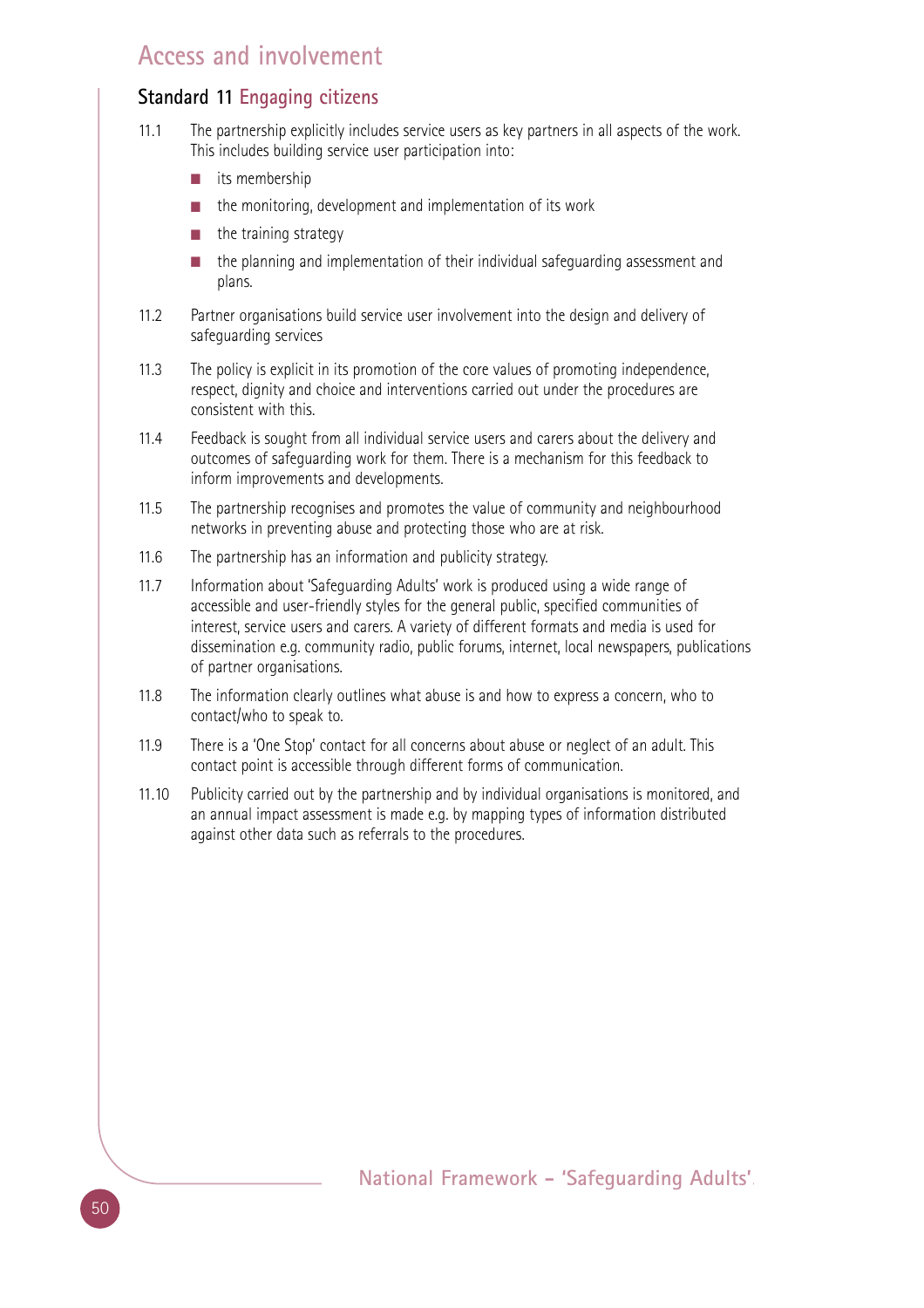## Access and involvement

### Standard 11 Engaging citizens

11.1 The partnership explicitly includes service users as key partners in all aspects of the work. This includes building service user participation into:

- its membership
- the monitoring, development and implementation of its work
- the training strategy
- the planning and implementation of their individual safeguarding assessment and plans.

11.2 Partner organisations build service user involvement into the design and delivery of safeguarding services

11.3 The policy is explicit in its promotion of the core values of promoting independence, respect, dignity and choice and interventions carried out under the procedures are consistent with this.

11.4 Feedback is sought from all individual service users and carers about the delivery and outcomes of safeguarding work for them. There is a mechanism for this feedback to inform improvements and developments.

11.5 The partnership recognises and promotes the value of community and neighbourhood networks in preventing abuse and protecting those who are at risk.

11.6 The partnership has an information and publicity strategy.

11.7 Information about 'Safeguarding Adults' work is produced using a wide range of accessible and user-friendly styles for the general public, specified communities of interest, service users and carers. A variety of different formats and media is used for dissemination e.g. community radio, public forums, internet, local newspapers, publications of partner organisations.

11.8 The information clearly outlines what abuse is and how to express a concern, who to contact/who to speak to.

11.9 There is a 'One Stop' contact for all concerns about abuse or neglect of an adult. This contact point is accessible through different forms of communication.

11.10 Publicity carried out by the partnership and by individual organisations is monitored, and an annual impact assessment is made e.g. by mapping types of information distributed against other data such as referrals to the procedures.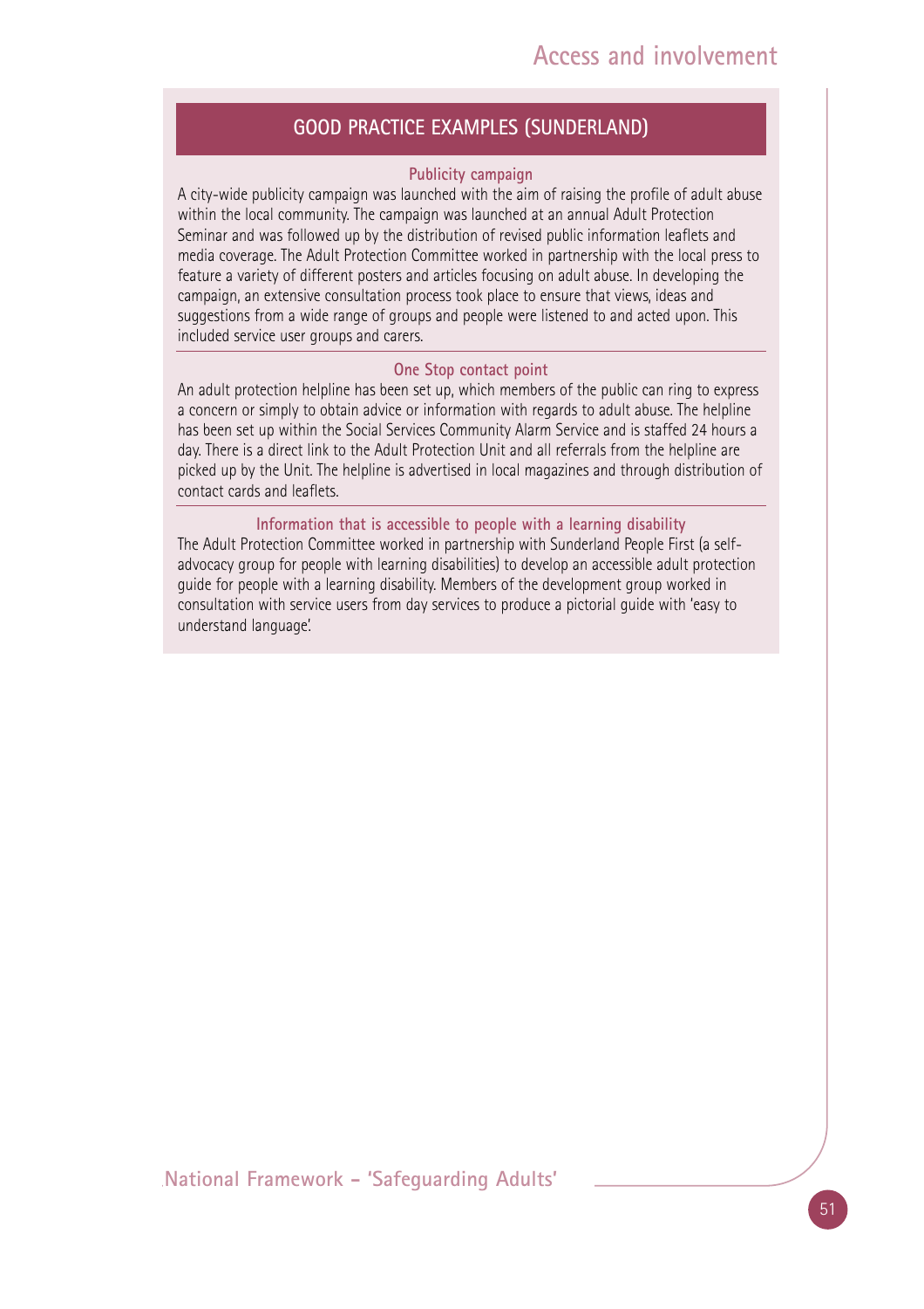## GOOD PRACTICE EXAMPLES (SUNDERLAND)

### Publicity campaign

A city-wide publicity campaign was launched with the aim of raising the profile of adult abuse within the local community. The campaign was launched at an annual Adult Protection Seminar and was followed up by the distribution of revised public information leaflets and media coverage. The Adult Protection Committee worked in partnership with the local press to feature a variety of different posters and articles focusing on adult abuse. In developing the campaign, an extensive consultation process took place to ensure that views, ideas and suggestions from a wide range of groups and people were listened to and acted upon. This included service user groups and carers.

### One Stop contact point

An adult protection helpline has been set up, which members of the public can ring to express a concern or simply to obtain advice or information with regards to adult abuse. The helpline has been set up within the Social Services Community Alarm Service and is staffed 24 hours a day. There is a direct link to the Adult Protection Unit and all referrals from the helpline are picked up by the Unit. The helpline is advertised in local magazines and through distribution of contact cards and leaflets.

### Information that is accessible to people with a learning disability

The Adult Protection Committee worked in partnership with Sunderland People First (a self-advocacy group for people with learning disabilities) to develop an accessible adult protection guide for people with a learning disability. Members of the development group worked in consultation with service users from day services to produce a pictorial guide with 'easy to understand language'.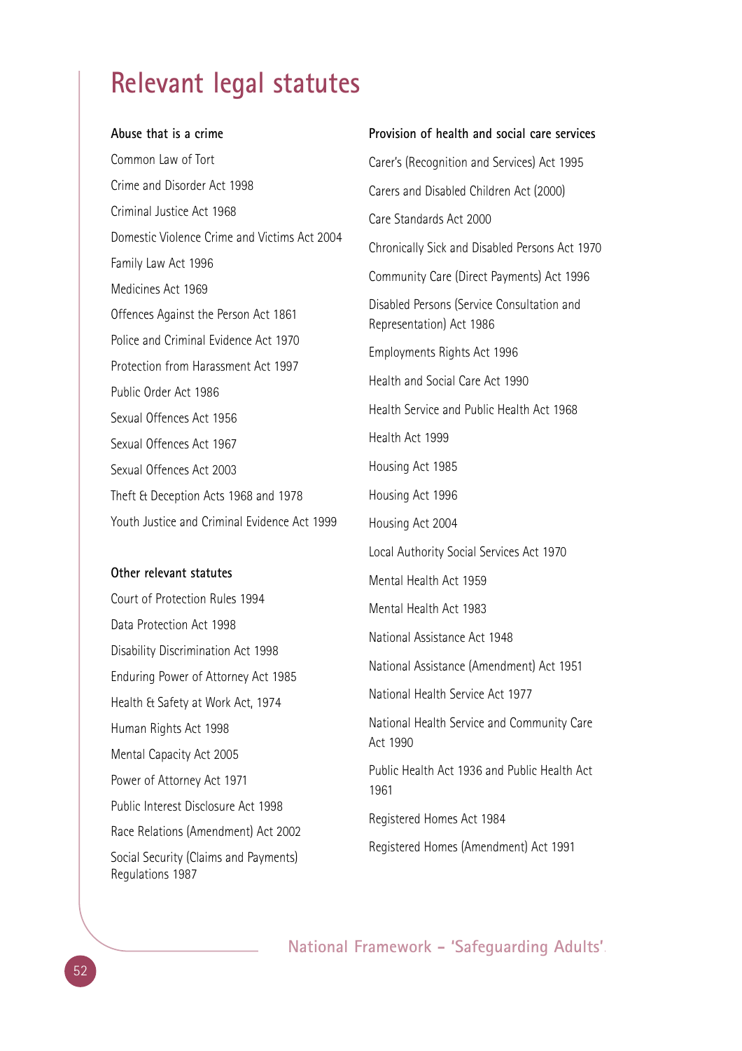# Relevant legal statutes

### Abuse that is a crime

Common Law of Tort

Crime and Disorder Act 1998

Criminal Justice Act 1968

Domestic Violence Crime and Victims Act 2004

Family Law Act 1996

Medicines Act 1969

Offences Against the Person Act 1861

Police and Criminal Evidence Act 1970

Protection from Harassment Act 1997

Public Order Act 1986

Sexual Offences Act 1956

Sexual Offences Act 1967

Sexual Offences Act 2003

Theft & Deception Acts 1968 and 1978

Youth Justice and Criminal Evidence Act 1999

### Other relevant statutes

Court of Protection Rules 1994

Data Protection Act 1998

Disability Discrimination Act 1998

Enduring Power of Attorney Act 1985

Health & Safety at Work Act, 1974

Human Rights Act 1998

Mental Capacity Act 2005

Power of Attorney Act 1971

Public Interest Disclosure Act 1998

Race Relations (Amendment) Act 2002

Social Security (Claims and Payments) Regulations 1987

### Provision of health and social care services

Carer's (Recognition and Services) Act 1995

Carers and Disabled Children Act (2000)

Care Standards Act 2000

Chronically Sick and Disabled Persons Act 1970

Community Care (Direct Payments) Act 1996

Disabled Persons (Service Consultation and Representation) Act 1986

Employments Rights Act 1996

Health and Social Care Act 1990

Health Service and Public Health Act 1968

Health Act 1999

Housing Act 1985

Housing Act 1996

Housing Act 2004

Local Authority Social Services Act 1970

Mental Health Act 1959

Mental Health Act 1983

National Assistance Act 1948

National Assistance (Amendment) Act 1951

National Health Service Act 1977

National Health Service and Community Care Act 1990

Public Health Act 1936 and Public Health Act 1961

Registered Homes Act 1984

Registered Homes (Amendment) Act 1991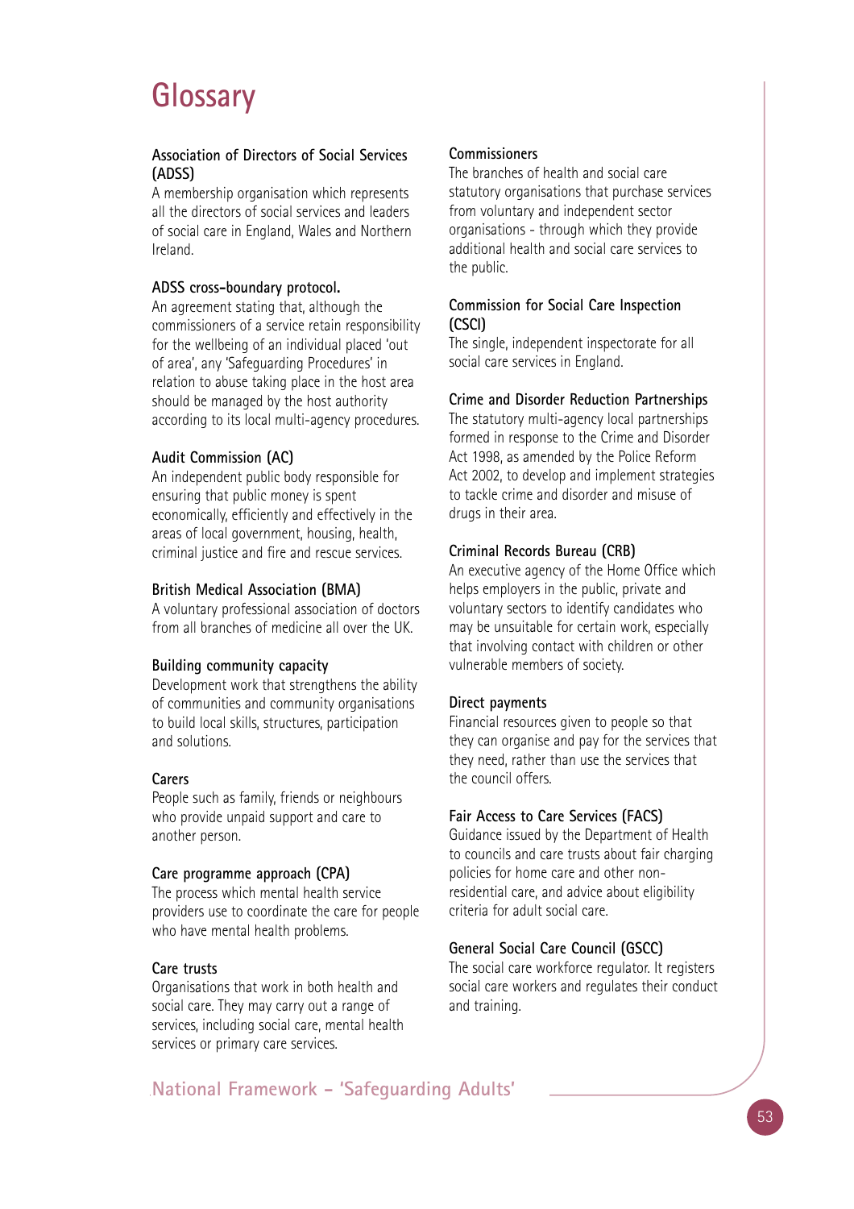# Glossary

**Association of Directors of Social Services (ADSS)**
A membership organisation which represents all the directors of social services and leaders of social care in England, Wales and Northern Ireland.

**ADSS cross-boundary protocol.**
An agreement stating that, although the commissioners of a service retain responsibility for the wellbeing of an individual placed 'out of area', any 'Safeguarding Procedures' in relation to abuse taking place in the host area should be managed by the host authority according to its local multi-agency procedures.

**Audit Commission (AC)**
An independent public body responsible for ensuring that public money is spent economically, efficiently and effectively in the areas of local government, housing, health, criminal justice and fire and rescue services.

**British Medical Association (BMA)**
A voluntary professional association of doctors from all branches of medicine all over the UK.

**Building community capacity**
Development work that strengthens the ability of communities and community organisations to build local skills, structures, participation and solutions.

**Carers**
People such as family, friends or neighbours who provide unpaid support and care to another person.

**Care programme approach (CPA)**
The process which mental health service providers use to coordinate the care for people who have mental health problems.

**Care trusts**
Organisations that work in both health and social care. They may carry out a range of services, including social care, mental health services or primary care services.

**Commissioners**
The branches of health and social care statutory organisations that purchase services from voluntary and independent sector organisations - through which they provide additional health and social care services to the public.

**Commission for Social Care Inspection (CSCI)**
The single, independent inspectorate for all social care services in England.

**Crime and Disorder Reduction Partnerships**
The statutory multi-agency local partnerships formed in response to the Crime and Disorder Act 1998, as amended by the Police Reform Act 2002, to develop and implement strategies to tackle crime and disorder and misuse of drugs in their area.

**Criminal Records Bureau (CRB)**
An executive agency of the Home Office which helps employers in the public, private and voluntary sectors to identify candidates who may be unsuitable for certain work, especially that involving contact with children or other vulnerable members of society.

**Direct payments**
Financial resources given to people so that they can organise and pay for the services that they need, rather than use the services that the council offers.

**Fair Access to Care Services (FACS)**
Guidance issued by the Department of Health to councils and care trusts about fair charging policies for home care and other non-residential care, and advice about eligibility criteria for adult social care.

**General Social Care Council (GSCC)**
The social care workforce regulator. It registers social care workers and regulates their conduct and training.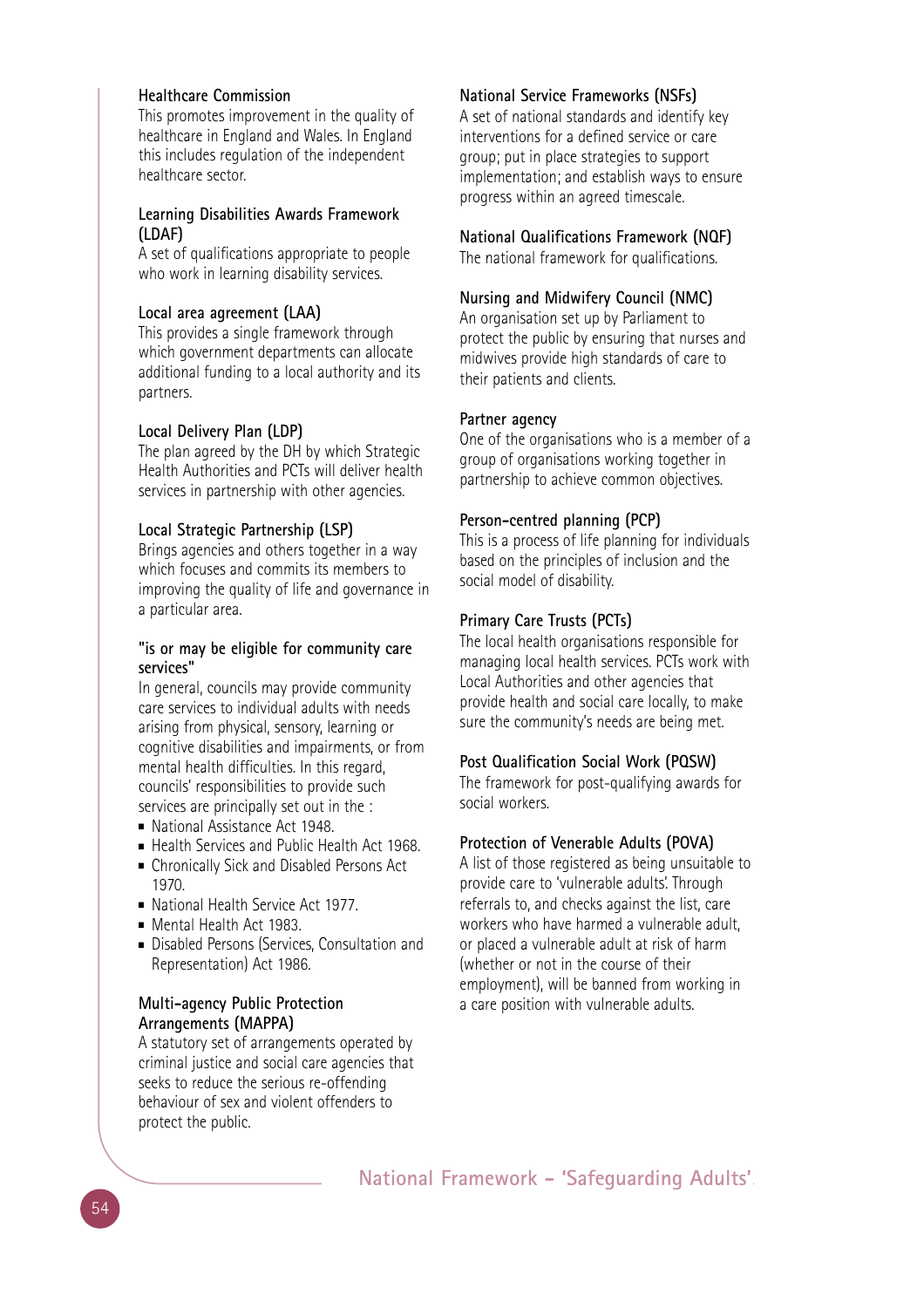**Healthcare Commission**
This promotes improvement in the quality of healthcare in England and Wales. In England this includes regulation of the independent healthcare sector.

**Learning Disabilities Awards Framework (LDAF)**
A set of qualifications appropriate to people who work in learning disability services.

**Local area agreement (LAA)**
This provides a single framework through which government departments can allocate additional funding to a local authority and its partners.

**Local Delivery Plan (LDP)**
The plan agreed by the DH by which Strategic Health Authorities and PCTs will deliver health services in partnership with other agencies.

**Local Strategic Partnership (LSP)**
Brings agencies and others together in a way which focuses and commits its members to improving the quality of life and governance in a particular area.

**"is or may be eligible for community care services"**
In general, councils may provide community care services to individual adults with needs arising from physical, sensory, learning or cognitive disabilities and impairments, or from mental health difficulties. In this regard, councils' responsibilities to provide such services are principally set out in the :

- National Assistance Act 1948.
- Health Services and Public Health Act 1968.
- Chronically Sick and Disabled Persons Act 1970.
- National Health Service Act 1977.
- Mental Health Act 1983.
- Disabled Persons (Services, Consultation and Representation) Act 1986.

**Multi-agency Public Protection Arrangements (MAPPA)**
A statutory set of arrangements operated by criminal justice and social care agencies that seeks to reduce the serious re-offending behaviour of sex and violent offenders to protect the public.

**National Service Frameworks (NSFs)**
A set of national standards and identify key interventions for a defined service or care group; put in place strategies to support implementation; and establish ways to ensure progress within an agreed timescale.

**National Qualifications Framework (NQF)**
The national framework for qualifications.

**Nursing and Midwifery Council (NMC)**
An organisation set up by Parliament to protect the public by ensuring that nurses and midwives provide high standards of care to their patients and clients.

**Partner agency**
One of the organisations who is a member of a group of organisations working together in partnership to achieve common objectives.

**Person-centred planning (PCP)**
This is a process of life planning for individuals based on the principles of inclusion and the social model of disability.

**Primary Care Trusts (PCTs)**
The local health organisations responsible for managing local health services. PCTs work with Local Authorities and other agencies that provide health and social care locally, to make sure the community's needs are being met.

**Post Qualification Social Work (PQSW)**
The framework for post-qualifying awards for social workers.

**Protection of Venerable Adults (POVA)**
A list of those registered as being unsuitable to provide care to 'vulnerable adults'. Through referrals to, and checks against the list, care workers who have harmed a vulnerable adult, or placed a vulnerable adult at risk of harm (whether or not in the course of their employment), will be banned from working in a care position with vulnerable adults.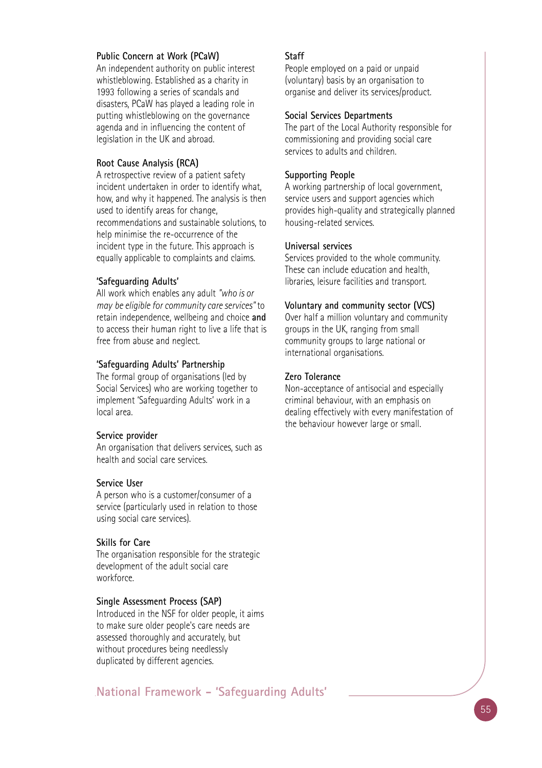**Public Concern at Work (PCaW)**
An independent authority on public interest whistleblowing. Established as a charity in 1993 following a series of scandals and disasters, PCaW has played a leading role in putting whistleblowing on the governance agenda and in influencing the content of legislation in the UK and abroad.

**Root Cause Analysis (RCA)**
A retrospective review of a patient safety incident undertaken in order to identify what, how, and why it happened. The analysis is then used to identify areas for change, recommendations and sustainable solutions, to help minimise the re-occurrence of the incident type in the future. This approach is equally applicable to complaints and claims.

**'Safeguarding Adults'**
All work which enables any adult *"who is or may be eligible for community care services"* to retain independence, wellbeing and choice **and** to access their human right to live a life that is free from abuse and neglect.

**'Safeguarding Adults' Partnership**
The formal group of organisations (led by Social Services) who are working together to implement 'Safeguarding Adults' work in a local area.

**Service provider**
An organisation that delivers services, such as health and social care services.

**Service User**
A person who is a customer/consumer of a service (particularly used in relation to those using social care services).

**Skills for Care**
The organisation responsible for the strategic development of the adult social care workforce.

**Single Assessment Process (SAP)**
Introduced in the NSF for older people, it aims to make sure older people's care needs are assessed thoroughly and accurately, but without procedures being needlessly duplicated by different agencies.

**Staff**
People employed on a paid or unpaid (voluntary) basis by an organisation to organise and deliver its services/product.

**Social Services Departments**
The part of the Local Authority responsible for commissioning and providing social care services to adults and children.

**Supporting People**
A working partnership of local government, service users and support agencies which provides high-quality and strategically planned housing-related services.

**Universal services**
Services provided to the whole community. These can include education and health, libraries, leisure facilities and transport.

**Voluntary and community sector (VCS)**
Over half a million voluntary and community groups in the UK, ranging from small community groups to large national or international organisations.

**Zero Tolerance**
Non-acceptance of antisocial and especially criminal behaviour, with an emphasis on dealing effectively with every manifestation of the behaviour however large or small.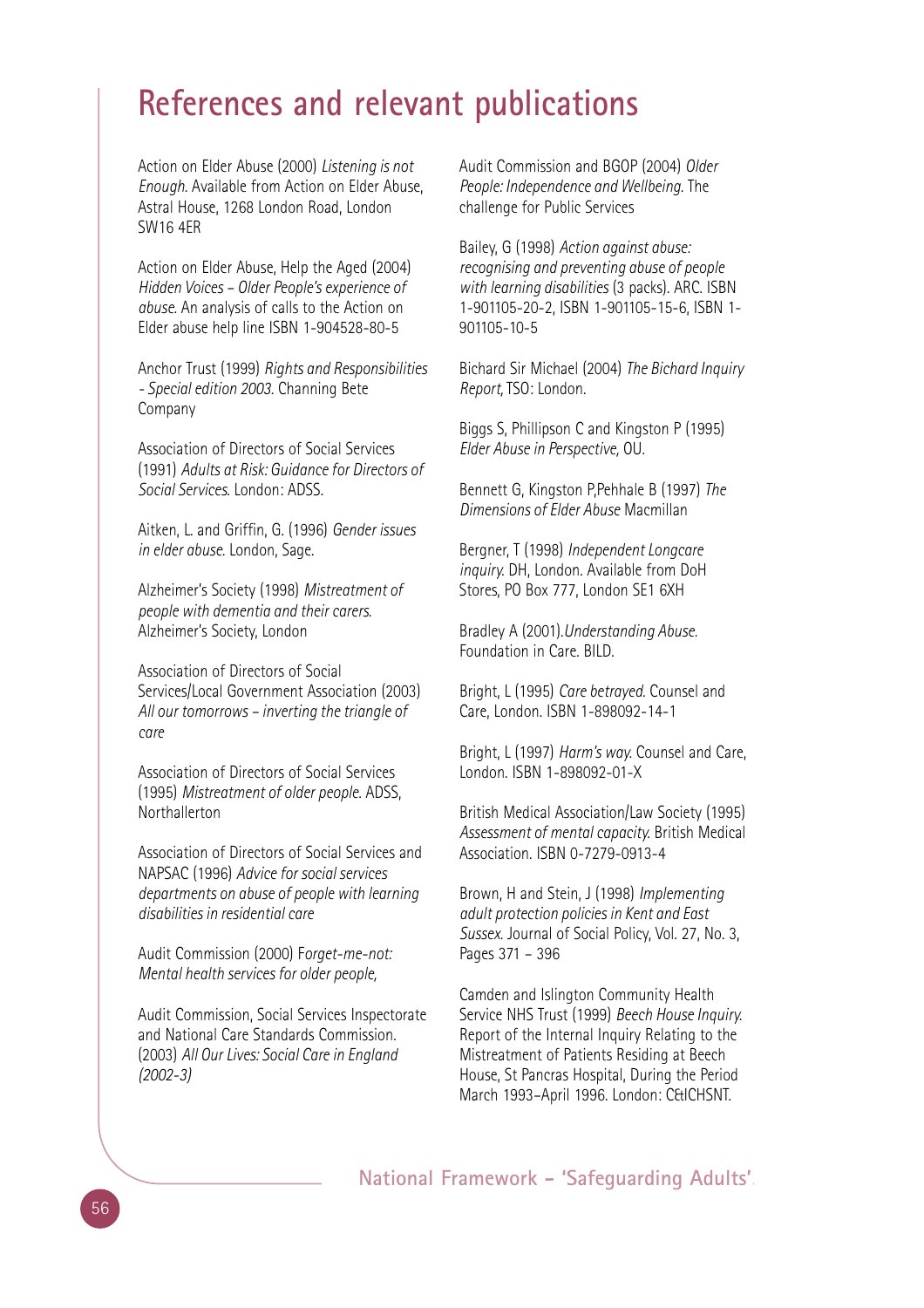# References and relevant publications

Action on Elder Abuse (2000) *Listening is not Enough.* Available from Action on Elder Abuse, Astral House, 1268 London Road, London SW16 4ER

Action on Elder Abuse, Help the Aged (2004) *Hidden Voices – Older People's experience of abuse.* An analysis of calls to the Action on Elder abuse help line ISBN 1-904528-80-5

Anchor Trust (1999) *Rights and Responsibilities - Special edition 2003.* Channing Bete Company

Association of Directors of Social Services (1991) *Adults at Risk: Guidance for Directors of Social Services.* London: ADSS.

Aitken, L. and Griffin, G. (1996) *Gender issues in elder abuse.* London, Sage.

Alzheimer's Society (1998) *Mistreatment of people with dementia and their carers.* Alzheimer's Society, London

Association of Directors of Social Services/Local Government Association (2003) *All our tomorrows – inverting the triangle of care*

Association of Directors of Social Services (1995) *Mistreatment of older people.* ADSS, Northallerton

Association of Directors of Social Services and NAPSAC (1996) *Advice for social services departments on abuse of people with learning disabilities in residential care*

Audit Commission (2000) F*orget-me-not: Mental health services for older people,*

Audit Commission, Social Services Inspectorate and National Care Standards Commission. (2003) *All Our Lives: Social Care in England (2002-3)*

Audit Commission and BGOP (2004) *Older People: Independence and Wellbeing.* The challenge for Public Services

Bailey, G (1998) *Action against abuse: recognising and preventing abuse of people with learning disabilities* (3 packs). ARC. ISBN 1-901105-20-2, ISBN 1-901105-15-6, ISBN 1-901105-10-5

Bichard Sir Michael (2004) *The Bichard Inquiry Report,* TSO: London.

Biggs S, Phillipson C and Kingston P (1995) *Elder Abuse in Perspective,* OU.

Bennett G, Kingston P,Pehhale B (1997) *The Dimensions of Elder Abuse* Macmillan

Bergner, T (1998) *Independent Longcare inquiry.* DH, London. Available from DoH Stores, PO Box 777, London SE1 6XH

Bradley A (2001).*Understanding Abuse.* Foundation in Care. BILD.

Bright, L (1995) *Care betrayed.* Counsel and Care, London. ISBN 1-898092-14-1

Bright, L (1997) *Harm's way.* Counsel and Care, London. ISBN 1-898092-01-X

British Medical Association/Law Society (1995) *Assessment of mental capacity.* British Medical Association. ISBN 0-7279-0913-4

Brown, H and Stein, J (1998) *Implementing adult protection policies in Kent and East Sussex.* Journal of Social Policy, Vol. 27, No. 3, Pages 371 – 396

Camden and Islington Community Health Service NHS Trust (1999) *Beech House Inquiry.* Report of the Internal Inquiry Relating to the Mistreatment of Patients Residing at Beech House, St Pancras Hospital, During the Period March 1993–April 1996. London: C&ICHSNT.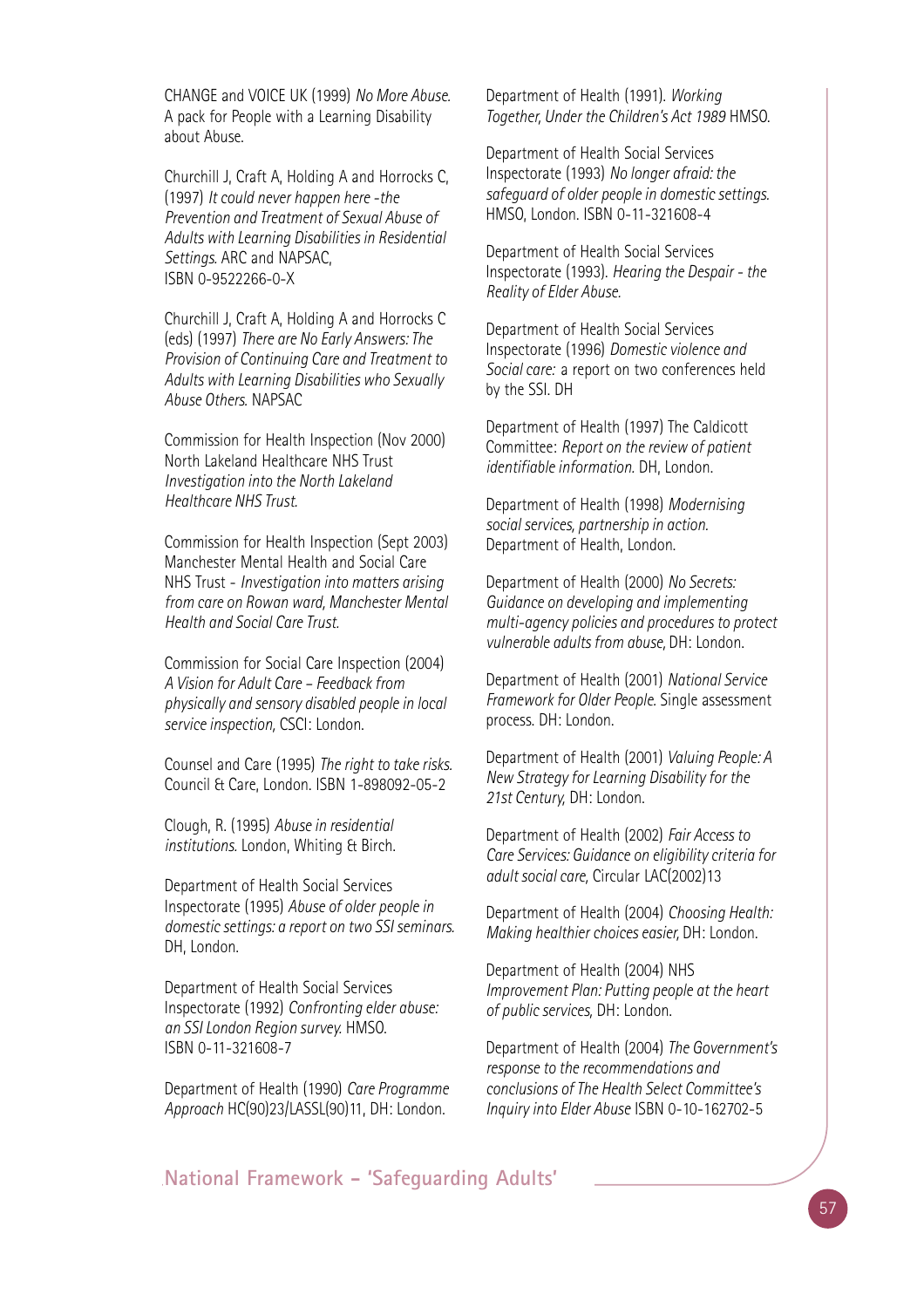CHANGE and VOICE UK (1999) *No More Abuse.* A pack for People with a Learning Disability about Abuse.

Churchill J, Craft A, Holding A and Horrocks C, (1997) *It could never happen here -the Prevention and Treatment of Sexual Abuse of Adults with Learning Disabilities in Residential Settings.* ARC and NAPSAC, ISBN 0-9522266-0-X

Churchill J, Craft A, Holding A and Horrocks C (eds) (1997) *There are No Early Answers: The Provision of Continuing Care and Treatment to Adults with Learning Disabilities who Sexually Abuse Others.* NAPSAC

Commission for Health Inspection (Nov 2000) North Lakeland Healthcare NHS Trust *Investigation into the North Lakeland Healthcare NHS Trust.*

Commission for Health Inspection (Sept 2003) Manchester Mental Health and Social Care NHS Trust - *Investigation into matters arising from care on Rowan ward, Manchester Mental Health and Social Care Trust.*

Commission for Social Care Inspection (2004) *A Vision for Adult Care – Feedback from physically and sensory disabled people in local service inspection,* CSCI: London.

Counsel and Care (1995) *The right to take risks.* Council & Care, London. ISBN 1-898092-05-2

Clough, R. (1995) *Abuse in residential institutions.* London, Whiting & Birch.

Department of Health Social Services Inspectorate (1995) *Abuse of older people in domestic settings: a report on two SSI seminars.* DH, London.

Department of Health Social Services Inspectorate (1992) *Confronting elder abuse: an SSI London Region survey.* HMSO. ISBN 0-11-321608-7

Department of Health (1990) *Care Programme Approach* HC(90)23/LASSL(90)11, DH: London.

Department of Health (1991). *Working Together, Under the Children's Act 1989* HMSO.

Department of Health Social Services Inspectorate (1993) *No longer afraid: the safeguard of older people in domestic settings.* HMSO, London. ISBN 0-11-321608-4

Department of Health Social Services Inspectorate (1993). *Hearing the Despair - the Reality of Elder Abuse.*

Department of Health Social Services Inspectorate (1996) *Domestic violence and Social care:* a report on two conferences held by the SSI. DH

Department of Health (1997) The Caldicott Committee: *Report on the review of patient identifiable information.* DH, London.

Department of Health (1998) *Modernising social services, partnership in action.* Department of Health, London.

Department of Health (2000) *No Secrets: Guidance on developing and implementing multi-agency policies and procedures to protect vulnerable adults from abuse,* DH: London.

Department of Health (2001) *National Service Framework for Older People.* Single assessment process. DH: London.

Department of Health (2001) *Valuing People: A New Strategy for Learning Disability for the 21st Century,* DH: London.

Department of Health (2002) *Fair Access to Care Services: Guidance on eligibility criteria for adult social care,* Circular LAC(2002)13

Department of Health (2004) *Choosing Health: Making healthier choices easier,* DH: London.

Department of Health (2004) NHS *Improvement Plan: Putting people at the heart of public services,* DH: London.

Department of Health (2004) *The Government's response to the recommendations and conclusions of The Health Select Committee's Inquiry into Elder Abuse* ISBN 0-10-162702-5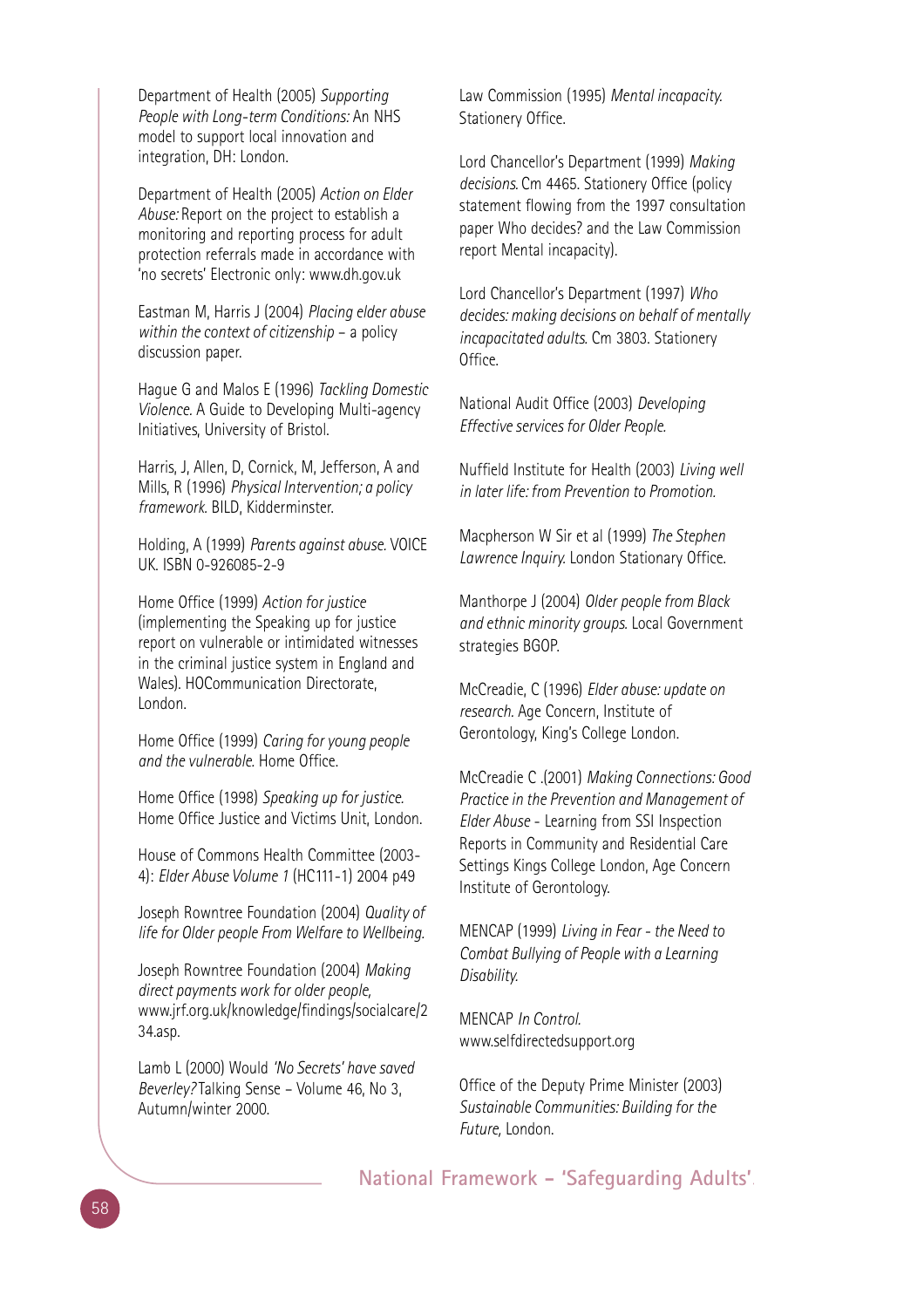Department of Health (2005) *Supporting People with Long-term Conditions:* An NHS model to support local innovation and integration, DH: London.

Department of Health (2005) *Action on Elder Abuse:* Report on the project to establish a monitoring and reporting process for adult protection referrals made in accordance with 'no secrets' Electronic only: www.dh.gov.uk

Eastman M, Harris J (2004) *Placing elder abuse within the context of citizenship* – a policy discussion paper.

Hague G and Malos E (1996) *Tackling Domestic Violence.* A Guide to Developing Multi-agency Initiatives, University of Bristol.

Harris, J, Allen, D, Cornick, M, Jefferson, A and Mills, R (1996) *Physical Intervention; a policy framework.* BILD, Kidderminster.

Holding, A (1999) *Parents against abuse.* VOICE UK. ISBN 0-926085-2-9

Home Office (1999) *Action for justice* (implementing the Speaking up for justice report on vulnerable or intimidated witnesses in the criminal justice system in England and Wales). HOCommunication Directorate, London.

Home Office (1999) *Caring for young people and the vulnerable.* Home Office.

Home Office (1998) *Speaking up for justice.* Home Office Justice and Victims Unit, London.

House of Commons Health Committee (2003-4): *Elder Abuse Volume 1* (HC111-1) 2004 p49

Joseph Rowntree Foundation (2004) *Quality of life for Older people From Welfare to Wellbeing.*

Joseph Rowntree Foundation (2004) *Making direct payments work for older people,* www.jrf.org.uk/knowledge/findings/socialcare/234.asp.

Lamb L (2000) Would *'No Secrets' have saved Beverley?* Talking Sense – Volume 46, No 3, Autumn/winter 2000.

Law Commission (1995) *Mental incapacity.* Stationery Office.

Lord Chancellor's Department (1999) *Making decisions.* Cm 4465. Stationery Office (policy statement flowing from the 1997 consultation paper Who decides? and the Law Commission report Mental incapacity).

Lord Chancellor's Department (1997) *Who decides: making decisions on behalf of mentally incapacitated adults.* Cm 3803. Stationery Office.

National Audit Office (2003) *Developing Effective services for Older People.*

Nuffield Institute for Health (2003) *Living well in later life: from Prevention to Promotion.*

Macpherson W Sir et al (1999) *The Stephen Lawrence Inquiry.* London Stationary Office.

Manthorpe J (2004) *Older people from Black and ethnic minority groups.* Local Government strategies BGOP.

McCreadie, C (1996) *Elder abuse: update on research.* Age Concern, Institute of Gerontology, King's College London.

McCreadie C .(2001) *Making Connections: Good Practice in the Prevention and Management of Elder Abuse* - Learning from SSI Inspection Reports in Community and Residential Care Settings Kings College London, Age Concern Institute of Gerontology.

MENCAP (1999) *Living in Fear - the Need to Combat Bullying of People with a Learning Disability.*

MENCAP *In Control.* www.selfdirectedsupport.org

Office of the Deputy Prime Minister (2003) *Sustainable Communities: Building for the Future,* London.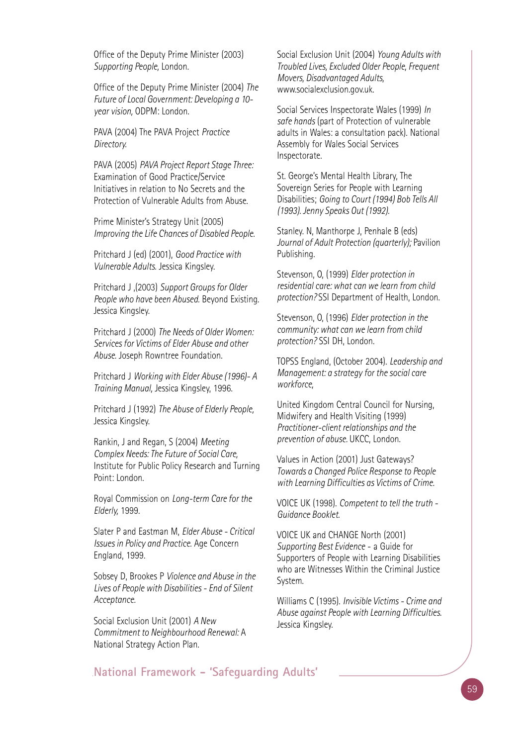Office of the Deputy Prime Minister (2003) *Supporting People*, London.

Office of the Deputy Prime Minister (2004) *The Future of Local Government: Developing a 10-year vision*, ODPM: London.

PAVA (2004) The PAVA Project *Practice Directory.*

PAVA (2005) *PAVA Project Report Stage Three:* Examination of Good Practice/Service Initiatives in relation to No Secrets and the Protection of Vulnerable Adults from Abuse.

Prime Minister's Strategy Unit (2005) *Improving the Life Chances of Disabled People.*

Pritchard J (ed) (2001), *Good Practice with Vulnerable Adults.* Jessica Kingsley.

Pritchard J ,(2003) *Support Groups for Older People who have been Abused.* Beyond Existing. Jessica Kingsley.

Pritchard J (2000) *The Needs of Older Women: Services for Victims of Elder Abuse and other Abuse.* Joseph Rowntree Foundation.

Pritchard J *Working with Elder Abuse (1996)- A Training Manual*, Jessica Kingsley, 1996.

Pritchard J (1992) *The Abuse of Elderly People*, Jessica Kingsley.

Rankin, J and Regan, S (2004) *Meeting Complex Needs: The Future of Social Care*, Institute for Public Policy Research and Turning Point: London.

Royal Commission on *Long-term Care for the Elderly*, 1999.

Slater P and Eastman M, *Elder Abuse - Critical Issues in Policy and Practice.* Age Concern England, 1999.

Sobsey D, Brookes P *Violence and Abuse in the Lives of People with Disabilities - End of Silent Acceptance.*

Social Exclusion Unit (2001) *A New Commitment to Neighbourhood Renewal:* A National Strategy Action Plan.

Social Exclusion Unit (2004) *Young Adults with Troubled Lives, Excluded Older People, Frequent Movers, Disadvantaged Adults*, www.socialexclusion.gov.uk.

Social Services Inspectorate Wales (1999) *In safe hands* (part of Protection of vulnerable adults in Wales: a consultation pack). National Assembly for Wales Social Services Inspectorate.

St. George's Mental Health Library, The Sovereign Series for People with Learning Disabilities; *Going to Court (1994) Bob Tells All (1993). Jenny Speaks Out (1992).*

Stanley. N, Manthorpe J, Penhale B (eds) *Journal of Adult Protection (quarterly);* Pavilion Publishing.

Stevenson, O, (1999) *Elder protection in residential care: what can we learn from child protection?* SSI Department of Health, London.

Stevenson, O, (1996) *Elder protection in the community: what can we learn from child protection?* SSI DH, London.

TOPSS England, (October 2004). *Leadership and Management: a strategy for the social care workforce*,

United Kingdom Central Council for Nursing, Midwifery and Health Visiting (1999) *Practitioner-client relationships and the prevention of abuse.* UKCC, London.

Values in Action (2001) Just Gateways? *Towards a Changed Police Response to People with Learning Difficulties as Victims of Crime.*

VOICE UK (1998). *Competent to tell the truth - Guidance Booklet.*

VOICE UK and CHANGE North (2001) *Supporting Best Evidence* - a Guide for Supporters of People with Learning Disabilities who are Witnesses Within the Criminal Justice System.

Williams C (1995). *Invisible Victims - Crime and Abuse against People with Learning Difficulties.* Jessica Kingsley.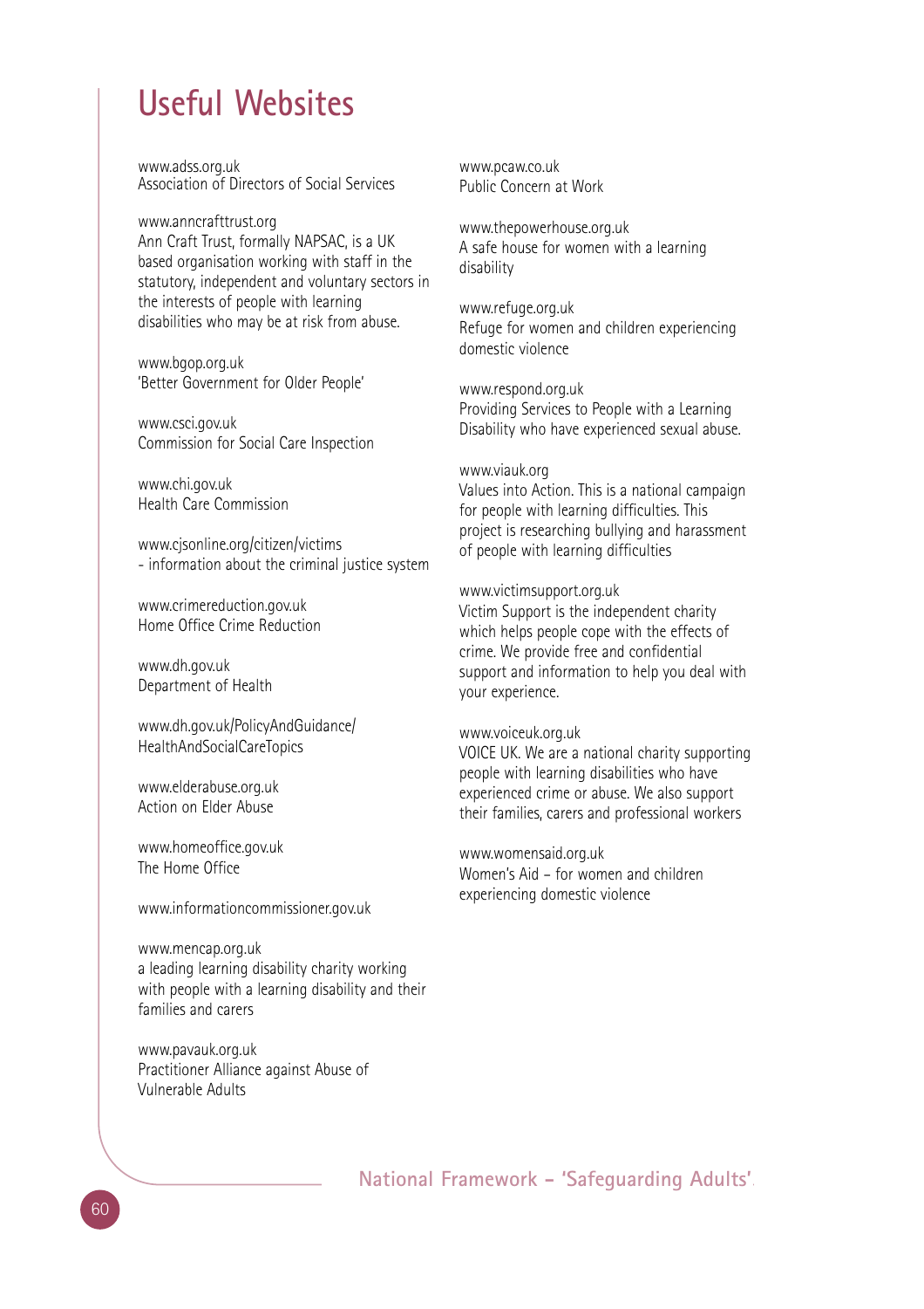# Useful Websites

www.adss.org.uk
Association of Directors of Social Services

www.anncrafttrust.org
Ann Craft Trust, formally NAPSAC, is a UK based organisation working with staff in the statutory, independent and voluntary sectors in the interests of people with learning disabilities who may be at risk from abuse.

www.bgop.org.uk
'Better Government for Older People'

www.csci.gov.uk
Commission for Social Care Inspection

www.chi.gov.uk
Health Care Commission

www.cjsonline.org/citizen/victims
- information about the criminal justice system

www.crimereduction.gov.uk
Home Office Crime Reduction

www.dh.gov.uk
Department of Health

www.dh.gov.uk/PolicyAndGuidance/HealthAndSocialCareTopics

www.elderabuse.org.uk
Action on Elder Abuse

www.homeoffice.gov.uk
The Home Office

www.informationcommissioner.gov.uk

www.mencap.org.uk
a leading learning disability charity working with people with a learning disability and their families and carers

www.pavauk.org.uk
Practitioner Alliance against Abuse of Vulnerable Adults

www.pcaw.co.uk
Public Concern at Work

www.thepowerhouse.org.uk
A safe house for women with a learning disability

www.refuge.org.uk
Refuge for women and children experiencing domestic violence

www.respond.org.uk
Providing Services to People with a Learning Disability who have experienced sexual abuse.

www.viauk.org
Values into Action. This is a national campaign for people with learning difficulties. This project is researching bullying and harassment of people with learning difficulties

www.victimsupport.org.uk
Victim Support is the independent charity which helps people cope with the effects of crime. We provide free and confidential support and information to help you deal with your experience.

www.voiceuk.org.uk
VOICE UK. We are a national charity supporting people with learning disabilities who have experienced crime or abuse. We also support their families, carers and professional workers

www.womensaid.org.uk
Women's Aid – for women and children experiencing domestic violence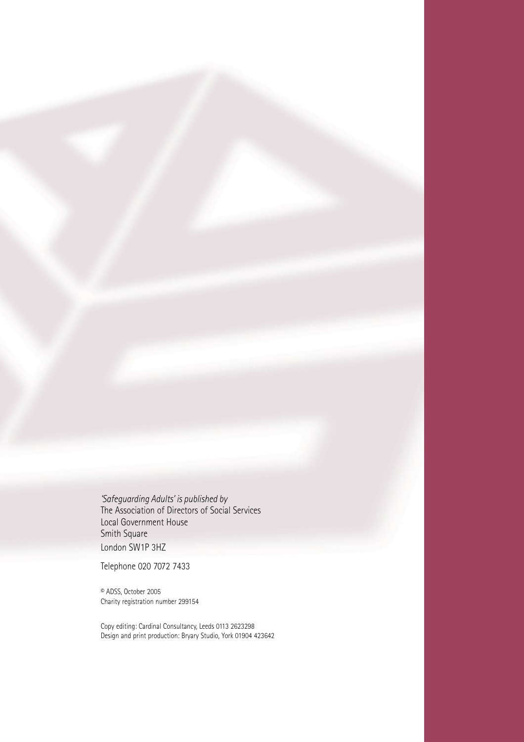*'Safeguarding Adults' is published by*
The Association of Directors of Social Services
Local Government House
Smith Square
London SW1P 3HZ

Telephone 020 7072 7433

© ADSS, October 2005
Charity registration number 299154

Copy editing: Cardinal Consultancy, Leeds 0113 2623298
Design and print production: Bryary Studio, York 01904 423642